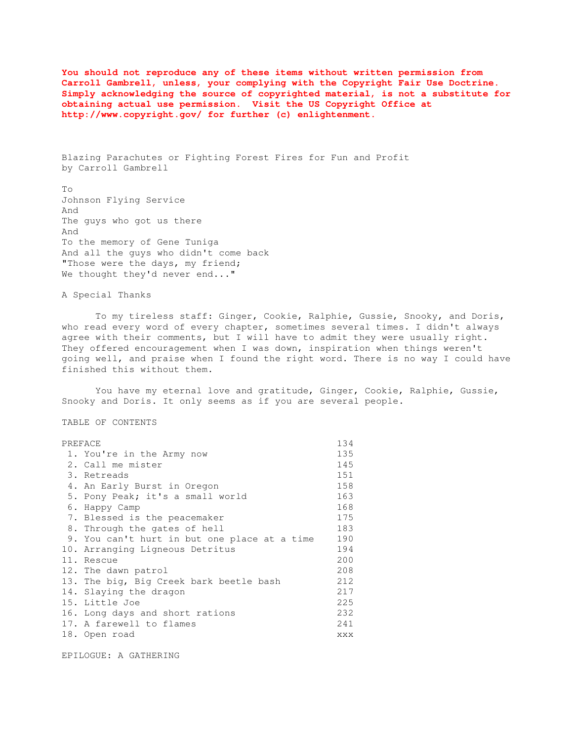**You should not reproduce any of these items without written permission from Carroll Gambrell, unless, your complying with the Copyright Fair Use Doctrine. Simply acknowledging the source of copyrighted material, is not a substitute for obtaining actual use permission. Visit the US Copyright Office at http://www.copyright.gov/ for further (c) enlightenment.**

# Blazing Parachutes or Fighting Forest Fires for Fun and Profit

by Carroll Gambrell

To
Johnson Flying Service
And
The guys who got us there
And
To the memory of Gene Tuniga
And all the guys who didn't come back
"Those were the days, my friend;
We thought they'd never end..."

## A Special Thanks

To my tireless staff: Ginger, Cookie, Ralphie, Gussie, Snooky, and Doris, who read every word of every chapter, sometimes several times. I didn't always agree with their comments, but I will have to admit they were usually right. They offered encouragement when I was down, inspiration when things weren't going well, and praise when I found the right word. There is no way I could have finished this without them.

You have my eternal love and gratitude, Ginger, Cookie, Ralphie, Gussie, Snooky and Doris. It only seems as if you are several people.

## TABLE OF CONTENTS

| | |
|---|---|
| PREFACE | 134 |
| 1. You're in the Army now | 135 |
| 2. Call me mister | 145 |
| 3. Retreads | 151 |
| 4. An Early Burst in Oregon | 158 |
| 5. Pony Peak; it's a small world | 163 |
| 6. Happy Camp | 168 |
| 7. Blessed is the peacemaker | 175 |
| 8. Through the gates of hell | 183 |
| 9. You can't hurt in but one place at a time | 190 |
| 10. Arranging Ligneous Detritus | 194 |
| 11. Rescue | 200 |
| 12. The dawn patrol | 208 |
| 13. The big, Big Creek bark beetle bash | 212 |
| 14. Slaying the dragon | 217 |
| 15. Little Joe | 225 |
| 16. Long days and short rations | 232 |
| 17. A farewell to flames | 241 |
| 18. Open road | xxx |

EPILOGUE: A GATHERING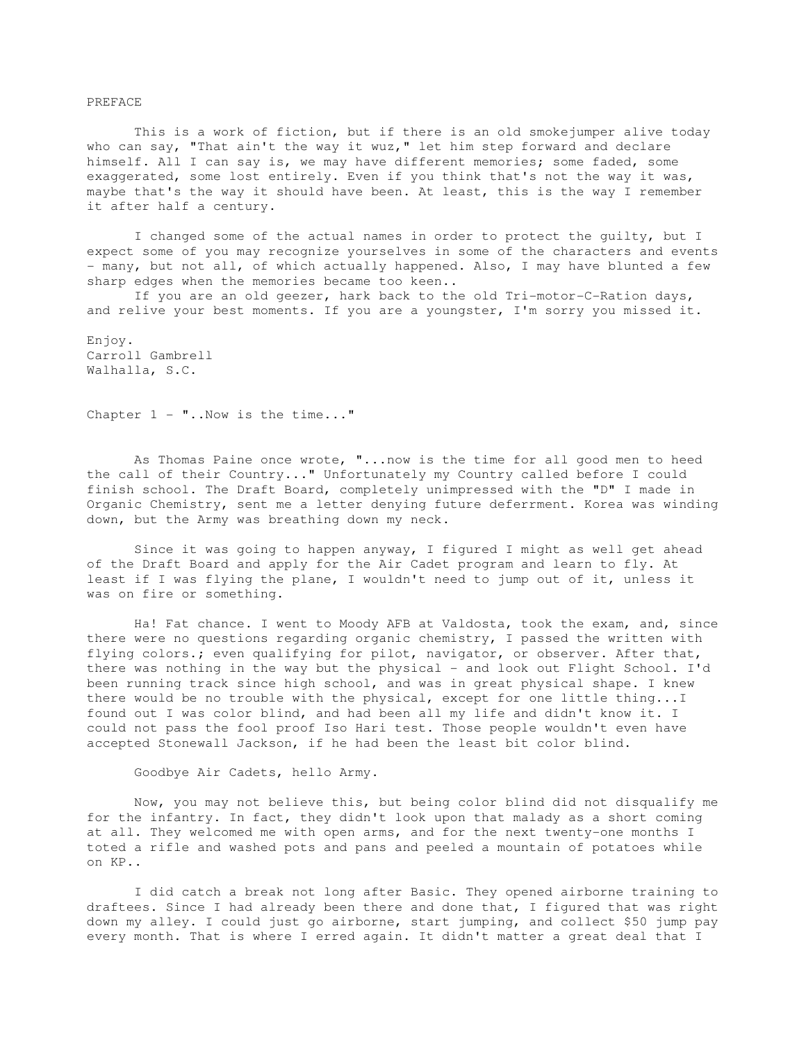## PREFACE

This is a work of fiction, but if there is an old smokejumper alive today who can say, "That ain't the way it wuz," let him step forward and declare himself. All I can say is, we may have different memories; some faded, some exaggerated, some lost entirely. Even if you think that's not the way it was, maybe that's the way it should have been. At least, this is the way I remember it after half a century.

I changed some of the actual names in order to protect the guilty, but I expect some of you may recognize yourselves in some of the characters and events - many, but not all, of which actually happened. Also, I may have blunted a few sharp edges when the memories became too keen..

If you are an old geezer, hark back to the old Tri-motor-C-Ration days, and relive your best moments. If you are a youngster, I'm sorry you missed it.

Enjoy.
Carroll Gambrell
Walhalla, S.C.

## Chapter 1 - "..Now is the time..."

As Thomas Paine once wrote, "...now is the time for all good men to heed the call of their Country..." Unfortunately my Country called before I could finish school. The Draft Board, completely unimpressed with the "D" I made in Organic Chemistry, sent me a letter denying future deferrment. Korea was winding down, but the Army was breathing down my neck.

Since it was going to happen anyway, I figured I might as well get ahead of the Draft Board and apply for the Air Cadet program and learn to fly. At least if I was flying the plane, I wouldn't need to jump out of it, unless it was on fire or something.

Ha! Fat chance. I went to Moody AFB at Valdosta, took the exam, and, since there were no questions regarding organic chemistry, I passed the written with flying colors.; even qualifying for pilot, navigator, or observer. After that, there was nothing in the way but the physical - and look out Flight School. I'd been running track since high school, and was in great physical shape. I knew there would be no trouble with the physical, except for one little thing...I found out I was color blind, and had been all my life and didn't know it. I could not pass the fool proof Iso Hari test. Those people wouldn't even have accepted Stonewall Jackson, if he had been the least bit color blind.

Goodbye Air Cadets, hello Army.

Now, you may not believe this, but being color blind did not disqualify me for the infantry. In fact, they didn't look upon that malady as a short coming at all. They welcomed me with open arms, and for the next twenty-one months I toted a rifle and washed pots and pans and peeled a mountain of potatoes while on KP..

I did catch a break not long after Basic. They opened airborne training to draftees. Since I had already been there and done that, I figured that was right down my alley. I could just go airborne, start jumping, and collect $50 jump pay every month. That is where I erred again. It didn't matter a great deal that I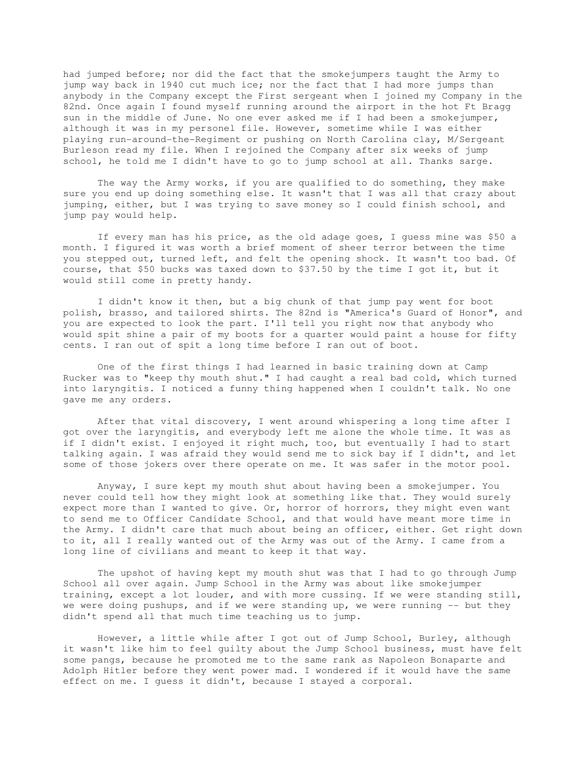had jumped before; nor did the fact that the smokejumpers taught the Army to jump way back in 1940 cut much ice; nor the fact that I had more jumps than anybody in the Company except the First sergeant when I joined my Company in the 82nd. Once again I found myself running around the airport in the hot Ft Bragg sun in the middle of June. No one ever asked me if I had been a smokejumper, although it was in my personel file. However, sometime while I was either playing run-around-the-Regiment or pushing on North Carolina clay, M/Sergeant Burleson read my file. When I rejoined the Company after six weeks of jump school, he told me I didn't have to go to jump school at all. Thanks sarge.

The way the Army works, if you are qualified to do something, they make sure you end up doing something else. It wasn't that I was all that crazy about jumping, either, but I was trying to save money so I could finish school, and jump pay would help.

If every man has his price, as the old adage goes, I guess mine was $50 a month. I figured it was worth a brief moment of sheer terror between the time you stepped out, turned left, and felt the opening shock. It wasn't too bad. Of course, that $50 bucks was taxed down to $37.50 by the time I got it, but it would still come in pretty handy.

I didn't know it then, but a big chunk of that jump pay went for boot polish, brasso, and tailored shirts. The 82nd is "America's Guard of Honor", and you are expected to look the part. I'll tell you right now that anybody who would spit shine a pair of my boots for a quarter would paint a house for fifty cents. I ran out of spit a long time before I ran out of boot.

One of the first things I had learned in basic training down at Camp Rucker was to "keep thy mouth shut." I had caught a real bad cold, which turned into laryngitis. I noticed a funny thing happened when I couldn't talk. No one gave me any orders.

After that vital discovery, I went around whispering a long time after I got over the laryngitis, and everybody left me alone the whole time. It was as if I didn't exist. I enjoyed it right much, too, but eventually I had to start talking again. I was afraid they would send me to sick bay if I didn't, and let some of those jokers over there operate on me. It was safer in the motor pool.

Anyway, I sure kept my mouth shut about having been a smokejumper. You never could tell how they might look at something like that. They would surely expect more than I wanted to give. Or, horror of horrors, they might even want to send me to Officer Candidate School, and that would have meant more time in the Army. I didn't care that much about being an officer, either. Get right down to it, all I really wanted out of the Army was out of the Army. I came from a long line of civilians and meant to keep it that way.

The upshot of having kept my mouth shut was that I had to go through Jump School all over again. Jump School in the Army was about like smokejumper training, except a lot louder, and with more cussing. If we were standing still, we were doing pushups, and if we were standing up, we were running -- but they didn't spend all that much time teaching us to jump.

However, a little while after I got out of Jump School, Burley, although it wasn't like him to feel guilty about the Jump School business, must have felt some pangs, because he promoted me to the same rank as Napoleon Bonaparte and Adolph Hitler before they went power mad. I wondered if it would have the same effect on me. I guess it didn't, because I stayed a corporal.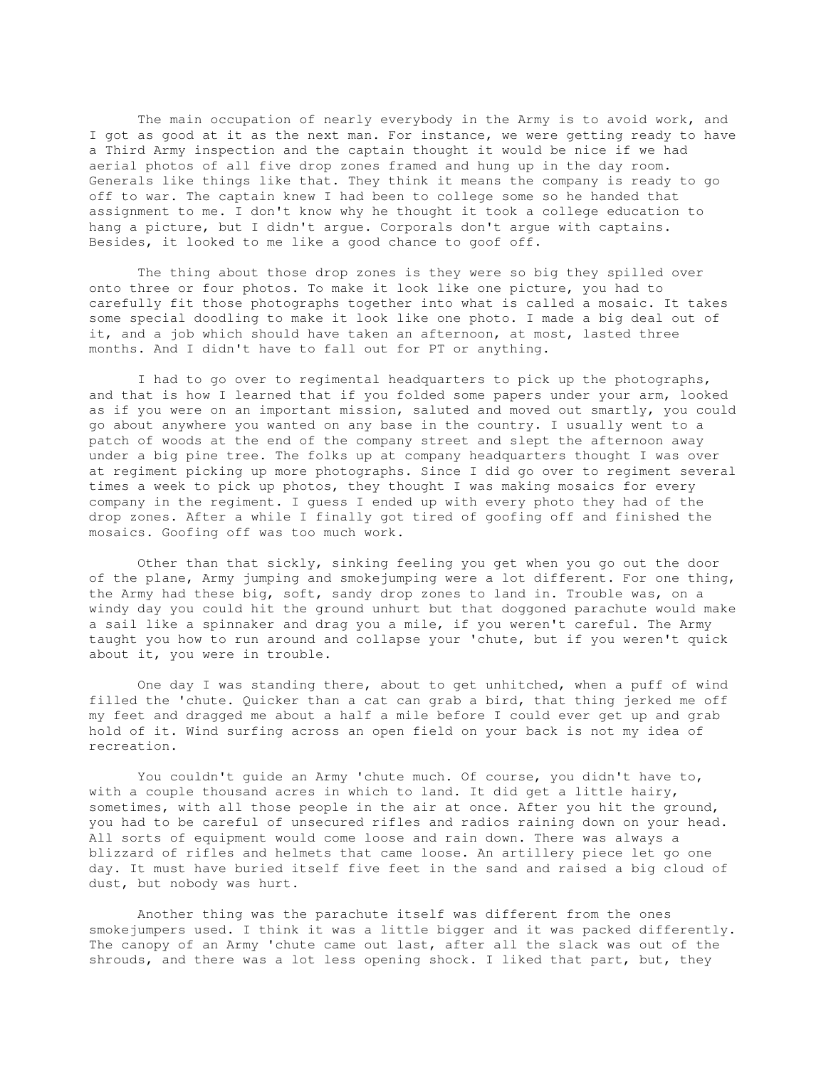The main occupation of nearly everybody in the Army is to avoid work, and I got as good at it as the next man. For instance, we were getting ready to have a Third Army inspection and the captain thought it would be nice if we had aerial photos of all five drop zones framed and hung up in the day room. Generals like things like that. They think it means the company is ready to go off to war. The captain knew I had been to college some so he handed that assignment to me. I don't know why he thought it took a college education to hang a picture, but I didn't argue. Corporals don't argue with captains. Besides, it looked to me like a good chance to goof off.

The thing about those drop zones is they were so big they spilled over onto three or four photos. To make it look like one picture, you had to carefully fit those photographs together into what is called a mosaic. It takes some special doodling to make it look like one photo. I made a big deal out of it, and a job which should have taken an afternoon, at most, lasted three months. And I didn't have to fall out for PT or anything.

I had to go over to regimental headquarters to pick up the photographs, and that is how I learned that if you folded some papers under your arm, looked as if you were on an important mission, saluted and moved out smartly, you could go about anywhere you wanted on any base in the country. I usually went to a patch of woods at the end of the company street and slept the afternoon away under a big pine tree. The folks up at company headquarters thought I was over at regiment picking up more photographs. Since I did go over to regiment several times a week to pick up photos, they thought I was making mosaics for every company in the regiment. I guess I ended up with every photo they had of the drop zones. After a while I finally got tired of goofing off and finished the mosaics. Goofing off was too much work.

Other than that sickly, sinking feeling you get when you go out the door of the plane, Army jumping and smokejumping were a lot different. For one thing, the Army had these big, soft, sandy drop zones to land in. Trouble was, on a windy day you could hit the ground unhurt but that doggoned parachute would make a sail like a spinnaker and drag you a mile, if you weren't careful. The Army taught you how to run around and collapse your 'chute, but if you weren't quick about it, you were in trouble.

One day I was standing there, about to get unhitched, when a puff of wind filled the 'chute. Quicker than a cat can grab a bird, that thing jerked me off my feet and dragged me about a half a mile before I could ever get up and grab hold of it. Wind surfing across an open field on your back is not my idea of recreation.

You couldn't guide an Army 'chute much. Of course, you didn't have to, with a couple thousand acres in which to land. It did get a little hairy, sometimes, with all those people in the air at once. After you hit the ground, you had to be careful of unsecured rifles and radios raining down on your head. All sorts of equipment would come loose and rain down. There was always a blizzard of rifles and helmets that came loose. An artillery piece let go one day. It must have buried itself five feet in the sand and raised a big cloud of dust, but nobody was hurt.

Another thing was the parachute itself was different from the ones smokejumpers used. I think it was a little bigger and it was packed differently. The canopy of an Army 'chute came out last, after all the slack was out of the shrouds, and there was a lot less opening shock. I liked that part, but, they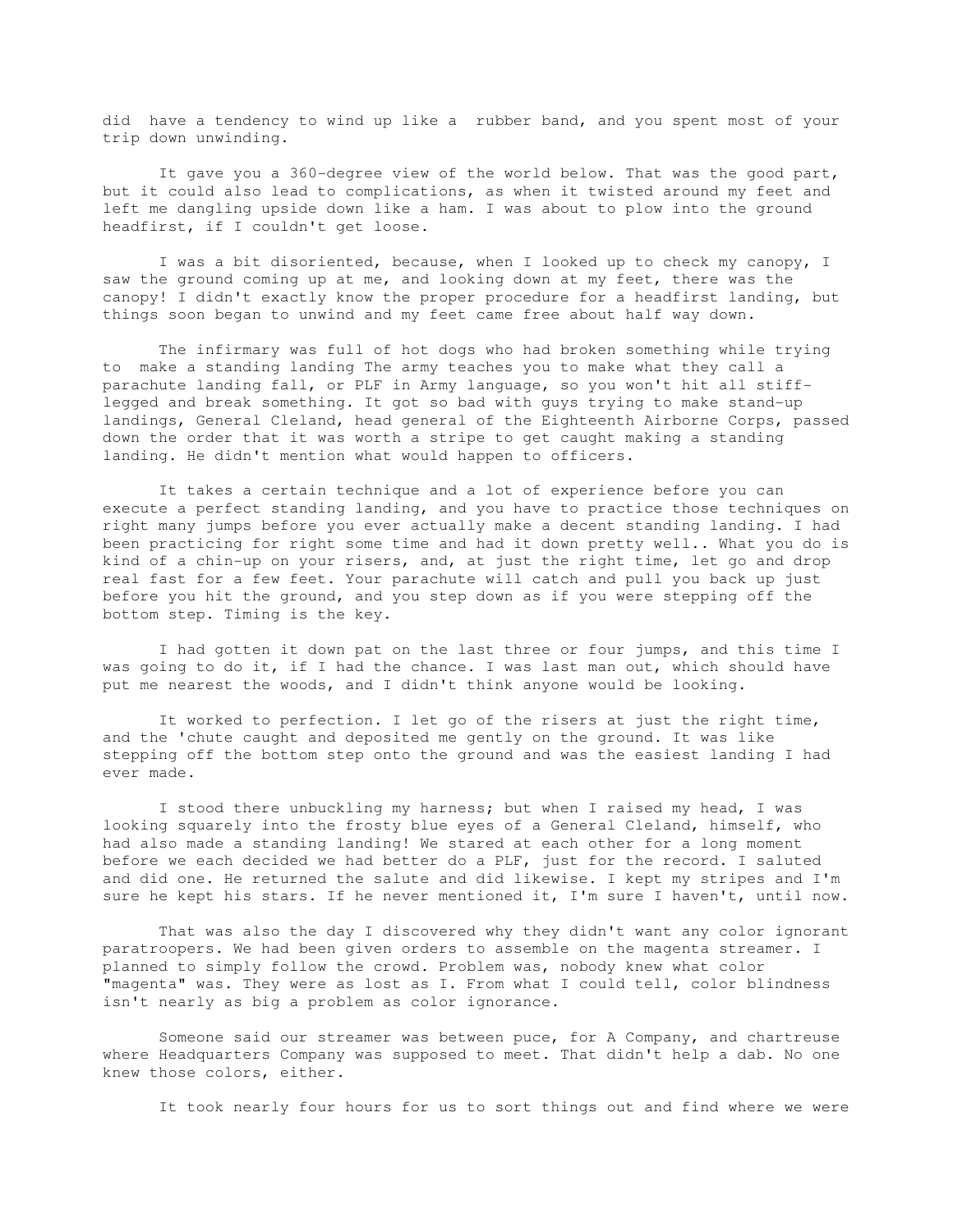did have a tendency to wind up like a rubber band, and you spent most of your trip down unwinding.

It gave you a 360-degree view of the world below. That was the good part, but it could also lead to complications, as when it twisted around my feet and left me dangling upside down like a ham. I was about to plow into the ground headfirst, if I couldn't get loose.

I was a bit disoriented, because, when I looked up to check my canopy, I saw the ground coming up at me, and looking down at my feet, there was the canopy! I didn't exactly know the proper procedure for a headfirst landing, but things soon began to unwind and my feet came free about half way down.

The infirmary was full of hot dogs who had broken something while trying to make a standing landing The army teaches you to make what they call a parachute landing fall, or PLF in Army language, so you won't hit all stiff-legged and break something. It got so bad with guys trying to make stand-up landings, General Cleland, head general of the Eighteenth Airborne Corps, passed down the order that it was worth a stripe to get caught making a standing landing. He didn't mention what would happen to officers.

It takes a certain technique and a lot of experience before you can execute a perfect standing landing, and you have to practice those techniques on right many jumps before you ever actually make a decent standing landing. I had been practicing for right some time and had it down pretty well.. What you do is kind of a chin-up on your risers, and, at just the right time, let go and drop real fast for a few feet. Your parachute will catch and pull you back up just before you hit the ground, and you step down as if you were stepping off the bottom step. Timing is the key.

I had gotten it down pat on the last three or four jumps, and this time I was going to do it, if I had the chance. I was last man out, which should have put me nearest the woods, and I didn't think anyone would be looking.

It worked to perfection. I let go of the risers at just the right time, and the 'chute caught and deposited me gently on the ground. It was like stepping off the bottom step onto the ground and was the easiest landing I had ever made.

I stood there unbuckling my harness; but when I raised my head, I was looking squarely into the frosty blue eyes of a General Cleland, himself, who had also made a standing landing! We stared at each other for a long moment before we each decided we had better do a PLF, just for the record. I saluted and did one. He returned the salute and did likewise. I kept my stripes and I'm sure he kept his stars. If he never mentioned it, I'm sure I haven't, until now.

That was also the day I discovered why they didn't want any color ignorant paratroopers. We had been given orders to assemble on the magenta streamer. I planned to simply follow the crowd. Problem was, nobody knew what color "magenta" was. They were as lost as I. From what I could tell, color blindness isn't nearly as big a problem as color ignorance.

Someone said our streamer was between puce, for A Company, and chartreuse where Headquarters Company was supposed to meet. That didn't help a dab. No one knew those colors, either.

It took nearly four hours for us to sort things out and find where we were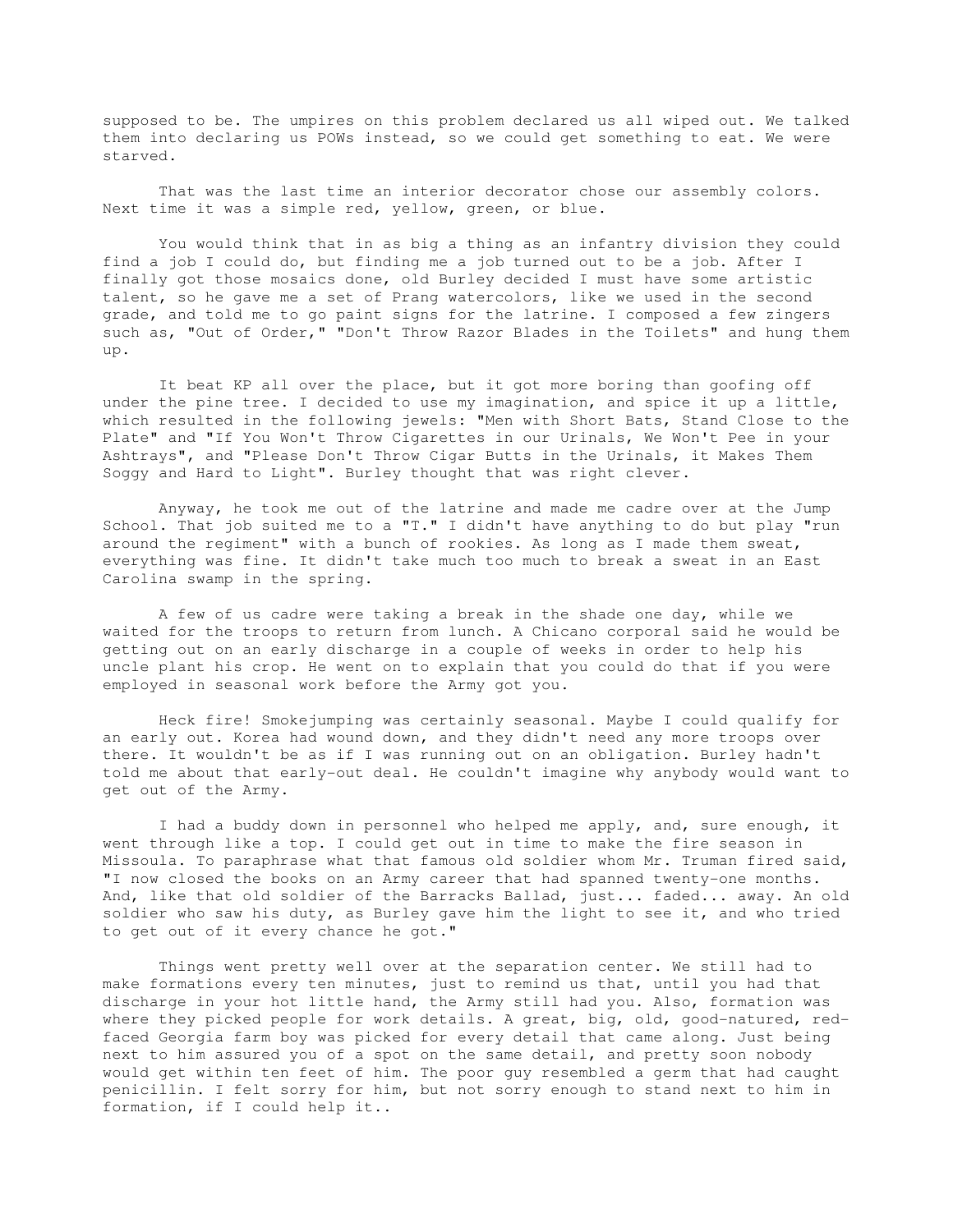supposed to be. The umpires on this problem declared us all wiped out. We talked them into declaring us POWs instead, so we could get something to eat. We were starved.

That was the last time an interior decorator chose our assembly colors. Next time it was a simple red, yellow, green, or blue.

You would think that in as big a thing as an infantry division they could find a job I could do, but finding me a job turned out to be a job. After I finally got those mosaics done, old Burley decided I must have some artistic talent, so he gave me a set of Prang watercolors, like we used in the second grade, and told me to go paint signs for the latrine. I composed a few zingers such as, "Out of Order," "Don't Throw Razor Blades in the Toilets" and hung them up.

It beat KP all over the place, but it got more boring than goofing off under the pine tree. I decided to use my imagination, and spice it up a little, which resulted in the following jewels: "Men with Short Bats, Stand Close to the Plate" and "If You Won't Throw Cigarettes in our Urinals, We Won't Pee in your Ashtrays", and "Please Don't Throw Cigar Butts in the Urinals, it Makes Them Soggy and Hard to Light". Burley thought that was right clever.

Anyway, he took me out of the latrine and made me cadre over at the Jump School. That job suited me to a "T." I didn't have anything to do but play "run around the regiment" with a bunch of rookies. As long as I made them sweat, everything was fine. It didn't take much too much to break a sweat in an East Carolina swamp in the spring.

A few of us cadre were taking a break in the shade one day, while we waited for the troops to return from lunch. A Chicano corporal said he would be getting out on an early discharge in a couple of weeks in order to help his uncle plant his crop. He went on to explain that you could do that if you were employed in seasonal work before the Army got you.

Heck fire! Smokejumping was certainly seasonal. Maybe I could qualify for an early out. Korea had wound down, and they didn't need any more troops over there. It wouldn't be as if I was running out on an obligation. Burley hadn't told me about that early-out deal. He couldn't imagine why anybody would want to get out of the Army.

I had a buddy down in personnel who helped me apply, and, sure enough, it went through like a top. I could get out in time to make the fire season in Missoula. To paraphrase what that famous old soldier whom Mr. Truman fired said, "I now closed the books on an Army career that had spanned twenty-one months. And, like that old soldier of the Barracks Ballad, just... faded... away. An old soldier who saw his duty, as Burley gave him the light to see it, and who tried to get out of it every chance he got."

Things went pretty well over at the separation center. We still had to make formations every ten minutes, just to remind us that, until you had that discharge in your hot little hand, the Army still had you. Also, formation was where they picked people for work details. A great, big, old, good-natured, red-faced Georgia farm boy was picked for every detail that came along. Just being next to him assured you of a spot on the same detail, and pretty soon nobody would get within ten feet of him. The poor guy resembled a germ that had caught penicillin. I felt sorry for him, but not sorry enough to stand next to him in formation, if I could help it..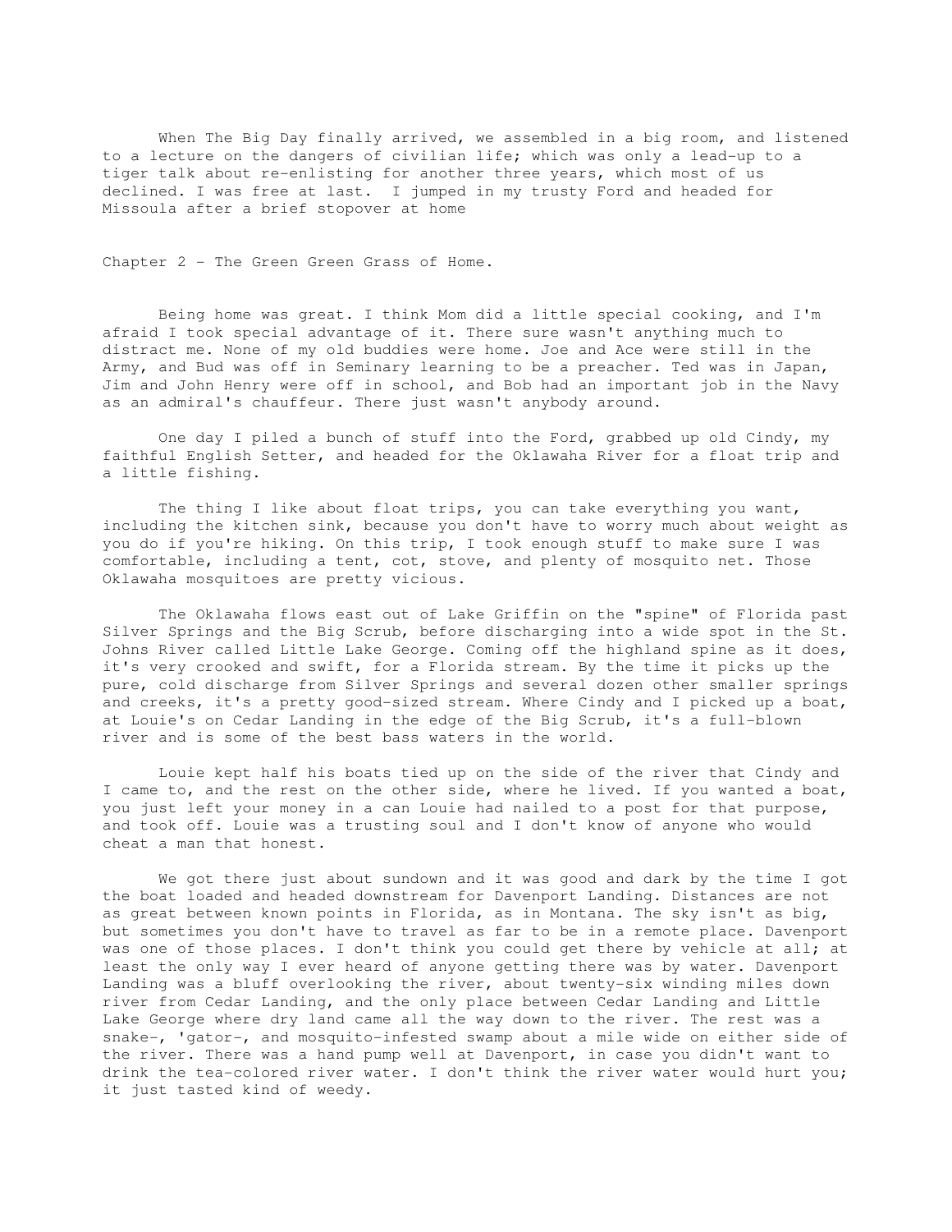When The Big Day finally arrived, we assembled in a big room, and listened to a lecture on the dangers of civilian life; which was only a lead-up to a tiger talk about re-enlisting for another three years, which most of us declined. I was free at last. I jumped in my trusty Ford and headed for Missoula after a brief stopover at home

## Chapter 2 - The Green Green Grass of Home.

Being home was great. I think Mom did a little special cooking, and I'm afraid I took special advantage of it. There sure wasn't anything much to distract me. None of my old buddies were home. Joe and Ace were still in the Army, and Bud was off in Seminary learning to be a preacher. Ted was in Japan, Jim and John Henry were off in school, and Bob had an important job in the Navy as an admiral's chauffeur. There just wasn't anybody around.

One day I piled a bunch of stuff into the Ford, grabbed up old Cindy, my faithful English Setter, and headed for the Oklawaha River for a float trip and a little fishing.

The thing I like about float trips, you can take everything you want, including the kitchen sink, because you don't have to worry much about weight as you do if you're hiking. On this trip, I took enough stuff to make sure I was comfortable, including a tent, cot, stove, and plenty of mosquito net. Those Oklawaha mosquitoes are pretty vicious.

The Oklawaha flows east out of Lake Griffin on the "spine" of Florida past Silver Springs and the Big Scrub, before discharging into a wide spot in the St. Johns River called Little Lake George. Coming off the highland spine as it does, it's very crooked and swift, for a Florida stream. By the time it picks up the pure, cold discharge from Silver Springs and several dozen other smaller springs and creeks, it's a pretty good-sized stream. Where Cindy and I picked up a boat, at Louie's on Cedar Landing in the edge of the Big Scrub, it's a full-blown river and is some of the best bass waters in the world.

Louie kept half his boats tied up on the side of the river that Cindy and I came to, and the rest on the other side, where he lived. If you wanted a boat, you just left your money in a can Louie had nailed to a post for that purpose, and took off. Louie was a trusting soul and I don't know of anyone who would cheat a man that honest.

We got there just about sundown and it was good and dark by the time I got the boat loaded and headed downstream for Davenport Landing. Distances are not as great between known points in Florida, as in Montana. The sky isn't as big, but sometimes you don't have to travel as far to be in a remote place. Davenport was one of those places. I don't think you could get there by vehicle at all; at least the only way I ever heard of anyone getting there was by water. Davenport Landing was a bluff overlooking the river, about twenty-six winding miles down river from Cedar Landing, and the only place between Cedar Landing and Little Lake George where dry land came all the way down to the river. The rest was a snake-, 'gator-, and mosquito-infested swamp about a mile wide on either side of the river. There was a hand pump well at Davenport, in case you didn't want to drink the tea-colored river water. I don't think the river water would hurt you; it just tasted kind of weedy.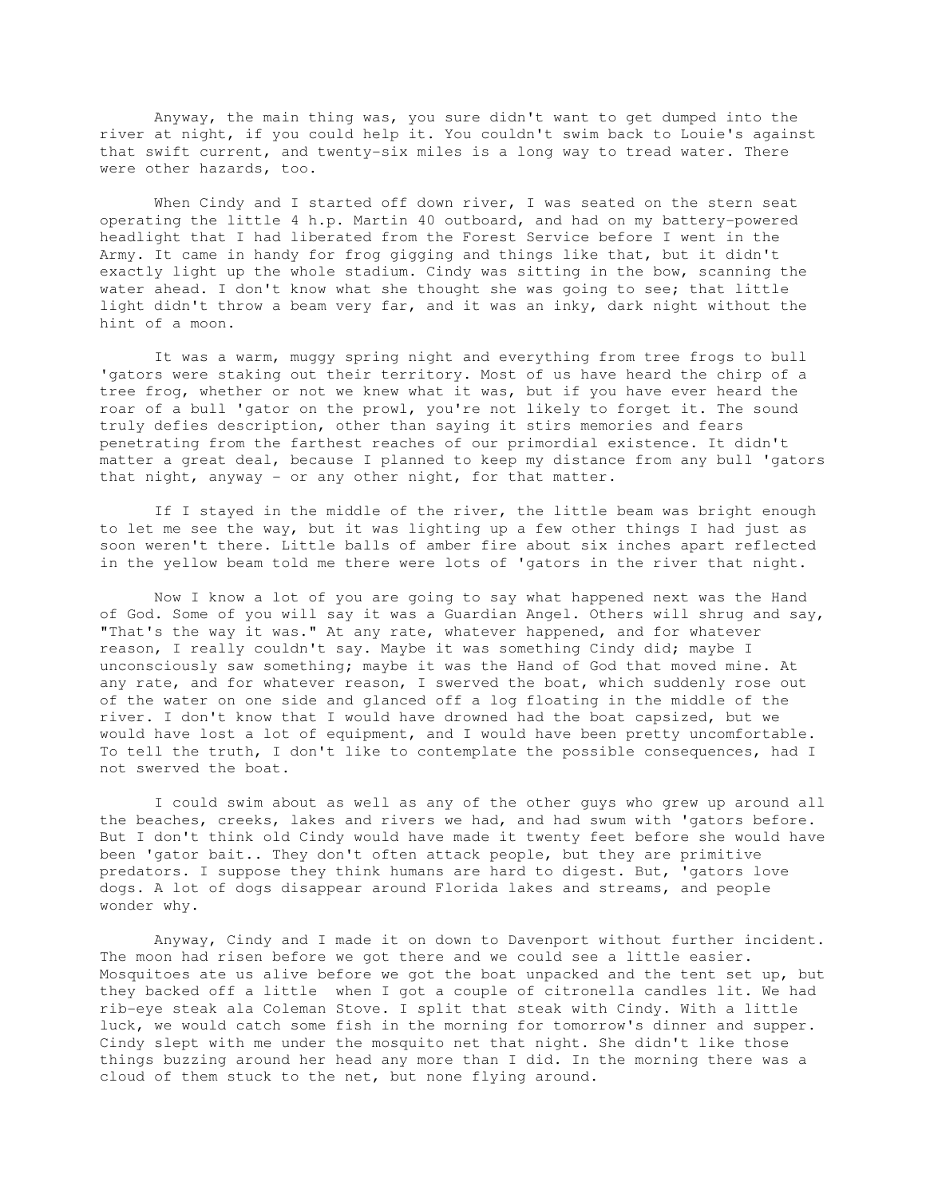Anyway, the main thing was, you sure didn't want to get dumped into the river at night, if you could help it. You couldn't swim back to Louie's against that swift current, and twenty-six miles is a long way to tread water. There were other hazards, too.

When Cindy and I started off down river, I was seated on the stern seat operating the little 4 h.p. Martin 40 outboard, and had on my battery-powered headlight that I had liberated from the Forest Service before I went in the Army. It came in handy for frog gigging and things like that, but it didn't exactly light up the whole stadium. Cindy was sitting in the bow, scanning the water ahead. I don't know what she thought she was going to see; that little light didn't throw a beam very far, and it was an inky, dark night without the hint of a moon.

It was a warm, muggy spring night and everything from tree frogs to bull 'gators were staking out their territory. Most of us have heard the chirp of a tree frog, whether or not we knew what it was, but if you have ever heard the roar of a bull 'gator on the prowl, you're not likely to forget it. The sound truly defies description, other than saying it stirs memories and fears penetrating from the farthest reaches of our primordial existence. It didn't matter a great deal, because I planned to keep my distance from any bull 'gators that night, anyway - or any other night, for that matter.

If I stayed in the middle of the river, the little beam was bright enough to let me see the way, but it was lighting up a few other things I had just as soon weren't there. Little balls of amber fire about six inches apart reflected in the yellow beam told me there were lots of 'gators in the river that night.

Now I know a lot of you are going to say what happened next was the Hand of God. Some of you will say it was a Guardian Angel. Others will shrug and say, "That's the way it was." At any rate, whatever happened, and for whatever reason, I really couldn't say. Maybe it was something Cindy did; maybe I unconsciously saw something; maybe it was the Hand of God that moved mine. At any rate, and for whatever reason, I swerved the boat, which suddenly rose out of the water on one side and glanced off a log floating in the middle of the river. I don't know that I would have drowned had the boat capsized, but we would have lost a lot of equipment, and I would have been pretty uncomfortable. To tell the truth, I don't like to contemplate the possible consequences, had I not swerved the boat.

I could swim about as well as any of the other guys who grew up around all the beaches, creeks, lakes and rivers we had, and had swum with 'gators before. But I don't think old Cindy would have made it twenty feet before she would have been 'gator bait.. They don't often attack people, but they are primitive predators. I suppose they think humans are hard to digest. But, 'gators love dogs. A lot of dogs disappear around Florida lakes and streams, and people wonder why.

Anyway, Cindy and I made it on down to Davenport without further incident. The moon had risen before we got there and we could see a little easier. Mosquitoes ate us alive before we got the boat unpacked and the tent set up, but they backed off a little when I got a couple of citronella candles lit. We had rib-eye steak ala Coleman Stove. I split that steak with Cindy. With a little luck, we would catch some fish in the morning for tomorrow's dinner and supper. Cindy slept with me under the mosquito net that night. She didn't like those things buzzing around her head any more than I did. In the morning there was a cloud of them stuck to the net, but none flying around.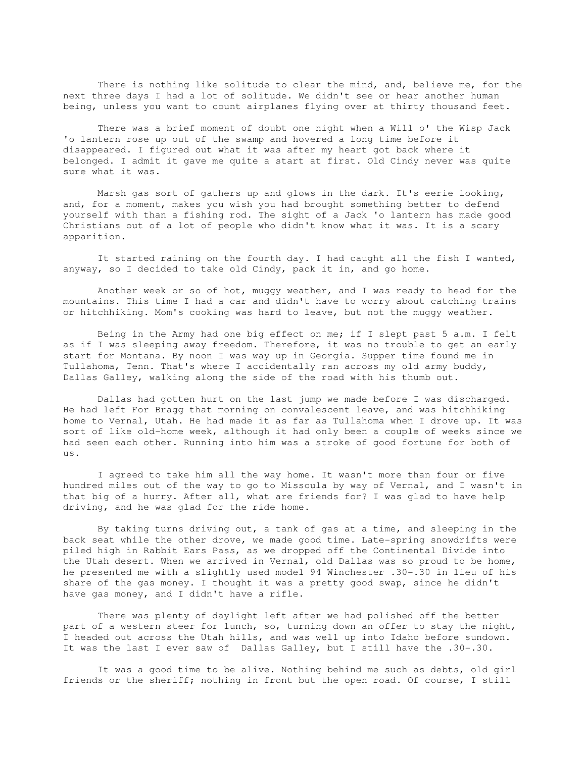There is nothing like solitude to clear the mind, and, believe me, for the next three days I had a lot of solitude. We didn't see or hear another human being, unless you want to count airplanes flying over at thirty thousand feet.

There was a brief moment of doubt one night when a Will o' the Wisp Jack 'o lantern rose up out of the swamp and hovered a long time before it disappeared. I figured out what it was after my heart got back where it belonged. I admit it gave me quite a start at first. Old Cindy never was quite sure what it was.

Marsh gas sort of gathers up and glows in the dark. It's eerie looking, and, for a moment, makes you wish you had brought something better to defend yourself with than a fishing rod. The sight of a Jack 'o lantern has made good Christians out of a lot of people who didn't know what it was. It is a scary apparition.

It started raining on the fourth day. I had caught all the fish I wanted, anyway, so I decided to take old Cindy, pack it in, and go home.

Another week or so of hot, muggy weather, and I was ready to head for the mountains. This time I had a car and didn't have to worry about catching trains or hitchhiking. Mom's cooking was hard to leave, but not the muggy weather.

Being in the Army had one big effect on me; if I slept past 5 a.m. I felt as if I was sleeping away freedom. Therefore, it was no trouble to get an early start for Montana. By noon I was way up in Georgia. Supper time found me in Tullahoma, Tenn. That's where I accidentally ran across my old army buddy, Dallas Galley, walking along the side of the road with his thumb out.

Dallas had gotten hurt on the last jump we made before I was discharged. He had left For Bragg that morning on convalescent leave, and was hitchhiking home to Vernal, Utah. He had made it as far as Tullahoma when I drove up. It was sort of like old-home week, although it had only been a couple of weeks since we had seen each other. Running into him was a stroke of good fortune for both of us.

I agreed to take him all the way home. It wasn't more than four or five hundred miles out of the way to go to Missoula by way of Vernal, and I wasn't in that big of a hurry. After all, what are friends for? I was glad to have help driving, and he was glad for the ride home.

By taking turns driving out, a tank of gas at a time, and sleeping in the back seat while the other drove, we made good time. Late-spring snowdrifts were piled high in Rabbit Ears Pass, as we dropped off the Continental Divide into the Utah desert. When we arrived in Vernal, old Dallas was so proud to be home, he presented me with a slightly used model 94 Winchester .30-.30 in lieu of his share of the gas money. I thought it was a pretty good swap, since he didn't have gas money, and I didn't have a rifle.

There was plenty of daylight left after we had polished off the better part of a western steer for lunch, so, turning down an offer to stay the night, I headed out across the Utah hills, and was well up into Idaho before sundown. It was the last I ever saw of Dallas Galley, but I still have the .30-.30.

It was a good time to be alive. Nothing behind me such as debts, old girl friends or the sheriff; nothing in front but the open road. Of course, I still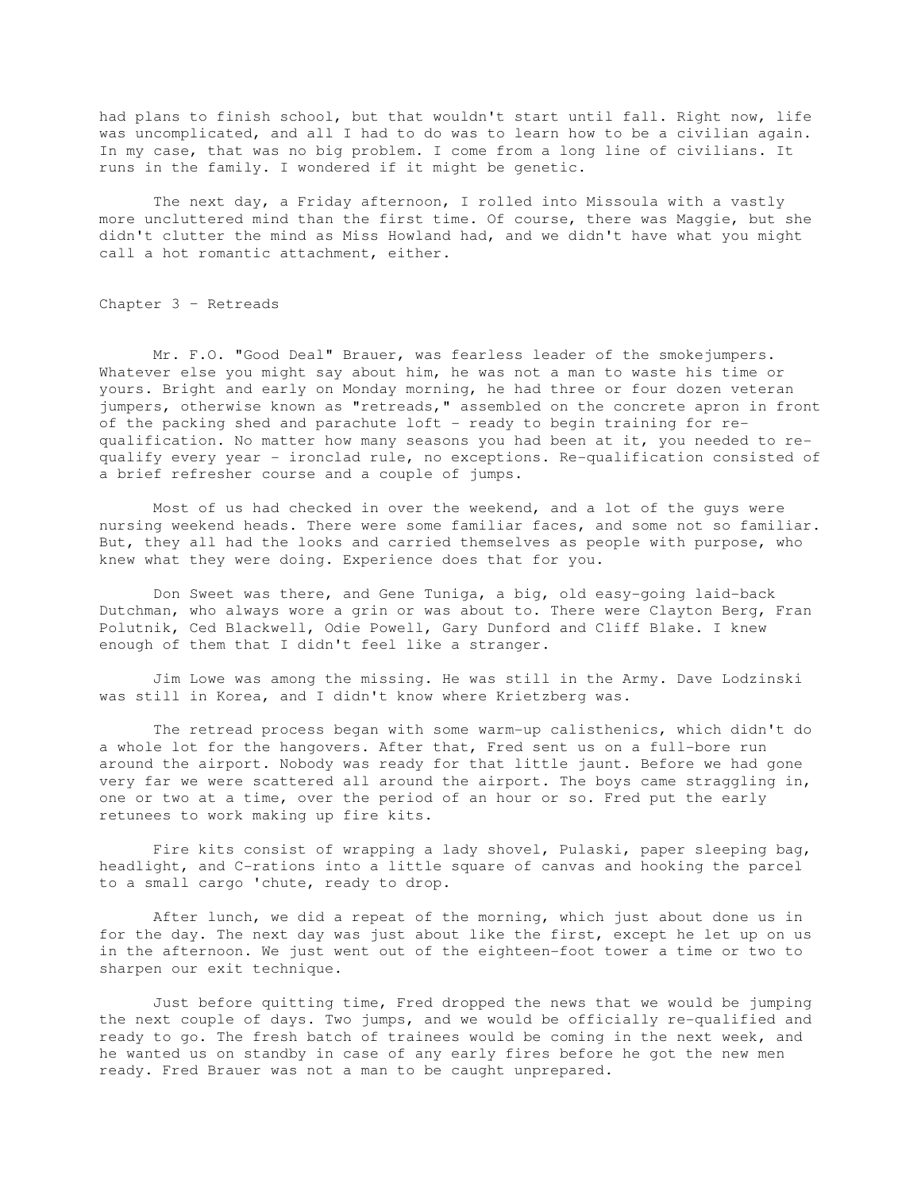had plans to finish school, but that wouldn't start until fall. Right now, life was uncomplicated, and all I had to do was to learn how to be a civilian again. In my case, that was no big problem. I come from a long line of civilians. It runs in the family. I wondered if it might be genetic.

The next day, a Friday afternoon, I rolled into Missoula with a vastly more uncluttered mind than the first time. Of course, there was Maggie, but she didn't clutter the mind as Miss Howland had, and we didn't have what you might call a hot romantic attachment, either.

## Chapter 3 – Retreads

Mr. F.O. "Good Deal" Brauer, was fearless leader of the smokejumpers. Whatever else you might say about him, he was not a man to waste his time or yours. Bright and early on Monday morning, he had three or four dozen veteran jumpers, otherwise known as "retreads," assembled on the concrete apron in front of the packing shed and parachute loft – ready to begin training for re-qualification. No matter how many seasons you had been at it, you needed to re-qualify every year – ironclad rule, no exceptions. Re-qualification consisted of a brief refresher course and a couple of jumps.

Most of us had checked in over the weekend, and a lot of the guys were nursing weekend heads. There were some familiar faces, and some not so familiar. But, they all had the looks and carried themselves as people with purpose, who knew what they were doing. Experience does that for you.

Don Sweet was there, and Gene Tuniga, a big, old easy-going laid-back Dutchman, who always wore a grin or was about to. There were Clayton Berg, Fran Polutnik, Ced Blackwell, Odie Powell, Gary Dunford and Cliff Blake. I knew enough of them that I didn't feel like a stranger.

Jim Lowe was among the missing. He was still in the Army. Dave Lodzinski was still in Korea, and I didn't know where Krietzberg was.

The retread process began with some warm-up calisthenics, which didn't do a whole lot for the hangovers. After that, Fred sent us on a full-bore run around the airport. Nobody was ready for that little jaunt. Before we had gone very far we were scattered all around the airport. The boys came straggling in, one or two at a time, over the period of an hour or so. Fred put the early retunees to work making up fire kits.

Fire kits consist of wrapping a lady shovel, Pulaski, paper sleeping bag, headlight, and C-rations into a little square of canvas and hooking the parcel to a small cargo 'chute, ready to drop.

After lunch, we did a repeat of the morning, which just about done us in for the day. The next day was just about like the first, except he let up on us in the afternoon. We just went out of the eighteen-foot tower a time or two to sharpen our exit technique.

Just before quitting time, Fred dropped the news that we would be jumping the next couple of days. Two jumps, and we would be officially re-qualified and ready to go. The fresh batch of trainees would be coming in the next week, and he wanted us on standby in case of any early fires before he got the new men ready. Fred Brauer was not a man to be caught unprepared.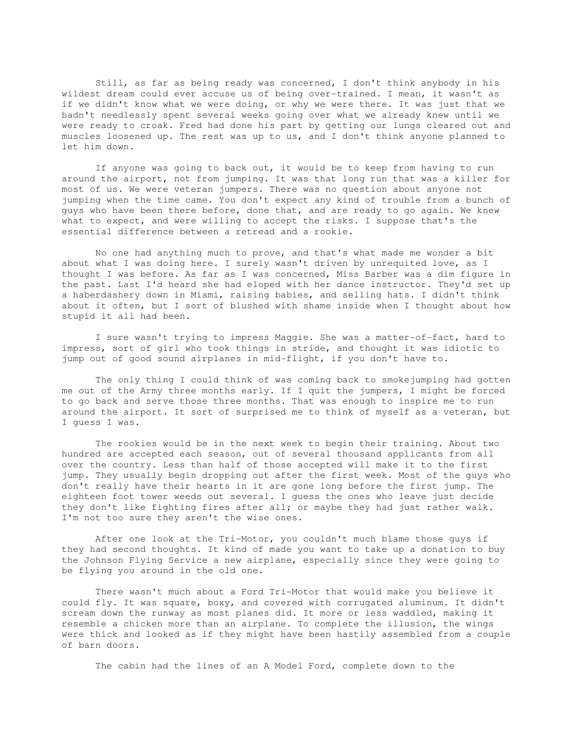Still, as far as being ready was concerned, I don't think anybody in his wildest dream could ever accuse us of being over-trained. I mean, it wasn't as if we didn't know what we were doing, or why we were there. It was just that we hadn't needlessly spent several weeks going over what we already knew until we were ready to croak. Fred had done his part by getting our lungs cleared out and muscles loosened up. The rest was up to us, and I don't think anyone planned to let him down.

If anyone was going to back out, it would be to keep from having to run around the airport, not from jumping. It was that long run that was a killer for most of us. We were veteran jumpers. There was no question about anyone not jumping when the time came. You don't expect any kind of trouble from a bunch of guys who have been there before, done that, and are ready to go again. We knew what to expect, and were willing to accept the risks. I suppose that's the essential difference between a retread and a rookie.

No one had anything much to prove, and that's what made me wonder a bit about what I was doing here. I surely wasn't driven by unrequited love, as I thought I was before. As far as I was concerned, Miss Barber was a dim figure in the past. Last I'd heard she had eloped with her dance instructor. They'd set up a haberdashery down in Miami, raising babies, and selling hats. I didn't think about it often, but I sort of blushed with shame inside when I thought about how stupid it all had been.

I sure wasn't trying to impress Maggie. She was a matter-of-fact, hard to impress, sort of girl who took things in stride, and thought it was idiotic to jump out of good sound airplanes in mid-flight, if you don't have to.

The only thing I could think of was coming back to smokejumping had gotten me out of the Army three months early. If I quit the jumpers, I might be forced to go back and serve those three months. That was enough to inspire me to run around the airport. It sort of surprised me to think of myself as a veteran, but I guess I was.

The rookies would be in the next week to begin their training. About two hundred are accepted each season, out of several thousand applicants from all over the country. Less than half of those accepted will make it to the first jump. They usually begin dropping out after the first week. Most of the guys who don't really have their hearts in it are gone long before the first jump. The eighteen foot tower weeds out several. I guess the ones who leave just decide they don't like fighting fires after all; or maybe they had just rather walk. I'm not too sure they aren't the wise ones.

After one look at the Tri-Motor, you couldn't much blame those guys if they had second thoughts. It kind of made you want to take up a donation to buy the Johnson Flying Service a new airplane, especially since they were going to be flying you around in the old one.

There wasn't much about a Ford Tri-Motor that would make you believe it could fly. It was square, boxy, and covered with corrugated aluminum. It didn't scream down the runway as most planes did. It more or less waddled, making it resemble a chicken more than an airplane. To complete the illusion, the wings were thick and looked as if they might have been hastily assembled from a couple of barn doors.

The cabin had the lines of an A Model Ford, complete down to the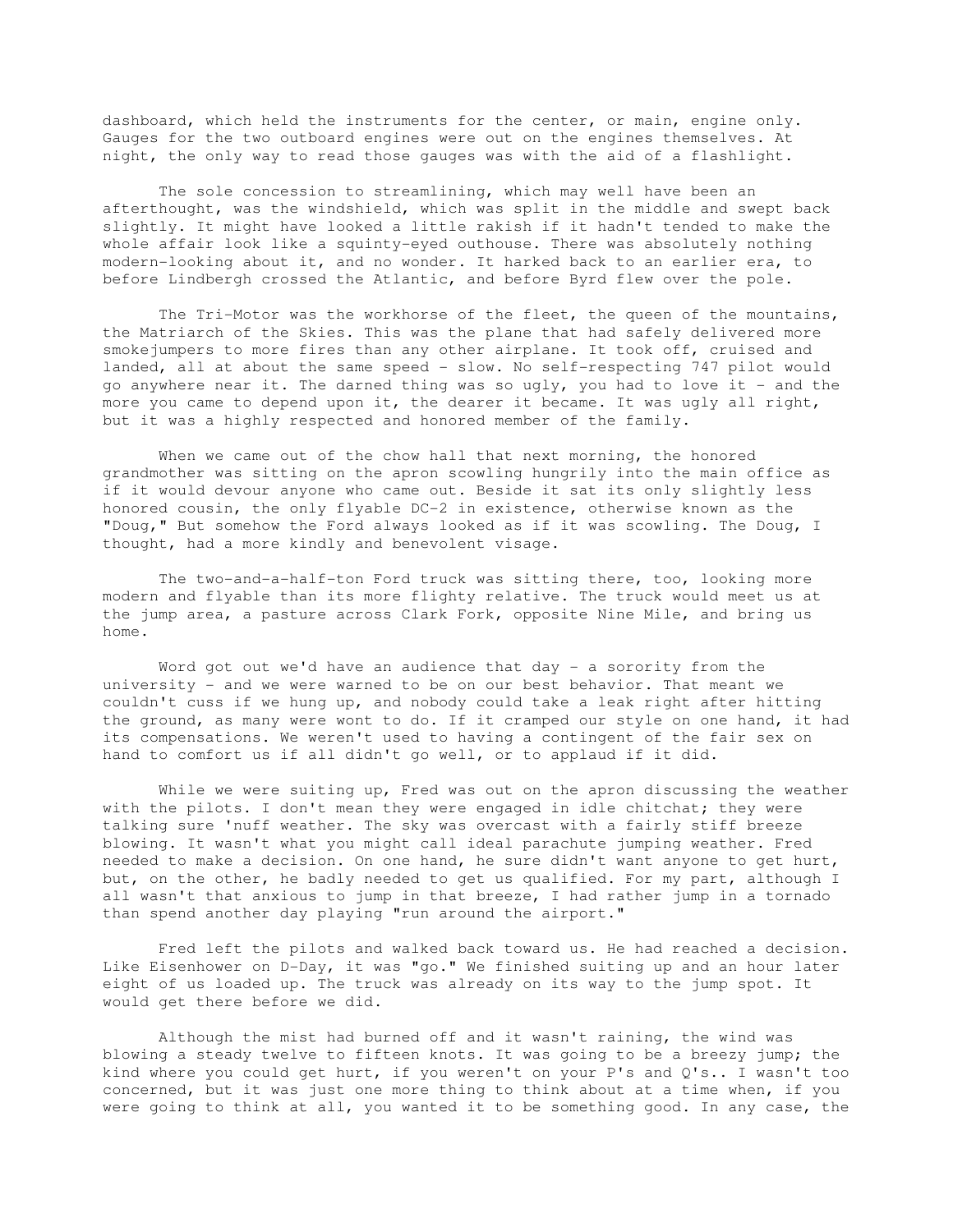dashboard, which held the instruments for the center, or main, engine only. Gauges for the two outboard engines were out on the engines themselves. At night, the only way to read those gauges was with the aid of a flashlight.

The sole concession to streamlining, which may well have been an afterthought, was the windshield, which was split in the middle and swept back slightly. It might have looked a little rakish if it hadn't tended to make the whole affair look like a squinty-eyed outhouse. There was absolutely nothing modern-looking about it, and no wonder. It harked back to an earlier era, to before Lindbergh crossed the Atlantic, and before Byrd flew over the pole.

The Tri-Motor was the workhorse of the fleet, the queen of the mountains, the Matriarch of the Skies. This was the plane that had safely delivered more smokejumpers to more fires than any other airplane. It took off, cruised and landed, all at about the same speed - slow. No self-respecting 747 pilot would go anywhere near it. The darned thing was so ugly, you had to love it - and the more you came to depend upon it, the dearer it became. It was ugly all right, but it was a highly respected and honored member of the family.

When we came out of the chow hall that next morning, the honored grandmother was sitting on the apron scowling hungrily into the main office as if it would devour anyone who came out. Beside it sat its only slightly less honored cousin, the only flyable DC-2 in existence, otherwise known as the "Doug," But somehow the Ford always looked as if it was scowling. The Doug, I thought, had a more kindly and benevolent visage.

The two-and-a-half-ton Ford truck was sitting there, too, looking more modern and flyable than its more flighty relative. The truck would meet us at the jump area, a pasture across Clark Fork, opposite Nine Mile, and bring us home.

Word got out we'd have an audience that day - a sorority from the university - and we were warned to be on our best behavior. That meant we couldn't cuss if we hung up, and nobody could take a leak right after hitting the ground, as many were wont to do. If it cramped our style on one hand, it had its compensations. We weren't used to having a contingent of the fair sex on hand to comfort us if all didn't go well, or to applaud if it did.

While we were suiting up, Fred was out on the apron discussing the weather with the pilots. I don't mean they were engaged in idle chitchat; they were talking sure 'nuff weather. The sky was overcast with a fairly stiff breeze blowing. It wasn't what you might call ideal parachute jumping weather. Fred needed to make a decision. On one hand, he sure didn't want anyone to get hurt, but, on the other, he badly needed to get us qualified. For my part, although I all wasn't that anxious to jump in that breeze, I had rather jump in a tornado than spend another day playing "run around the airport."

Fred left the pilots and walked back toward us. He had reached a decision. Like Eisenhower on D-Day, it was "go." We finished suiting up and an hour later eight of us loaded up. The truck was already on its way to the jump spot. It would get there before we did.

Although the mist had burned off and it wasn't raining, the wind was blowing a steady twelve to fifteen knots. It was going to be a breezy jump; the kind where you could get hurt, if you weren't on your P's and Q's.. I wasn't too concerned, but it was just one more thing to think about at a time when, if you were going to think at all, you wanted it to be something good. In any case, the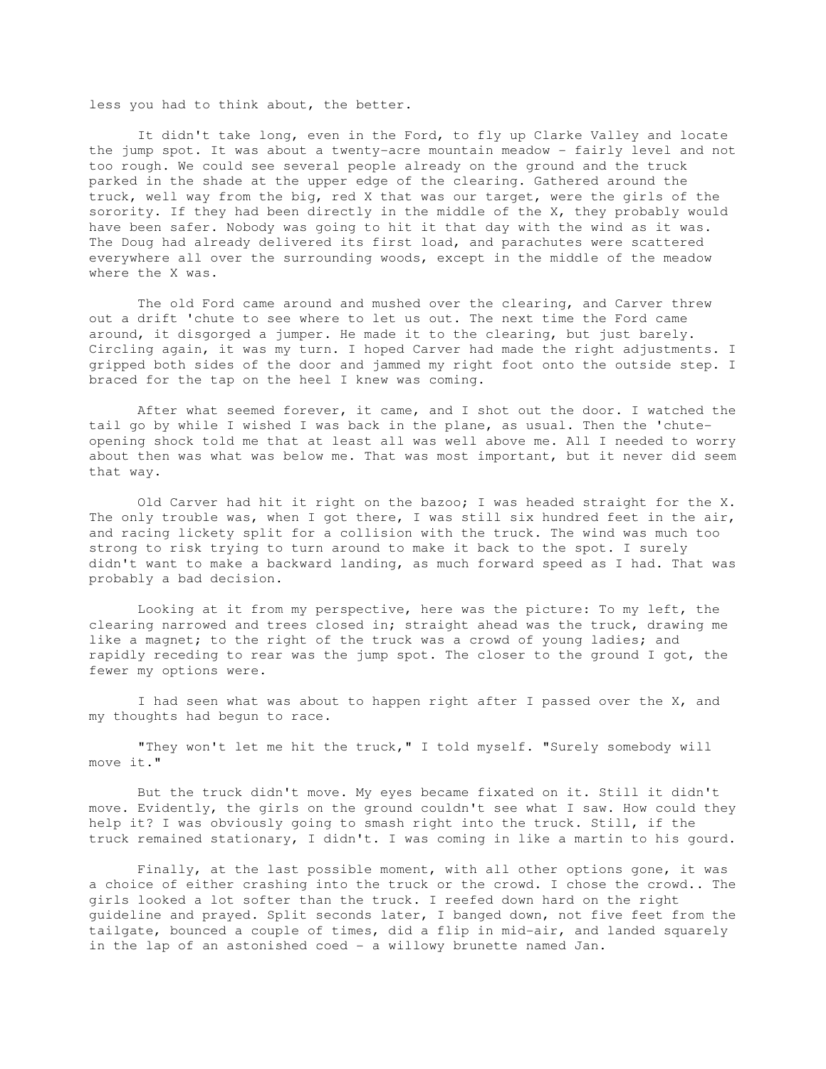less you had to think about, the better.

It didn't take long, even in the Ford, to fly up Clarke Valley and locate the jump spot. It was about a twenty-acre mountain meadow - fairly level and not too rough. We could see several people already on the ground and the truck parked in the shade at the upper edge of the clearing. Gathered around the truck, well way from the big, red X that was our target, were the girls of the sorority. If they had been directly in the middle of the X, they probably would have been safer. Nobody was going to hit it that day with the wind as it was. The Doug had already delivered its first load, and parachutes were scattered everywhere all over the surrounding woods, except in the middle of the meadow where the X was.

The old Ford came around and mushed over the clearing, and Carver threw out a drift 'chute to see where to let us out. The next time the Ford came around, it disgorged a jumper. He made it to the clearing, but just barely. Circling again, it was my turn. I hoped Carver had made the right adjustments. I gripped both sides of the door and jammed my right foot onto the outside step. I braced for the tap on the heel I knew was coming.

After what seemed forever, it came, and I shot out the door. I watched the tail go by while I wished I was back in the plane, as usual. Then the 'chute-opening shock told me that at least all was well above me. All I needed to worry about then was what was below me. That was most important, but it never did seem that way.

Old Carver had hit it right on the bazoo; I was headed straight for the X. The only trouble was, when I got there, I was still six hundred feet in the air, and racing lickety split for a collision with the truck. The wind was much too strong to risk trying to turn around to make it back to the spot. I surely didn't want to make a backward landing, as much forward speed as I had. That was probably a bad decision.

Looking at it from my perspective, here was the picture: To my left, the clearing narrowed and trees closed in; straight ahead was the truck, drawing me like a magnet; to the right of the truck was a crowd of young ladies; and rapidly receding to rear was the jump spot. The closer to the ground I got, the fewer my options were.

I had seen what was about to happen right after I passed over the X, and my thoughts had begun to race.

"They won't let me hit the truck," I told myself. "Surely somebody will move it."

But the truck didn't move. My eyes became fixated on it. Still it didn't move. Evidently, the girls on the ground couldn't see what I saw. How could they help it? I was obviously going to smash right into the truck. Still, if the truck remained stationary, I didn't. I was coming in like a martin to his gourd.

Finally, at the last possible moment, with all other options gone, it was a choice of either crashing into the truck or the crowd. I chose the crowd.. The girls looked a lot softer than the truck. I reefed down hard on the right guideline and prayed. Split seconds later, I banged down, not five feet from the tailgate, bounced a couple of times, did a flip in mid-air, and landed squarely in the lap of an astonished coed - a willowy brunette named Jan.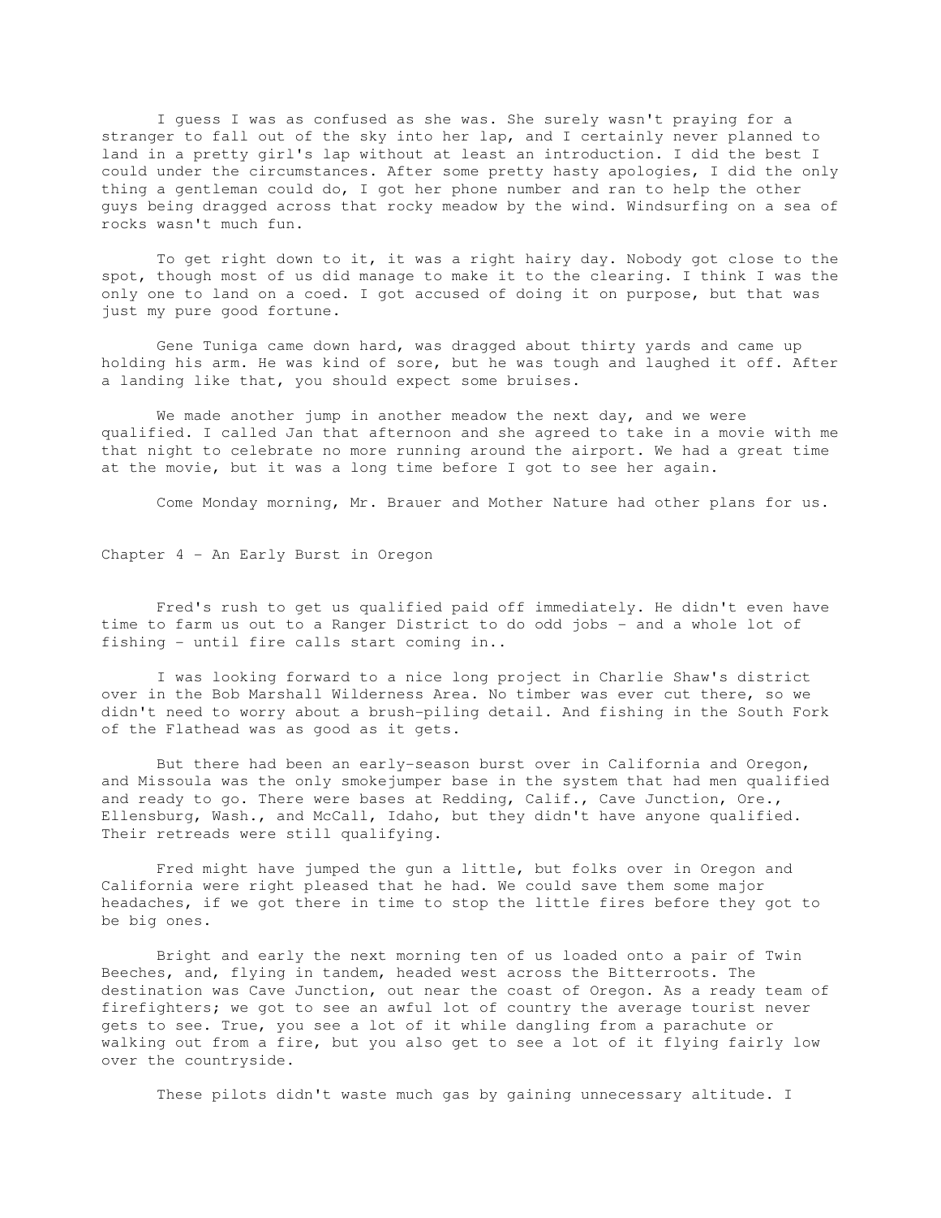I guess I was as confused as she was. She surely wasn't praying for a stranger to fall out of the sky into her lap, and I certainly never planned to land in a pretty girl's lap without at least an introduction. I did the best I could under the circumstances. After some pretty hasty apologies, I did the only thing a gentleman could do, I got her phone number and ran to help the other guys being dragged across that rocky meadow by the wind. Windsurfing on a sea of rocks wasn't much fun.

To get right down to it, it was a right hairy day. Nobody got close to the spot, though most of us did manage to make it to the clearing. I think I was the only one to land on a coed. I got accused of doing it on purpose, but that was just my pure good fortune.

Gene Tuniga came down hard, was dragged about thirty yards and came up holding his arm. He was kind of sore, but he was tough and laughed it off. After a landing like that, you should expect some bruises.

We made another jump in another meadow the next day, and we were qualified. I called Jan that afternoon and she agreed to take in a movie with me that night to celebrate no more running around the airport. We had a great time at the movie, but it was a long time before I got to see her again.

Come Monday morning, Mr. Brauer and Mother Nature had other plans for us.

## Chapter 4 - An Early Burst in Oregon

Fred's rush to get us qualified paid off immediately. He didn't even have time to farm us out to a Ranger District to do odd jobs - and a whole lot of fishing - until fire calls start coming in..

I was looking forward to a nice long project in Charlie Shaw's district over in the Bob Marshall Wilderness Area. No timber was ever cut there, so we didn't need to worry about a brush-piling detail. And fishing in the South Fork of the Flathead was as good as it gets.

But there had been an early-season burst over in California and Oregon, and Missoula was the only smokejumper base in the system that had men qualified and ready to go. There were bases at Redding, Calif., Cave Junction, Ore., Ellensburg, Wash., and McCall, Idaho, but they didn't have anyone qualified. Their retreads were still qualifying.

Fred might have jumped the gun a little, but folks over in Oregon and California were right pleased that he had. We could save them some major headaches, if we got there in time to stop the little fires before they got to be big ones.

Bright and early the next morning ten of us loaded onto a pair of Twin Beeches, and, flying in tandem, headed west across the Bitterroots. The destination was Cave Junction, out near the coast of Oregon. As a ready team of firefighters; we got to see an awful lot of country the average tourist never gets to see. True, you see a lot of it while dangling from a parachute or walking out from a fire, but you also get to see a lot of it flying fairly low over the countryside.

These pilots didn't waste much gas by gaining unnecessary altitude. I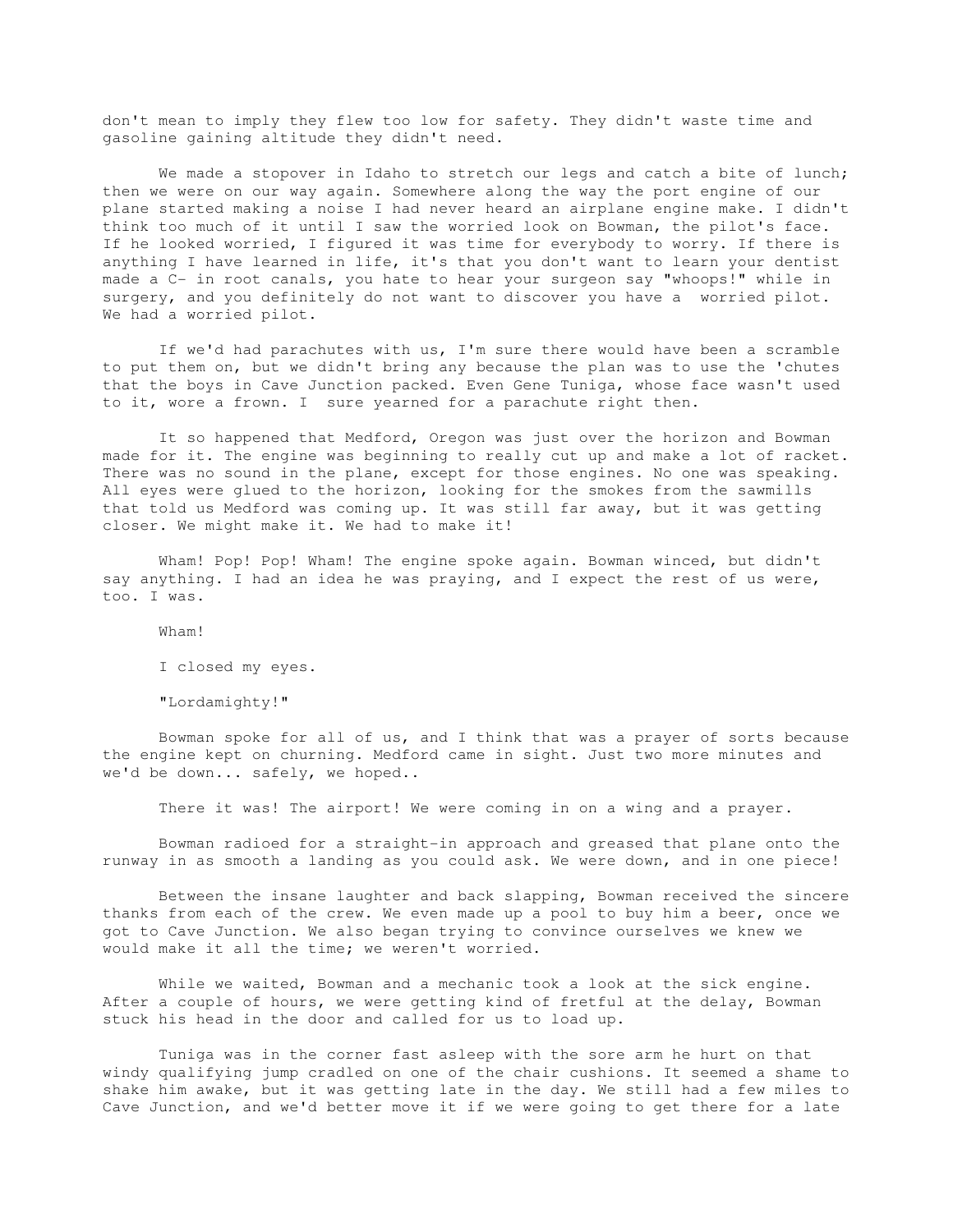don't mean to imply they flew too low for safety. They didn't waste time and gasoline gaining altitude they didn't need.

We made a stopover in Idaho to stretch our legs and catch a bite of lunch; then we were on our way again. Somewhere along the way the port engine of our plane started making a noise I had never heard an airplane engine make. I didn't think too much of it until I saw the worried look on Bowman, the pilot's face. If he looked worried, I figured it was time for everybody to worry. If there is anything I have learned in life, it's that you don't want to learn your dentist made a C- in root canals, you hate to hear your surgeon say "whoops!" while in surgery, and you definitely do not want to discover you have a worried pilot. We had a worried pilot.

If we'd had parachutes with us, I'm sure there would have been a scramble to put them on, but we didn't bring any because the plan was to use the 'chutes that the boys in Cave Junction packed. Even Gene Tuniga, whose face wasn't used to it, wore a frown. I sure yearned for a parachute right then.

It so happened that Medford, Oregon was just over the horizon and Bowman made for it. The engine was beginning to really cut up and make a lot of racket. There was no sound in the plane, except for those engines. No one was speaking. All eyes were glued to the horizon, looking for the smokes from the sawmills that told us Medford was coming up. It was still far away, but it was getting closer. We might make it. We had to make it!

Wham! Pop! Pop! Wham! The engine spoke again. Bowman winced, but didn't say anything. I had an idea he was praying, and I expect the rest of us were, too. I was.

Wham!

I closed my eyes.

"Lordamighty!"

Bowman spoke for all of us, and I think that was a prayer of sorts because the engine kept on churning. Medford came in sight. Just two more minutes and we'd be down... safely, we hoped..

There it was! The airport! We were coming in on a wing and a prayer.

Bowman radioed for a straight-in approach and greased that plane onto the runway in as smooth a landing as you could ask. We were down, and in one piece!

Between the insane laughter and back slapping, Bowman received the sincere thanks from each of the crew. We even made up a pool to buy him a beer, once we got to Cave Junction. We also began trying to convince ourselves we knew we would make it all the time; we weren't worried.

While we waited, Bowman and a mechanic took a look at the sick engine. After a couple of hours, we were getting kind of fretful at the delay, Bowman stuck his head in the door and called for us to load up.

Tuniga was in the corner fast asleep with the sore arm he hurt on that windy qualifying jump cradled on one of the chair cushions. It seemed a shame to shake him awake, but it was getting late in the day. We still had a few miles to Cave Junction, and we'd better move it if we were going to get there for a late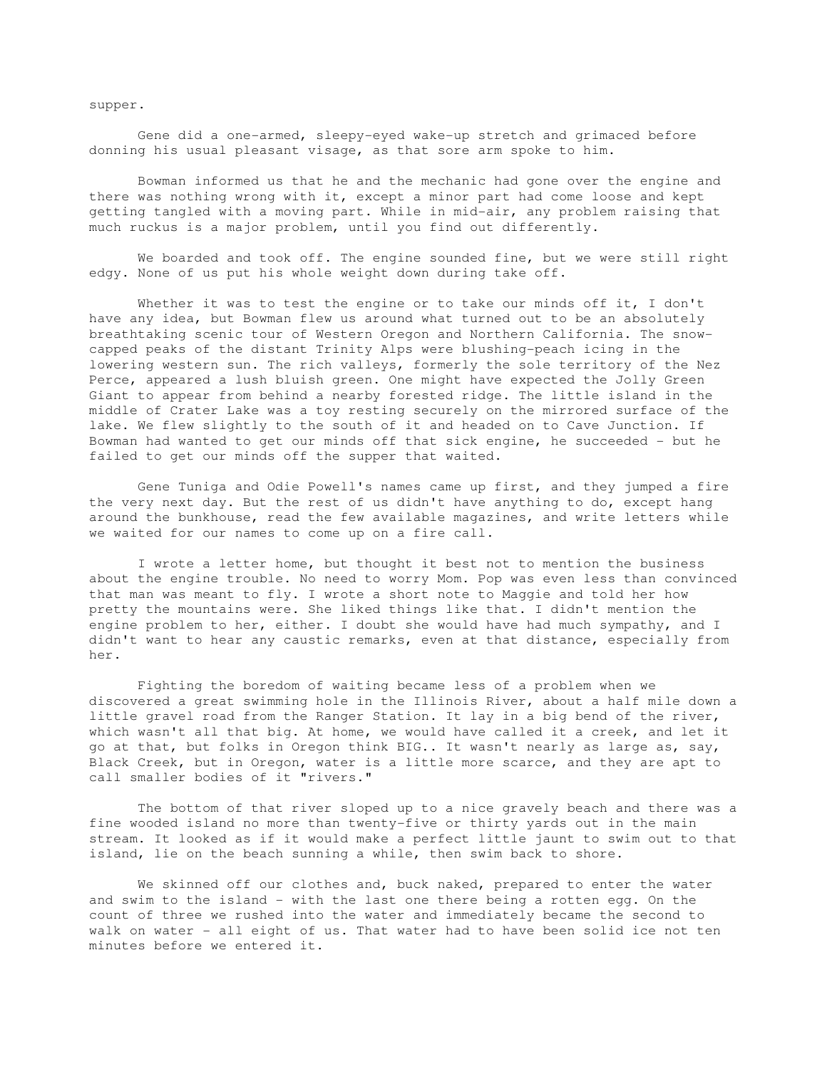supper.

Gene did a one-armed, sleepy-eyed wake-up stretch and grimaced before donning his usual pleasant visage, as that sore arm spoke to him.

Bowman informed us that he and the mechanic had gone over the engine and there was nothing wrong with it, except a minor part had come loose and kept getting tangled with a moving part. While in mid-air, any problem raising that much ruckus is a major problem, until you find out differently.

We boarded and took off. The engine sounded fine, but we were still right edgy. None of us put his whole weight down during take off.

Whether it was to test the engine or to take our minds off it, I don't have any idea, but Bowman flew us around what turned out to be an absolutely breathtaking scenic tour of Western Oregon and Northern California. The snow-capped peaks of the distant Trinity Alps were blushing-peach icing in the lowering western sun. The rich valleys, formerly the sole territory of the Nez Perce, appeared a lush bluish green. One might have expected the Jolly Green Giant to appear from behind a nearby forested ridge. The little island in the middle of Crater Lake was a toy resting securely on the mirrored surface of the lake. We flew slightly to the south of it and headed on to Cave Junction. If Bowman had wanted to get our minds off that sick engine, he succeeded - but he failed to get our minds off the supper that waited.

Gene Tuniga and Odie Powell's names came up first, and they jumped a fire the very next day. But the rest of us didn't have anything to do, except hang around the bunkhouse, read the few available magazines, and write letters while we waited for our names to come up on a fire call.

I wrote a letter home, but thought it best not to mention the business about the engine trouble. No need to worry Mom. Pop was even less than convinced that man was meant to fly. I wrote a short note to Maggie and told her how pretty the mountains were. She liked things like that. I didn't mention the engine problem to her, either. I doubt she would have had much sympathy, and I didn't want to hear any caustic remarks, even at that distance, especially from her.

Fighting the boredom of waiting became less of a problem when we discovered a great swimming hole in the Illinois River, about a half mile down a little gravel road from the Ranger Station. It lay in a big bend of the river, which wasn't all that big. At home, we would have called it a creek, and let it go at that, but folks in Oregon think BIG.. It wasn't nearly as large as, say, Black Creek, but in Oregon, water is a little more scarce, and they are apt to call smaller bodies of it "rivers."

The bottom of that river sloped up to a nice gravely beach and there was a fine wooded island no more than twenty-five or thirty yards out in the main stream. It looked as if it would make a perfect little jaunt to swim out to that island, lie on the beach sunning a while, then swim back to shore.

We skinned off our clothes and, buck naked, prepared to enter the water and swim to the island - with the last one there being a rotten egg. On the count of three we rushed into the water and immediately became the second to walk on water - all eight of us. That water had to have been solid ice not ten minutes before we entered it.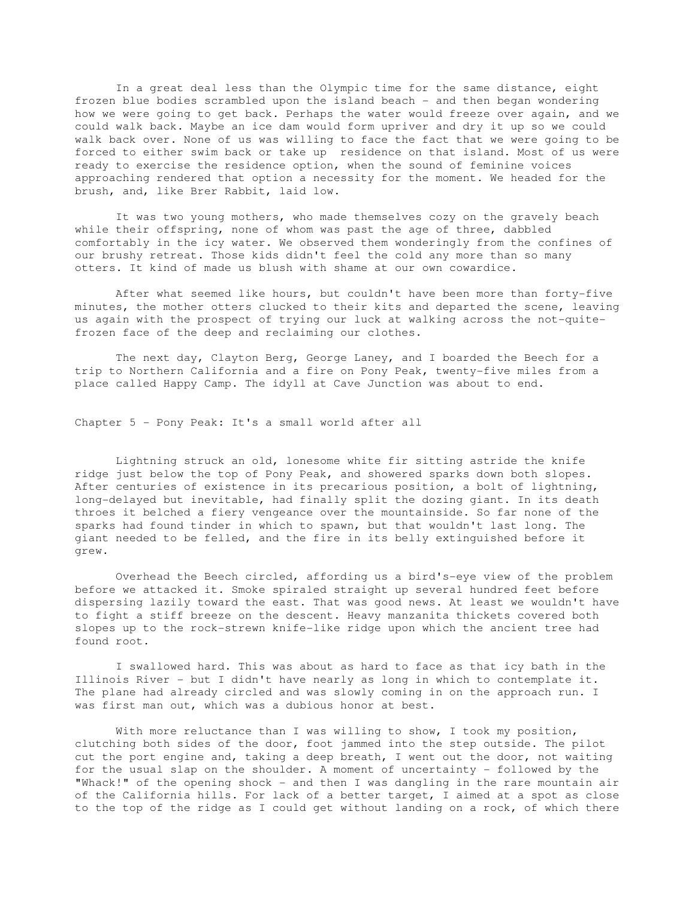In a great deal less than the Olympic time for the same distance, eight frozen blue bodies scrambled upon the island beach - and then began wondering how we were going to get back. Perhaps the water would freeze over again, and we could walk back. Maybe an ice dam would form upriver and dry it up so we could walk back over. None of us was willing to face the fact that we were going to be forced to either swim back or take up residence on that island. Most of us were ready to exercise the residence option, when the sound of feminine voices approaching rendered that option a necessity for the moment. We headed for the brush, and, like Brer Rabbit, laid low.

It was two young mothers, who made themselves cozy on the gravely beach while their offspring, none of whom was past the age of three, dabbled comfortably in the icy water. We observed them wonderingly from the confines of our brushy retreat. Those kids didn't feel the cold any more than so many otters. It kind of made us blush with shame at our own cowardice.

After what seemed like hours, but couldn't have been more than forty-five minutes, the mother otters clucked to their kits and departed the scene, leaving us again with the prospect of trying our luck at walking across the not-quite-frozen face of the deep and reclaiming our clothes.

The next day, Clayton Berg, George Laney, and I boarded the Beech for a trip to Northern California and a fire on Pony Peak, twenty-five miles from a place called Happy Camp. The idyll at Cave Junction was about to end.

## Chapter 5 - Pony Peak: It's a small world after all

Lightning struck an old, lonesome white fir sitting astride the knife ridge just below the top of Pony Peak, and showered sparks down both slopes. After centuries of existence in its precarious position, a bolt of lightning, long-delayed but inevitable, had finally split the dozing giant. In its death throes it belched a fiery vengeance over the mountainside. So far none of the sparks had found tinder in which to spawn, but that wouldn't last long. The giant needed to be felled, and the fire in its belly extinguished before it grew.

Overhead the Beech circled, affording us a bird's-eye view of the problem before we attacked it. Smoke spiraled straight up several hundred feet before dispersing lazily toward the east. That was good news. At least we wouldn't have to fight a stiff breeze on the descent. Heavy manzanita thickets covered both slopes up to the rock-strewn knife-like ridge upon which the ancient tree had found root.

I swallowed hard. This was about as hard to face as that icy bath in the Illinois River - but I didn't have nearly as long in which to contemplate it. The plane had already circled and was slowly coming in on the approach run. I was first man out, which was a dubious honor at best.

With more reluctance than I was willing to show, I took my position, clutching both sides of the door, foot jammed into the step outside. The pilot cut the port engine and, taking a deep breath, I went out the door, not waiting for the usual slap on the shoulder. A moment of uncertainty - followed by the "Whack!" of the opening shock - and then I was dangling in the rare mountain air of the California hills. For lack of a better target, I aimed at a spot as close to the top of the ridge as I could get without landing on a rock, of which there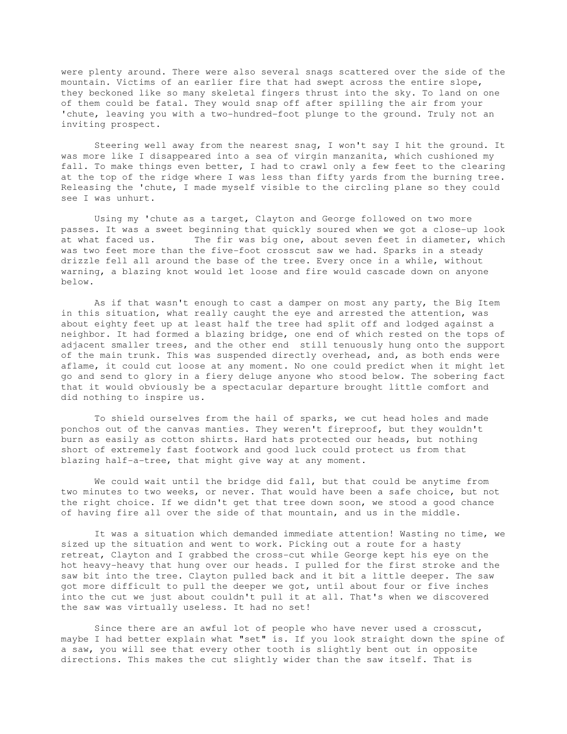were plenty around. There were also several snags scattered over the side of the mountain. Victims of an earlier fire that had swept across the entire slope, they beckoned like so many skeletal fingers thrust into the sky. To land on one of them could be fatal. They would snap off after spilling the air from your 'chute, leaving you with a two-hundred-foot plunge to the ground. Truly not an inviting prospect.

Steering well away from the nearest snag, I won't say I hit the ground. It was more like I disappeared into a sea of virgin manzanita, which cushioned my fall. To make things even better, I had to crawl only a few feet to the clearing at the top of the ridge where I was less than fifty yards from the burning tree. Releasing the 'chute, I made myself visible to the circling plane so they could see I was unhurt.

Using my 'chute as a target, Clayton and George followed on two more passes. It was a sweet beginning that quickly soured when we got a close-up look at what faced us. The fir was big one, about seven feet in diameter, which was two feet more than the five-foot crosscut saw we had. Sparks in a steady drizzle fell all around the base of the tree. Every once in a while, without warning, a blazing knot would let loose and fire would cascade down on anyone below.

As if that wasn't enough to cast a damper on most any party, the Big Item in this situation, what really caught the eye and arrested the attention, was about eighty feet up at least half the tree had split off and lodged against a neighbor. It had formed a blazing bridge, one end of which rested on the tops of adjacent smaller trees, and the other end still tenuously hung onto the support of the main trunk. This was suspended directly overhead, and, as both ends were aflame, it could cut loose at any moment. No one could predict when it might let go and send to glory in a fiery deluge anyone who stood below. The sobering fact that it would obviously be a spectacular departure brought little comfort and did nothing to inspire us.

To shield ourselves from the hail of sparks, we cut head holes and made ponchos out of the canvas manties. They weren't fireproof, but they wouldn't burn as easily as cotton shirts. Hard hats protected our heads, but nothing short of extremely fast footwork and good luck could protect us from that blazing half-a-tree, that might give way at any moment.

We could wait until the bridge did fall, but that could be anytime from two minutes to two weeks, or never. That would have been a safe choice, but not the right choice. If we didn't get that tree down soon, we stood a good chance of having fire all over the side of that mountain, and us in the middle.

It was a situation which demanded immediate attention! Wasting no time, we sized up the situation and went to work. Picking out a route for a hasty retreat, Clayton and I grabbed the cross-cut while George kept his eye on the hot heavy-heavy that hung over our heads. I pulled for the first stroke and the saw bit into the tree. Clayton pulled back and it bit a little deeper. The saw got more difficult to pull the deeper we got, until about four or five inches into the cut we just about couldn't pull it at all. That's when we discovered the saw was virtually useless. It had no set!

Since there are an awful lot of people who have never used a crosscut, maybe I had better explain what "set" is. If you look straight down the spine of a saw, you will see that every other tooth is slightly bent out in opposite directions. This makes the cut slightly wider than the saw itself. That is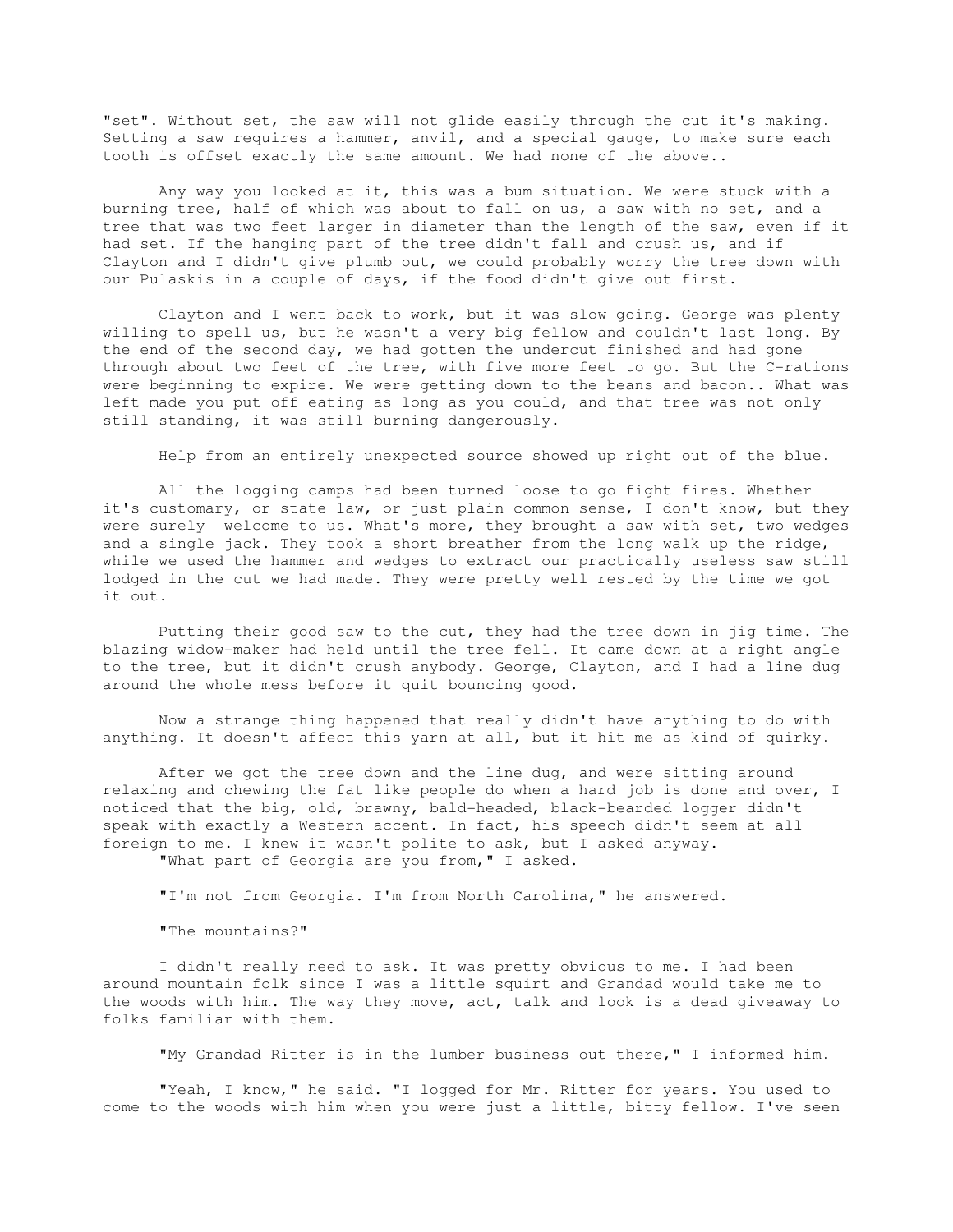"set". Without set, the saw will not glide easily through the cut it's making. Setting a saw requires a hammer, anvil, and a special gauge, to make sure each tooth is offset exactly the same amount. We had none of the above..

Any way you looked at it, this was a bum situation. We were stuck with a burning tree, half of which was about to fall on us, a saw with no set, and a tree that was two feet larger in diameter than the length of the saw, even if it had set. If the hanging part of the tree didn't fall and crush us, and if Clayton and I didn't give plumb out, we could probably worry the tree down with our Pulaskis in a couple of days, if the food didn't give out first.

Clayton and I went back to work, but it was slow going. George was plenty willing to spell us, but he wasn't a very big fellow and couldn't last long. By the end of the second day, we had gotten the undercut finished and had gone through about two feet of the tree, with five more feet to go. But the C-rations were beginning to expire. We were getting down to the beans and bacon.. What was left made you put off eating as long as you could, and that tree was not only still standing, it was still burning dangerously.

Help from an entirely unexpected source showed up right out of the blue.

All the logging camps had been turned loose to go fight fires. Whether it's customary, or state law, or just plain common sense, I don't know, but they were surely welcome to us. What's more, they brought a saw with set, two wedges and a single jack. They took a short breather from the long walk up the ridge, while we used the hammer and wedges to extract our practically useless saw still lodged in the cut we had made. They were pretty well rested by the time we got it out.

Putting their good saw to the cut, they had the tree down in jig time. The blazing widow-maker had held until the tree fell. It came down at a right angle to the tree, but it didn't crush anybody. George, Clayton, and I had a line dug around the whole mess before it quit bouncing good.

Now a strange thing happened that really didn't have anything to do with anything. It doesn't affect this yarn at all, but it hit me as kind of quirky.

After we got the tree down and the line dug, and were sitting around relaxing and chewing the fat like people do when a hard job is done and over, I noticed that the big, old, brawny, bald-headed, black-bearded logger didn't speak with exactly a Western accent. In fact, his speech didn't seem at all foreign to me. I knew it wasn't polite to ask, but I asked anyway.

"What part of Georgia are you from," I asked.

"I'm not from Georgia. I'm from North Carolina," he answered.

"The mountains?"

I didn't really need to ask. It was pretty obvious to me. I had been around mountain folk since I was a little squirt and Grandad would take me to the woods with him. The way they move, act, talk and look is a dead giveaway to folks familiar with them.

"My Grandad Ritter is in the lumber business out there," I informed him.

"Yeah, I know," he said. "I logged for Mr. Ritter for years. You used to come to the woods with him when you were just a little, bitty fellow. I've seen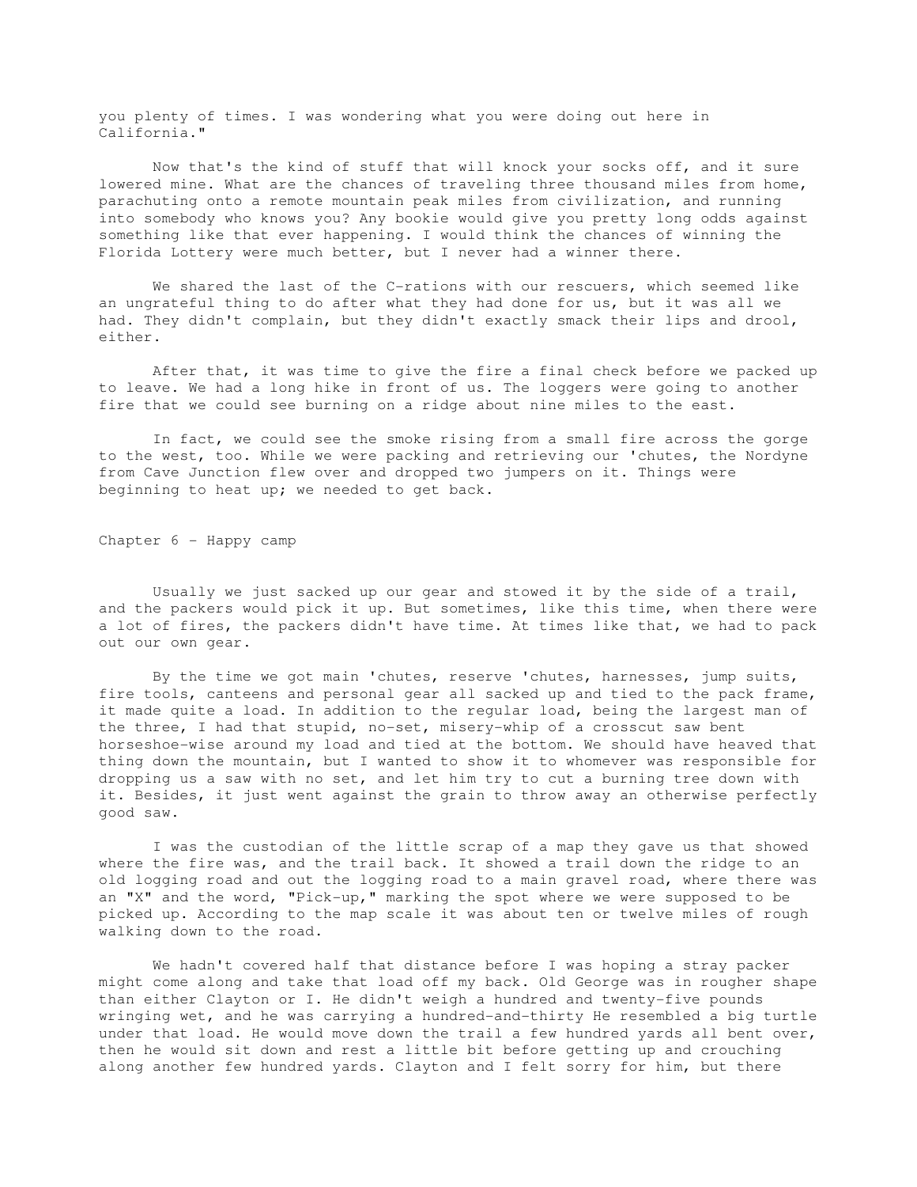you plenty of times. I was wondering what you were doing out here in California."

Now that's the kind of stuff that will knock your socks off, and it sure lowered mine. What are the chances of traveling three thousand miles from home, parachuting onto a remote mountain peak miles from civilization, and running into somebody who knows you? Any bookie would give you pretty long odds against something like that ever happening. I would think the chances of winning the Florida Lottery were much better, but I never had a winner there.

We shared the last of the C-rations with our rescuers, which seemed like an ungrateful thing to do after what they had done for us, but it was all we had. They didn't complain, but they didn't exactly smack their lips and drool, either.

After that, it was time to give the fire a final check before we packed up to leave. We had a long hike in front of us. The loggers were going to another fire that we could see burning on a ridge about nine miles to the east.

In fact, we could see the smoke rising from a small fire across the gorge to the west, too. While we were packing and retrieving our 'chutes, the Nordyne from Cave Junction flew over and dropped two jumpers on it. Things were beginning to heat up; we needed to get back.

## Chapter 6 - Happy camp

Usually we just sacked up our gear and stowed it by the side of a trail, and the packers would pick it up. But sometimes, like this time, when there were a lot of fires, the packers didn't have time. At times like that, we had to pack out our own gear.

By the time we got main 'chutes, reserve 'chutes, harnesses, jump suits, fire tools, canteens and personal gear all sacked up and tied to the pack frame, it made quite a load. In addition to the regular load, being the largest man of the three, I had that stupid, no-set, misery-whip of a crosscut saw bent horseshoe-wise around my load and tied at the bottom. We should have heaved that thing down the mountain, but I wanted to show it to whomever was responsible for dropping us a saw with no set, and let him try to cut a burning tree down with it. Besides, it just went against the grain to throw away an otherwise perfectly good saw.

I was the custodian of the little scrap of a map they gave us that showed where the fire was, and the trail back. It showed a trail down the ridge to an old logging road and out the logging road to a main gravel road, where there was an "X" and the word, "Pick-up," marking the spot where we were supposed to be picked up. According to the map scale it was about ten or twelve miles of rough walking down to the road.

We hadn't covered half that distance before I was hoping a stray packer might come along and take that load off my back. Old George was in rougher shape than either Clayton or I. He didn't weigh a hundred and twenty-five pounds wringing wet, and he was carrying a hundred-and-thirty He resembled a big turtle under that load. He would move down the trail a few hundred yards all bent over, then he would sit down and rest a little bit before getting up and crouching along another few hundred yards. Clayton and I felt sorry for him, but there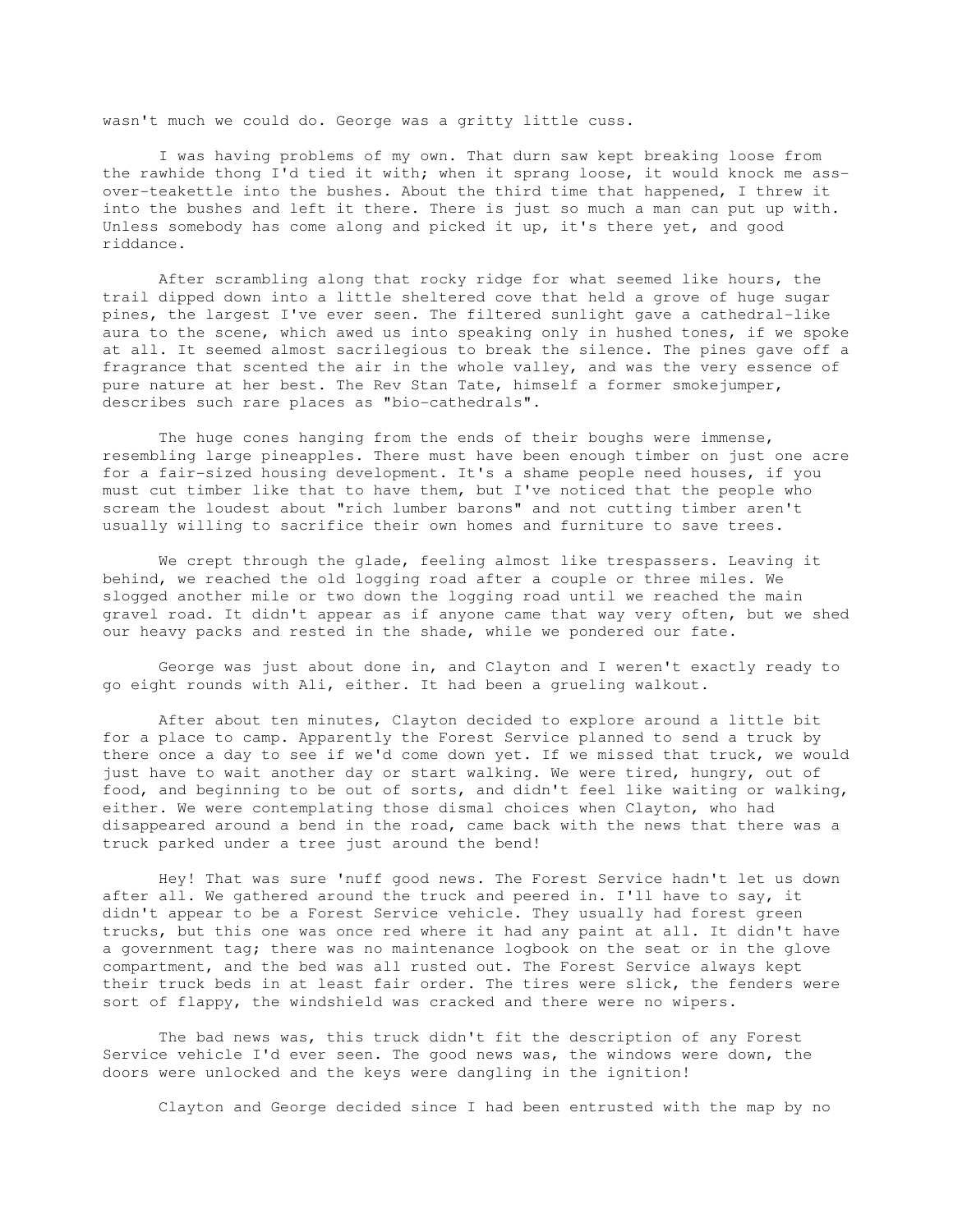wasn't much we could do. George was a gritty little cuss.

I was having problems of my own. That durn saw kept breaking loose from the rawhide thong I'd tied it with; when it sprang loose, it would knock me ass-over-teakettle into the bushes. About the third time that happened, I threw it into the bushes and left it there. There is just so much a man can put up with. Unless somebody has come along and picked it up, it's there yet, and good riddance.

After scrambling along that rocky ridge for what seemed like hours, the trail dipped down into a little sheltered cove that held a grove of huge sugar pines, the largest I've ever seen. The filtered sunlight gave a cathedral-like aura to the scene, which awed us into speaking only in hushed tones, if we spoke at all. It seemed almost sacrilegious to break the silence. The pines gave off a fragrance that scented the air in the whole valley, and was the very essence of pure nature at her best. The Rev Stan Tate, himself a former smokejumper, describes such rare places as "bio-cathedrals".

The huge cones hanging from the ends of their boughs were immense, resembling large pineapples. There must have been enough timber on just one acre for a fair-sized housing development. It's a shame people need houses, if you must cut timber like that to have them, but I've noticed that the people who scream the loudest about "rich lumber barons" and not cutting timber aren't usually willing to sacrifice their own homes and furniture to save trees.

We crept through the glade, feeling almost like trespassers. Leaving it behind, we reached the old logging road after a couple or three miles. We slogged another mile or two down the logging road until we reached the main gravel road. It didn't appear as if anyone came that way very often, but we shed our heavy packs and rested in the shade, while we pondered our fate.

George was just about done in, and Clayton and I weren't exactly ready to go eight rounds with Ali, either. It had been a grueling walkout.

After about ten minutes, Clayton decided to explore around a little bit for a place to camp. Apparently the Forest Service planned to send a truck by there once a day to see if we'd come down yet. If we missed that truck, we would just have to wait another day or start walking. We were tired, hungry, out of food, and beginning to be out of sorts, and didn't feel like waiting or walking, either. We were contemplating those dismal choices when Clayton, who had disappeared around a bend in the road, came back with the news that there was a truck parked under a tree just around the bend!

Hey! That was sure 'nuff good news. The Forest Service hadn't let us down after all. We gathered around the truck and peered in. I'll have to say, it didn't appear to be a Forest Service vehicle. They usually had forest green trucks, but this one was once red where it had any paint at all. It didn't have a government tag; there was no maintenance logbook on the seat or in the glove compartment, and the bed was all rusted out. The Forest Service always kept their truck beds in at least fair order. The tires were slick, the fenders were sort of flappy, the windshield was cracked and there were no wipers.

The bad news was, this truck didn't fit the description of any Forest Service vehicle I'd ever seen. The good news was, the windows were down, the doors were unlocked and the keys were dangling in the ignition!

Clayton and George decided since I had been entrusted with the map by no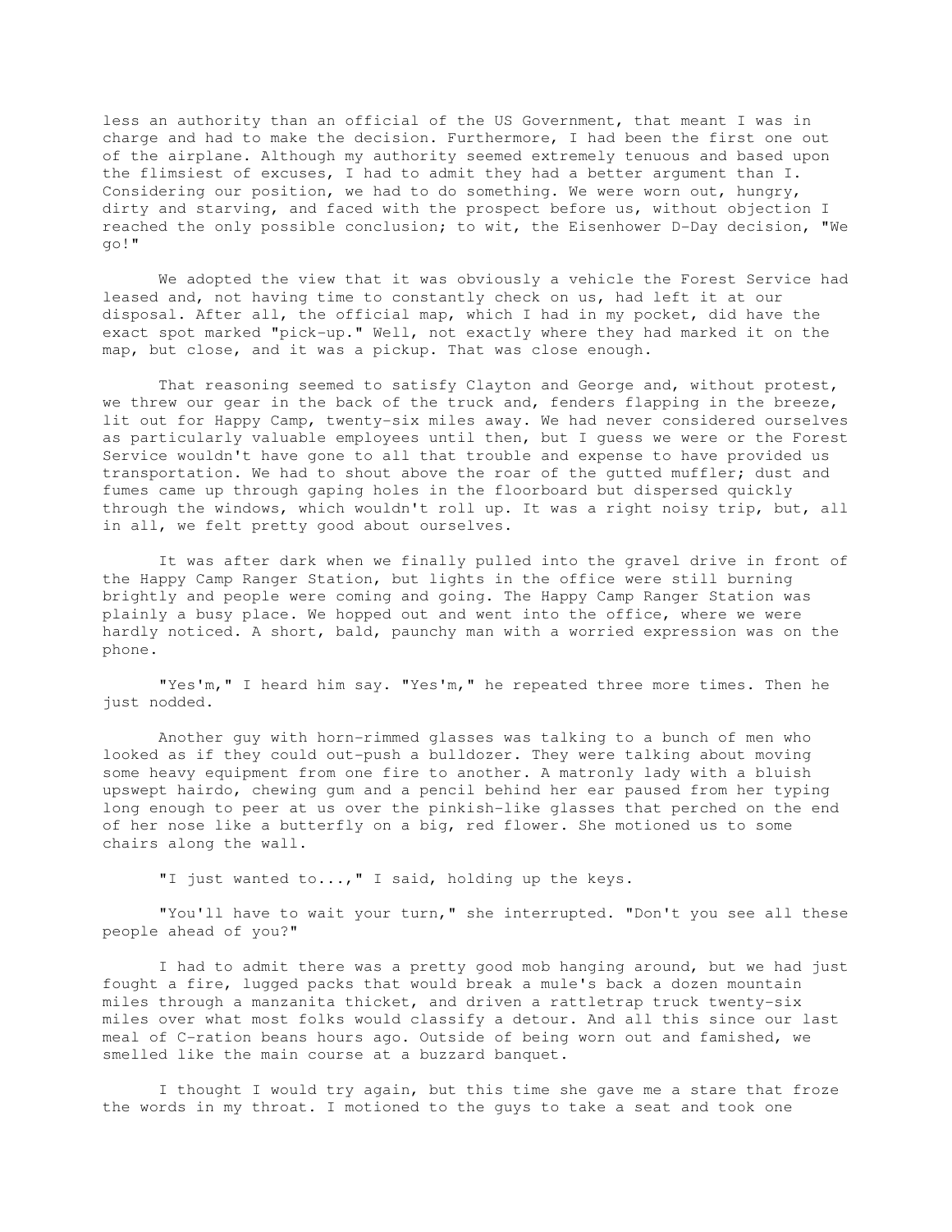less an authority than an official of the US Government, that meant I was in charge and had to make the decision. Furthermore, I had been the first one out of the airplane. Although my authority seemed extremely tenuous and based upon the flimsiest of excuses, I had to admit they had a better argument than I. Considering our position, we had to do something. We were worn out, hungry, dirty and starving, and faced with the prospect before us, without objection I reached the only possible conclusion; to wit, the Eisenhower D-Day decision, "We go!"

We adopted the view that it was obviously a vehicle the Forest Service had leased and, not having time to constantly check on us, had left it at our disposal. After all, the official map, which I had in my pocket, did have the exact spot marked "pick-up." Well, not exactly where they had marked it on the map, but close, and it was a pickup. That was close enough.

That reasoning seemed to satisfy Clayton and George and, without protest, we threw our gear in the back of the truck and, fenders flapping in the breeze, lit out for Happy Camp, twenty-six miles away. We had never considered ourselves as particularly valuable employees until then, but I guess we were or the Forest Service wouldn't have gone to all that trouble and expense to have provided us transportation. We had to shout above the roar of the gutted muffler; dust and fumes came up through gaping holes in the floorboard but dispersed quickly through the windows, which wouldn't roll up. It was a right noisy trip, but, all in all, we felt pretty good about ourselves.

It was after dark when we finally pulled into the gravel drive in front of the Happy Camp Ranger Station, but lights in the office were still burning brightly and people were coming and going. The Happy Camp Ranger Station was plainly a busy place. We hopped out and went into the office, where we were hardly noticed. A short, bald, paunchy man with a worried expression was on the phone.

"Yes'm," I heard him say. "Yes'm," he repeated three more times. Then he just nodded.

Another guy with horn-rimmed glasses was talking to a bunch of men who looked as if they could out-push a bulldozer. They were talking about moving some heavy equipment from one fire to another. A matronly lady with a bluish upswept hairdo, chewing gum and a pencil behind her ear paused from her typing long enough to peer at us over the pinkish-like glasses that perched on the end of her nose like a butterfly on a big, red flower. She motioned us to some chairs along the wall.

"I just wanted to...," I said, holding up the keys.

"You'll have to wait your turn," she interrupted. "Don't you see all these people ahead of you?"

I had to admit there was a pretty good mob hanging around, but we had just fought a fire, lugged packs that would break a mule's back a dozen mountain miles through a manzanita thicket, and driven a rattletrap truck twenty-six miles over what most folks would classify a detour. And all this since our last meal of C-ration beans hours ago. Outside of being worn out and famished, we smelled like the main course at a buzzard banquet.

I thought I would try again, but this time she gave me a stare that froze the words in my throat. I motioned to the guys to take a seat and took one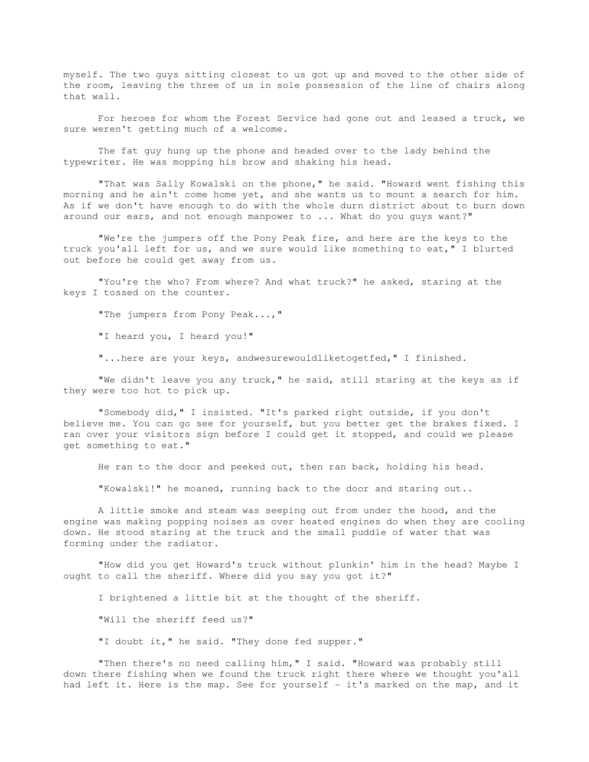myself. The two guys sitting closest to us got up and moved to the other side of the room, leaving the three of us in sole possession of the line of chairs along that wall.

For heroes for whom the Forest Service had gone out and leased a truck, we sure weren't getting much of a welcome.

The fat guy hung up the phone and headed over to the lady behind the typewriter. He was mopping his brow and shaking his head.

"That was Sally Kowalski on the phone," he said. "Howard went fishing this morning and he ain't come home yet, and she wants us to mount a search for him. As if we don't have enough to do with the whole durn district about to burn down around our ears, and not enough manpower to ... What do you guys want?"

"We're the jumpers off the Pony Peak fire, and here are the keys to the truck you'all left for us, and we sure would like something to eat," I blurted out before he could get away from us.

"You're the who? From where? And what truck?" he asked, staring at the keys I tossed on the counter.

"The jumpers from Pony Peak...,"

"I heard you, I heard you!"

"...here are your keys, andwesurewouldliketogetfed," I finished.

"We didn't leave you any truck," he said, still staring at the keys as if they were too hot to pick up.

"Somebody did," I insisted. "It's parked right outside, if you don't believe me. You can go see for yourself, but you better get the brakes fixed. I ran over your visitors sign before I could get it stopped, and could we please get something to eat."

He ran to the door and peeked out, then ran back, holding his head.

"Kowalski!" he moaned, running back to the door and staring out..

A little smoke and steam was seeping out from under the hood, and the engine was making popping noises as over heated engines do when they are cooling down. He stood staring at the truck and the small puddle of water that was forming under the radiator.

"How did you get Howard's truck without plunkin' him in the head? Maybe I ought to call the sheriff. Where did you say you got it?"

I brightened a little bit at the thought of the sheriff.

"Will the sheriff feed us?"

"I doubt it," he said. "They done fed supper."

"Then there's no need calling him," I said. "Howard was probably still down there fishing when we found the truck right there where we thought you'all had left it. Here is the map. See for yourself - it's marked on the map, and it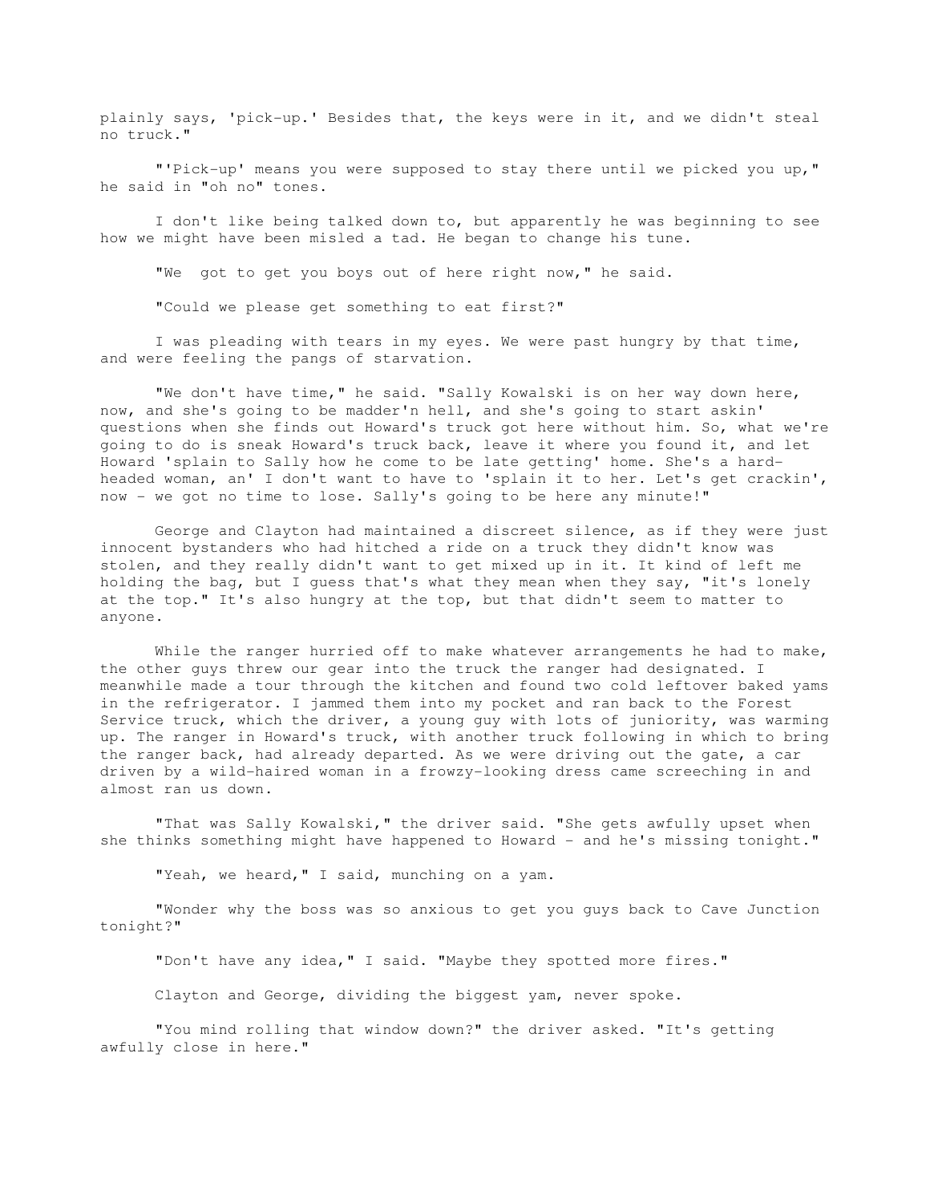plainly says, 'pick-up.' Besides that, the keys were in it, and we didn't steal no truck."

"'Pick-up' means you were supposed to stay there until we picked you up," he said in "oh no" tones.

I don't like being talked down to, but apparently he was beginning to see how we might have been misled a tad. He began to change his tune.

"We  got to get you boys out of here right now," he said.

"Could we please get something to eat first?"

I was pleading with tears in my eyes. We were past hungry by that time, and were feeling the pangs of starvation.

"We don't have time," he said. "Sally Kowalski is on her way down here, now, and she's going to be madder'n hell, and she's going to start askin' questions when she finds out Howard's truck got here without him. So, what we're going to do is sneak Howard's truck back, leave it where you found it, and let Howard 'splain to Sally how he come to be late getting' home. She's a hard-headed woman, an' I don't want to have to 'splain it to her. Let's get crackin', now - we got no time to lose. Sally's going to be here any minute!"

George and Clayton had maintained a discreet silence, as if they were just innocent bystanders who had hitched a ride on a truck they didn't know was stolen, and they really didn't want to get mixed up in it. It kind of left me holding the bag, but I guess that's what they mean when they say, "it's lonely at the top." It's also hungry at the top, but that didn't seem to matter to anyone.

While the ranger hurried off to make whatever arrangements he had to make, the other guys threw our gear into the truck the ranger had designated. I meanwhile made a tour through the kitchen and found two cold leftover baked yams in the refrigerator. I jammed them into my pocket and ran back to the Forest Service truck, which the driver, a young guy with lots of juniority, was warming up. The ranger in Howard's truck, with another truck following in which to bring the ranger back, had already departed. As we were driving out the gate, a car driven by a wild-haired woman in a frowzy-looking dress came screeching in and almost ran us down.

"That was Sally Kowalski," the driver said. "She gets awfully upset when she thinks something might have happened to Howard - and he's missing tonight."

"Yeah, we heard," I said, munching on a yam.

"Wonder why the boss was so anxious to get you guys back to Cave Junction tonight?"

"Don't have any idea," I said. "Maybe they spotted more fires."

Clayton and George, dividing the biggest yam, never spoke.

"You mind rolling that window down?" the driver asked. "It's getting awfully close in here."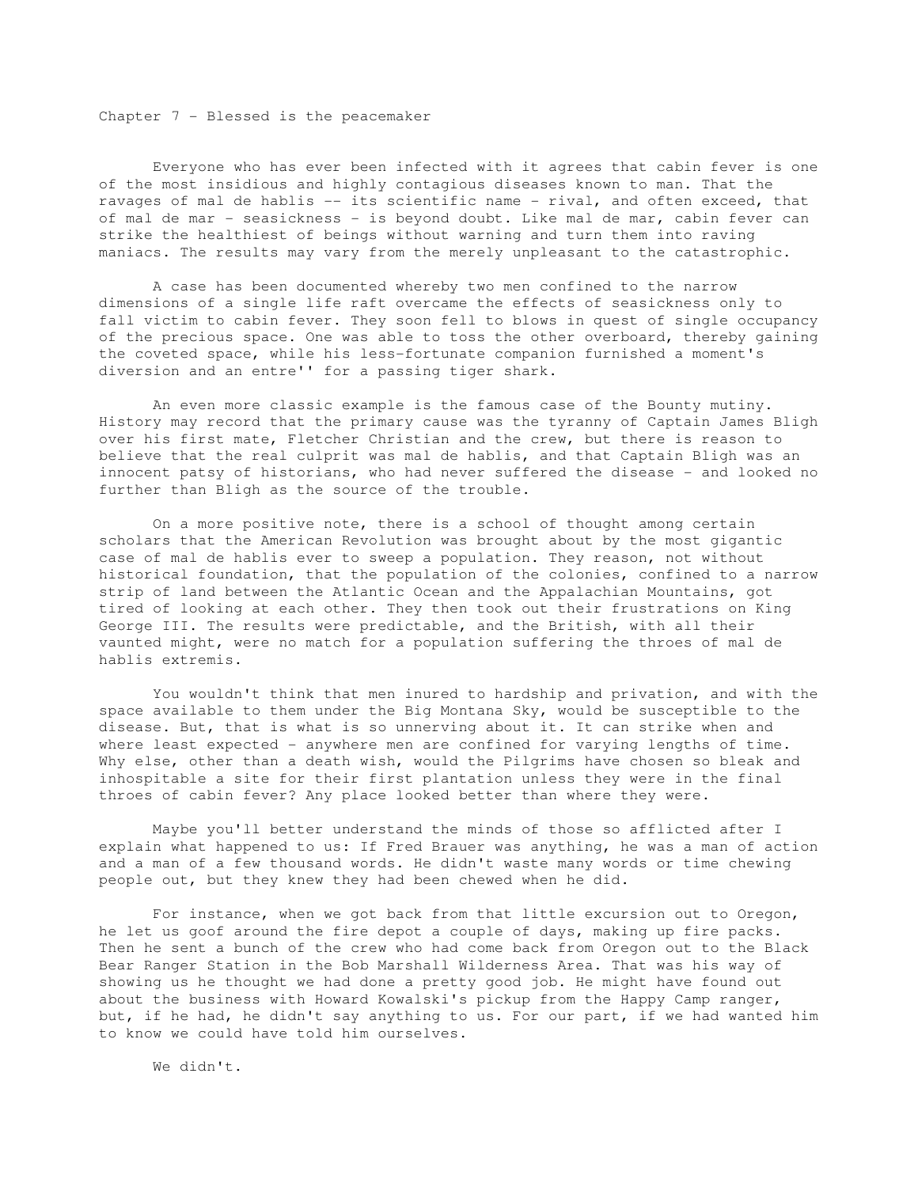## Chapter 7 - Blessed is the peacemaker

Everyone who has ever been infected with it agrees that cabin fever is one of the most insidious and highly contagious diseases known to man. That the ravages of mal de hablis -- its scientific name - rival, and often exceed, that of mal de mar - seasickness - is beyond doubt. Like mal de mar, cabin fever can strike the healthiest of beings without warning and turn them into raving maniacs. The results may vary from the merely unpleasant to the catastrophic.

A case has been documented whereby two men confined to the narrow dimensions of a single life raft overcame the effects of seasickness only to fall victim to cabin fever. They soon fell to blows in quest of single occupancy of the precious space. One was able to toss the other overboard, thereby gaining the coveted space, while his less-fortunate companion furnished a moment's diversion and an entre'' for a passing tiger shark.

An even more classic example is the famous case of the Bounty mutiny. History may record that the primary cause was the tyranny of Captain James Bligh over his first mate, Fletcher Christian and the crew, but there is reason to believe that the real culprit was mal de hablis, and that Captain Bligh was an innocent patsy of historians, who had never suffered the disease - and looked no further than Bligh as the source of the trouble.

On a more positive note, there is a school of thought among certain scholars that the American Revolution was brought about by the most gigantic case of mal de hablis ever to sweep a population. They reason, not without historical foundation, that the population of the colonies, confined to a narrow strip of land between the Atlantic Ocean and the Appalachian Mountains, got tired of looking at each other. They then took out their frustrations on King George III. The results were predictable, and the British, with all their vaunted might, were no match for a population suffering the throes of mal de hablis extremis.

You wouldn't think that men inured to hardship and privation, and with the space available to them under the Big Montana Sky, would be susceptible to the disease. But, that is what is so unnerving about it. It can strike when and where least expected - anywhere men are confined for varying lengths of time. Why else, other than a death wish, would the Pilgrims have chosen so bleak and inhospitable a site for their first plantation unless they were in the final throes of cabin fever? Any place looked better than where they were.

Maybe you'll better understand the minds of those so afflicted after I explain what happened to us: If Fred Brauer was anything, he was a man of action and a man of a few thousand words. He didn't waste many words or time chewing people out, but they knew they had been chewed when he did.

For instance, when we got back from that little excursion out to Oregon, he let us goof around the fire depot a couple of days, making up fire packs. Then he sent a bunch of the crew who had come back from Oregon out to the Black Bear Ranger Station in the Bob Marshall Wilderness Area. That was his way of showing us he thought we had done a pretty good job. He might have found out about the business with Howard Kowalski's pickup from the Happy Camp ranger, but, if he had, he didn't say anything to us. For our part, if we had wanted him to know we could have told him ourselves.

We didn't.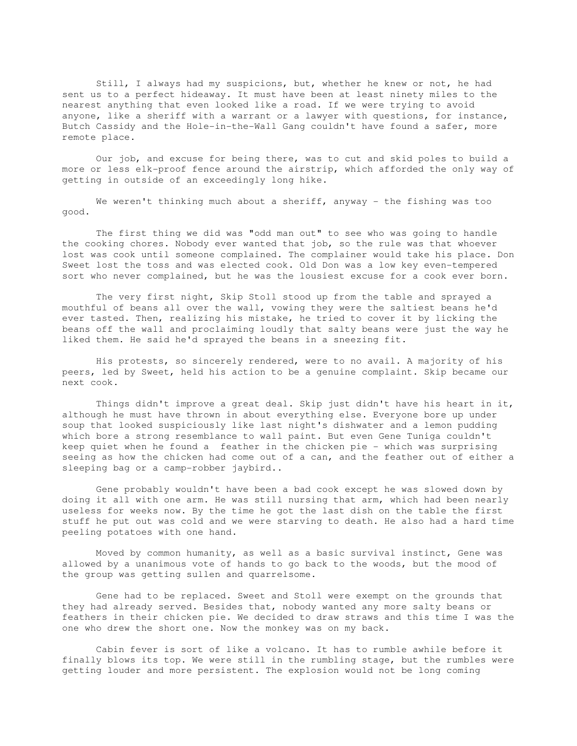Still, I always had my suspicions, but, whether he knew or not, he had sent us to a perfect hideaway. It must have been at least ninety miles to the nearest anything that even looked like a road. If we were trying to avoid anyone, like a sheriff with a warrant or a lawyer with questions, for instance, Butch Cassidy and the Hole-in-the-Wall Gang couldn't have found a safer, more remote place.

Our job, and excuse for being there, was to cut and skid poles to build a more or less elk-proof fence around the airstrip, which afforded the only way of getting in outside of an exceedingly long hike.

We weren't thinking much about a sheriff, anyway - the fishing was too good.

The first thing we did was "odd man out" to see who was going to handle the cooking chores. Nobody ever wanted that job, so the rule was that whoever lost was cook until someone complained. The complainer would take his place. Don Sweet lost the toss and was elected cook. Old Don was a low key even-tempered sort who never complained, but he was the lousiest excuse for a cook ever born.

The very first night, Skip Stoll stood up from the table and sprayed a mouthful of beans all over the wall, vowing they were the saltiest beans he'd ever tasted. Then, realizing his mistake, he tried to cover it by licking the beans off the wall and proclaiming loudly that salty beans were just the way he liked them. He said he'd sprayed the beans in a sneezing fit.

His protests, so sincerely rendered, were to no avail. A majority of his peers, led by Sweet, held his action to be a genuine complaint. Skip became our next cook.

Things didn't improve a great deal. Skip just didn't have his heart in it, although he must have thrown in about everything else. Everyone bore up under soup that looked suspiciously like last night's dishwater and a lemon pudding which bore a strong resemblance to wall paint. But even Gene Tuniga couldn't keep quiet when he found a feather in the chicken pie - which was surprising seeing as how the chicken had come out of a can, and the feather out of either a sleeping bag or a camp-robber jaybird..

Gene probably wouldn't have been a bad cook except he was slowed down by doing it all with one arm. He was still nursing that arm, which had been nearly useless for weeks now. By the time he got the last dish on the table the first stuff he put out was cold and we were starving to death. He also had a hard time peeling potatoes with one hand.

Moved by common humanity, as well as a basic survival instinct, Gene was allowed by a unanimous vote of hands to go back to the woods, but the mood of the group was getting sullen and quarrelsome.

Gene had to be replaced. Sweet and Stoll were exempt on the grounds that they had already served. Besides that, nobody wanted any more salty beans or feathers in their chicken pie. We decided to draw straws and this time I was the one who drew the short one. Now the monkey was on my back.

Cabin fever is sort of like a volcano. It has to rumble awhile before it finally blows its top. We were still in the rumbling stage, but the rumbles were getting louder and more persistent. The explosion would not be long coming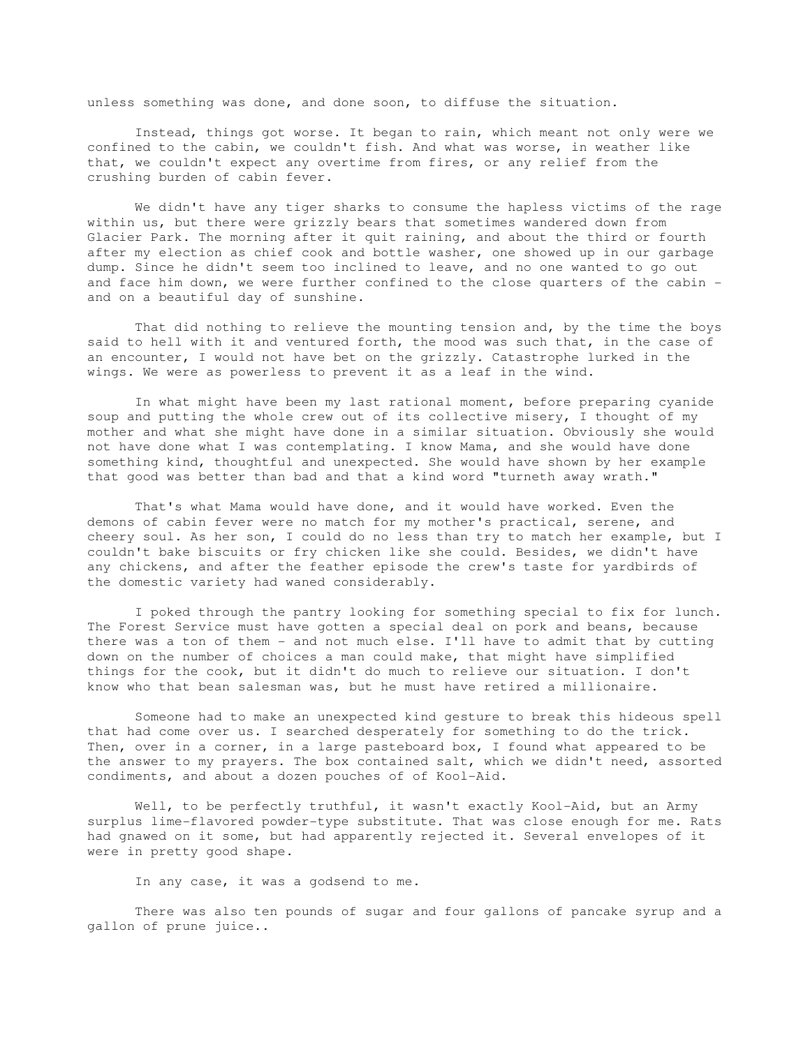unless something was done, and done soon, to diffuse the situation.

Instead, things got worse. It began to rain, which meant not only were we confined to the cabin, we couldn't fish. And what was worse, in weather like that, we couldn't expect any overtime from fires, or any relief from the crushing burden of cabin fever.

We didn't have any tiger sharks to consume the hapless victims of the rage within us, but there were grizzly bears that sometimes wandered down from Glacier Park. The morning after it quit raining, and about the third or fourth after my election as chief cook and bottle washer, one showed up in our garbage dump. Since he didn't seem too inclined to leave, and no one wanted to go out and face him down, we were further confined to the close quarters of the cabin - and on a beautiful day of sunshine.

That did nothing to relieve the mounting tension and, by the time the boys said to hell with it and ventured forth, the mood was such that, in the case of an encounter, I would not have bet on the grizzly. Catastrophe lurked in the wings. We were as powerless to prevent it as a leaf in the wind.

In what might have been my last rational moment, before preparing cyanide soup and putting the whole crew out of its collective misery, I thought of my mother and what she might have done in a similar situation. Obviously she would not have done what I was contemplating. I know Mama, and she would have done something kind, thoughtful and unexpected. She would have shown by her example that good was better than bad and that a kind word "turneth away wrath."

That's what Mama would have done, and it would have worked. Even the demons of cabin fever were no match for my mother's practical, serene, and cheery soul. As her son, I could do no less than try to match her example, but I couldn't bake biscuits or fry chicken like she could. Besides, we didn't have any chickens, and after the feather episode the crew's taste for yardbirds of the domestic variety had waned considerably.

I poked through the pantry looking for something special to fix for lunch. The Forest Service must have gotten a special deal on pork and beans, because there was a ton of them - and not much else. I'll have to admit that by cutting down on the number of choices a man could make, that might have simplified things for the cook, but it didn't do much to relieve our situation. I don't know who that bean salesman was, but he must have retired a millionaire.

Someone had to make an unexpected kind gesture to break this hideous spell that had come over us. I searched desperately for something to do the trick. Then, over in a corner, in a large pasteboard box, I found what appeared to be the answer to my prayers. The box contained salt, which we didn't need, assorted condiments, and about a dozen pouches of of Kool-Aid.

Well, to be perfectly truthful, it wasn't exactly Kool-Aid, but an Army surplus lime-flavored powder-type substitute. That was close enough for me. Rats had gnawed on it some, but had apparently rejected it. Several envelopes of it were in pretty good shape.

In any case, it was a godsend to me.

There was also ten pounds of sugar and four gallons of pancake syrup and a gallon of prune juice..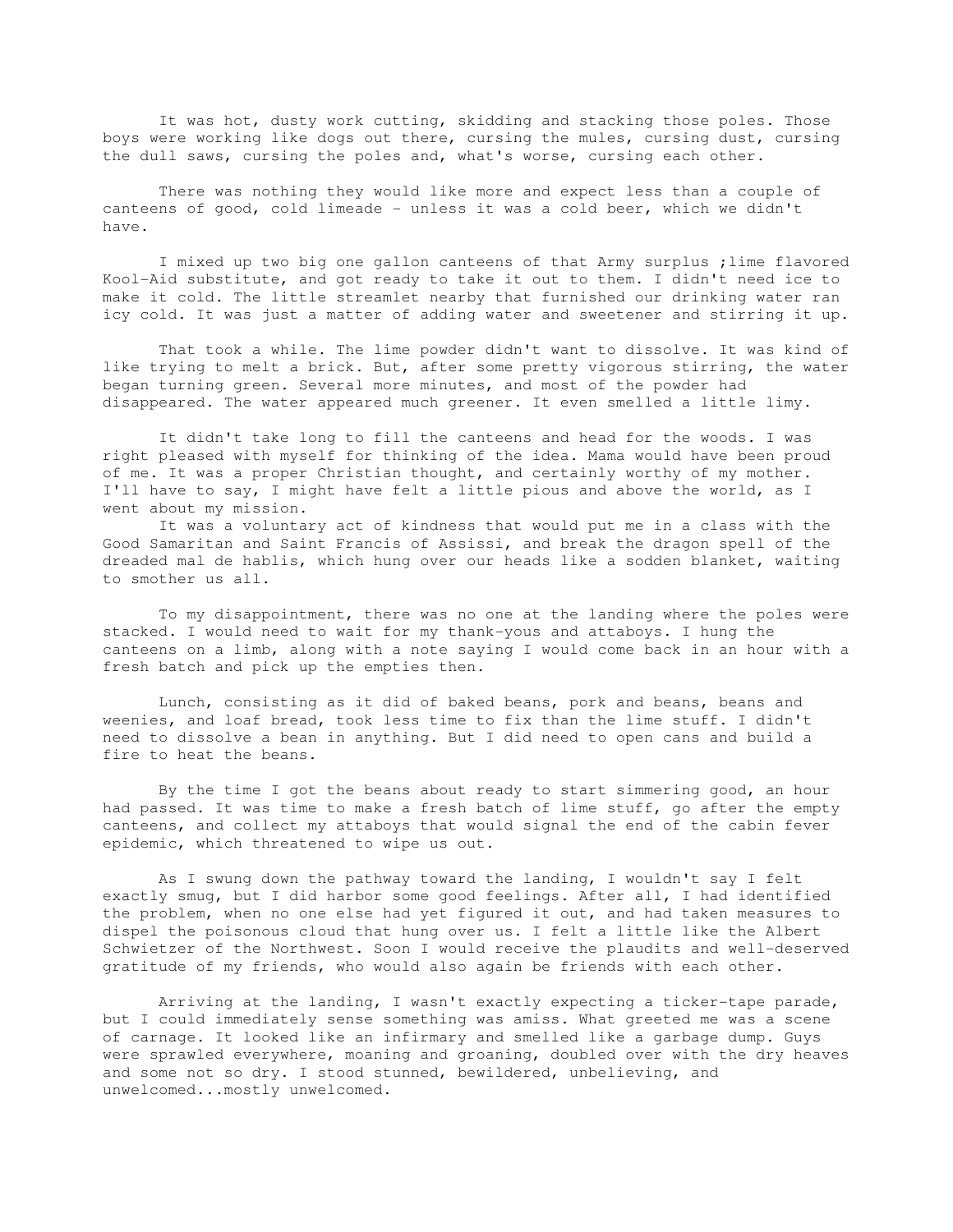It was hot, dusty work cutting, skidding and stacking those poles. Those boys were working like dogs out there, cursing the mules, cursing dust, cursing the dull saws, cursing the poles and, what's worse, cursing each other.

There was nothing they would like more and expect less than a couple of canteens of good, cold limeade - unless it was a cold beer, which we didn't have.

I mixed up two big one gallon canteens of that Army surplus ;lime flavored Kool-Aid substitute, and got ready to take it out to them. I didn't need ice to make it cold. The little streamlet nearby that furnished our drinking water ran icy cold. It was just a matter of adding water and sweetener and stirring it up.

That took a while. The lime powder didn't want to dissolve. It was kind of like trying to melt a brick. But, after some pretty vigorous stirring, the water began turning green. Several more minutes, and most of the powder had disappeared. The water appeared much greener. It even smelled a little limy.

It didn't take long to fill the canteens and head for the woods. I was right pleased with myself for thinking of the idea. Mama would have been proud of me. It was a proper Christian thought, and certainly worthy of my mother. I'll have to say, I might have felt a little pious and above the world, as I went about my mission.

It was a voluntary act of kindness that would put me in a class with the Good Samaritan and Saint Francis of Assissi, and break the dragon spell of the dreaded mal de hablis, which hung over our heads like a sodden blanket, waiting to smother us all.

To my disappointment, there was no one at the landing where the poles were stacked. I would need to wait for my thank-yous and attaboys. I hung the canteens on a limb, along with a note saying I would come back in an hour with a fresh batch and pick up the empties then.

Lunch, consisting as it did of baked beans, pork and beans, beans and weenies, and loaf bread, took less time to fix than the lime stuff. I didn't need to dissolve a bean in anything. But I did need to open cans and build a fire to heat the beans.

By the time I got the beans about ready to start simmering good, an hour had passed. It was time to make a fresh batch of lime stuff, go after the empty canteens, and collect my attaboys that would signal the end of the cabin fever epidemic, which threatened to wipe us out.

As I swung down the pathway toward the landing, I wouldn't say I felt exactly smug, but I did harbor some good feelings. After all, I had identified the problem, when no one else had yet figured it out, and had taken measures to dispel the poisonous cloud that hung over us. I felt a little like the Albert Schwietzer of the Northwest. Soon I would receive the plaudits and well-deserved gratitude of my friends, who would also again be friends with each other.

Arriving at the landing, I wasn't exactly expecting a ticker-tape parade, but I could immediately sense something was amiss. What greeted me was a scene of carnage. It looked like an infirmary and smelled like a garbage dump. Guys were sprawled everywhere, moaning and groaning, doubled over with the dry heaves and some not so dry. I stood stunned, bewildered, unbelieving, and unwelcomed...mostly unwelcomed.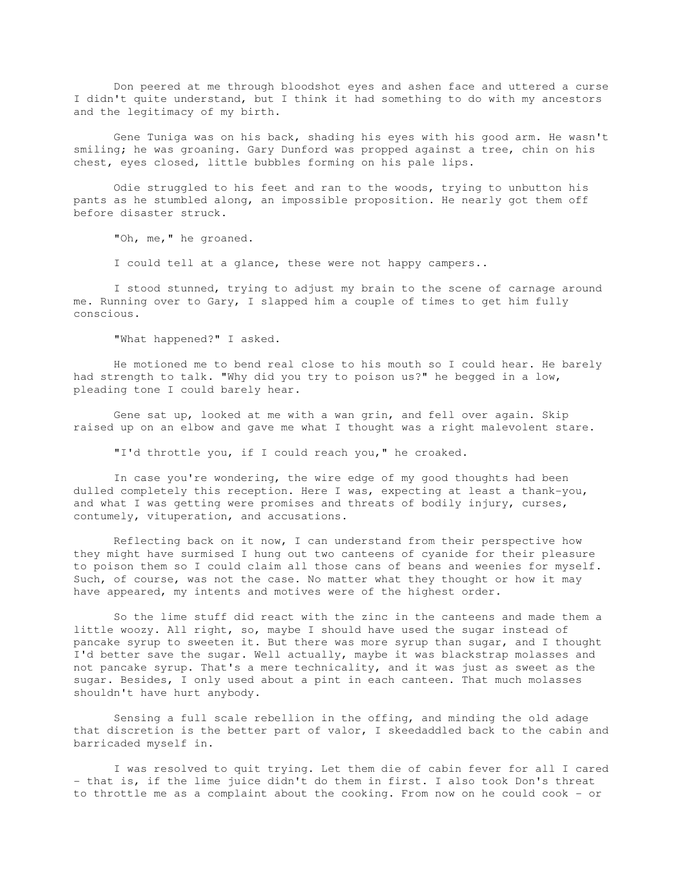Don peered at me through bloodshot eyes and ashen face and uttered a curse I didn't quite understand, but I think it had something to do with my ancestors and the legitimacy of my birth.

Gene Tuniga was on his back, shading his eyes with his good arm. He wasn't smiling; he was groaning. Gary Dunford was propped against a tree, chin on his chest, eyes closed, little bubbles forming on his pale lips.

Odie struggled to his feet and ran to the woods, trying to unbutton his pants as he stumbled along, an impossible proposition. He nearly got them off before disaster struck.

"Oh, me," he groaned.

I could tell at a glance, these were not happy campers..

I stood stunned, trying to adjust my brain to the scene of carnage around me. Running over to Gary, I slapped him a couple of times to get him fully conscious.

"What happened?" I asked.

He motioned me to bend real close to his mouth so I could hear. He barely had strength to talk. "Why did you try to poison us?" he begged in a low, pleading tone I could barely hear.

Gene sat up, looked at me with a wan grin, and fell over again. Skip raised up on an elbow and gave me what I thought was a right malevolent stare.

"I'd throttle you, if I could reach you," he croaked.

In case you're wondering, the wire edge of my good thoughts had been dulled completely this reception. Here I was, expecting at least a thank-you, and what I was getting were promises and threats of bodily injury, curses, contumely, vituperation, and accusations.

Reflecting back on it now, I can understand from their perspective how they might have surmised I hung out two canteens of cyanide for their pleasure to poison them so I could claim all those cans of beans and weenies for myself. Such, of course, was not the case. No matter what they thought or how it may have appeared, my intents and motives were of the highest order.

So the lime stuff did react with the zinc in the canteens and made them a little woozy. All right, so, maybe I should have used the sugar instead of pancake syrup to sweeten it. But there was more syrup than sugar, and I thought I'd better save the sugar. Well actually, maybe it was blackstrap molasses and not pancake syrup. That's a mere technicality, and it was just as sweet as the sugar. Besides, I only used about a pint in each canteen. That much molasses shouldn't have hurt anybody.

Sensing a full scale rebellion in the offing, and minding the old adage that discretion is the better part of valor, I skeedaddled back to the cabin and barricaded myself in.

I was resolved to quit trying. Let them die of cabin fever for all I cared - that is, if the lime juice didn't do them in first. I also took Don's threat to throttle me as a complaint about the cooking. From now on he could cook - or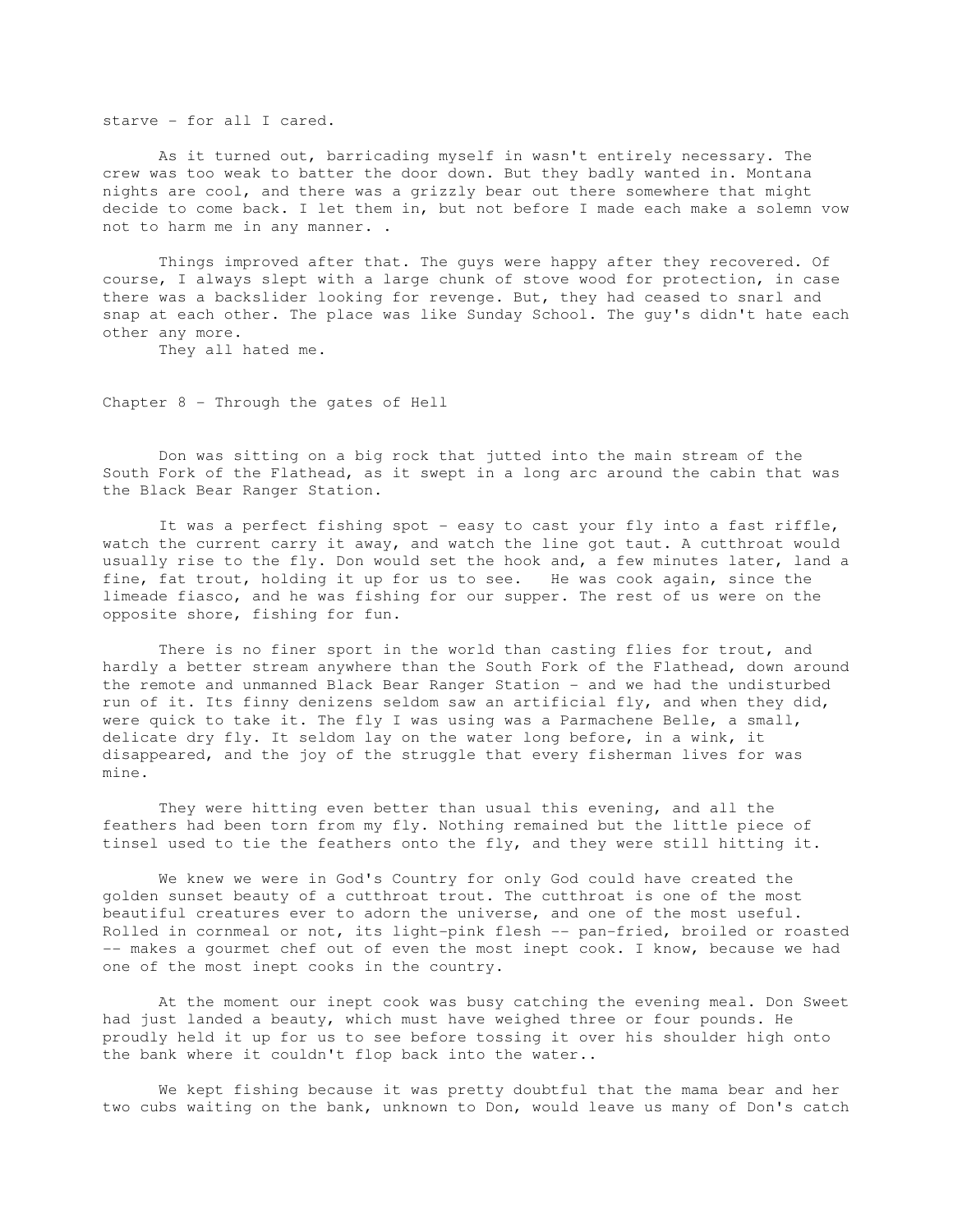starve - for all I cared.

As it turned out, barricading myself in wasn't entirely necessary. The crew was too weak to batter the door down. But they badly wanted in. Montana nights are cool, and there was a grizzly bear out there somewhere that might decide to come back. I let them in, but not before I made each make a solemn vow not to harm me in any manner. .

Things improved after that. The guys were happy after they recovered. Of course, I always slept with a large chunk of stove wood for protection, in case there was a backslider looking for revenge. But, they had ceased to snarl and snap at each other. The place was like Sunday School. The guy's didn't hate each other any more.

They all hated me.

## Chapter 8 - Through the gates of Hell

Don was sitting on a big rock that jutted into the main stream of the South Fork of the Flathead, as it swept in a long arc around the cabin that was the Black Bear Ranger Station.

It was a perfect fishing spot - easy to cast your fly into a fast riffle, watch the current carry it away, and watch the line got taut. A cutthroat would usually rise to the fly. Don would set the hook and, a few minutes later, land a fine, fat trout, holding it up for us to see. He was cook again, since the limeade fiasco, and he was fishing for our supper. The rest of us were on the opposite shore, fishing for fun.

There is no finer sport in the world than casting flies for trout, and hardly a better stream anywhere than the South Fork of the Flathead, down around the remote and unmanned Black Bear Ranger Station - and we had the undisturbed run of it. Its finny denizens seldom saw an artificial fly, and when they did, were quick to take it. The fly I was using was a Parmachene Belle, a small, delicate dry fly. It seldom lay on the water long before, in a wink, it disappeared, and the joy of the struggle that every fisherman lives for was mine.

They were hitting even better than usual this evening, and all the feathers had been torn from my fly. Nothing remained but the little piece of tinsel used to tie the feathers onto the fly, and they were still hitting it.

We knew we were in God's Country for only God could have created the golden sunset beauty of a cutthroat trout. The cutthroat is one of the most beautiful creatures ever to adorn the universe, and one of the most useful. Rolled in cornmeal or not, its light-pink flesh -- pan-fried, broiled or roasted -- makes a gourmet chef out of even the most inept cook. I know, because we had one of the most inept cooks in the country.

At the moment our inept cook was busy catching the evening meal. Don Sweet had just landed a beauty, which must have weighed three or four pounds. He proudly held it up for us to see before tossing it over his shoulder high onto the bank where it couldn't flop back into the water..

We kept fishing because it was pretty doubtful that the mama bear and her two cubs waiting on the bank, unknown to Don, would leave us many of Don's catch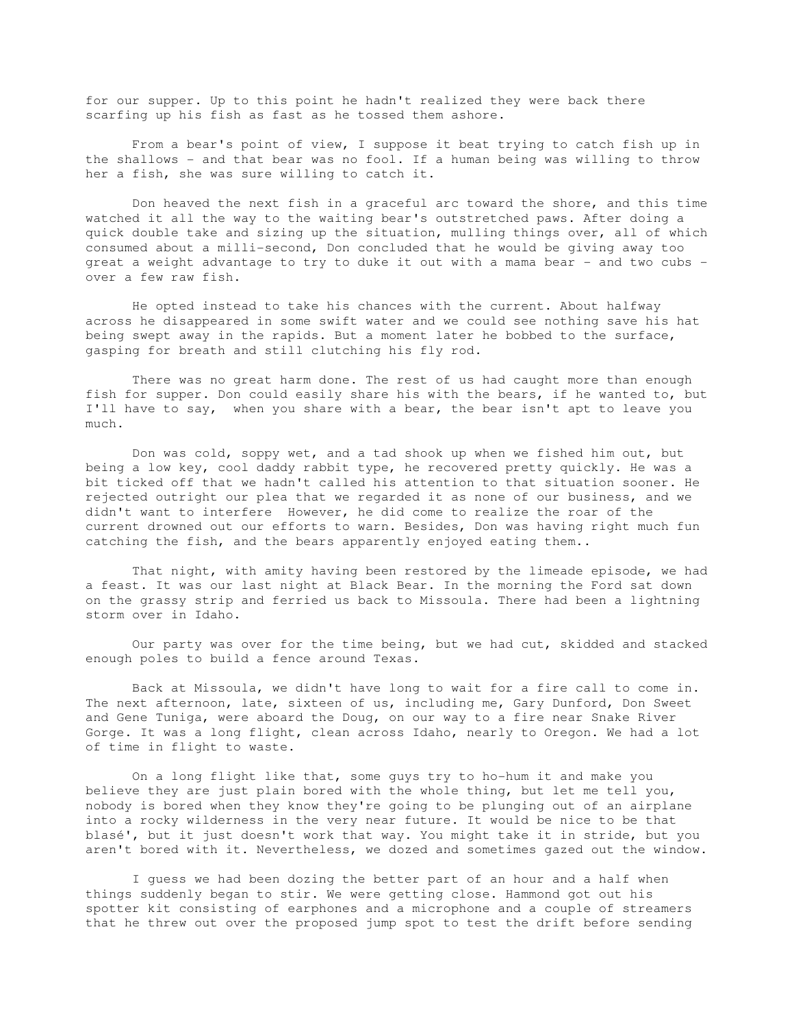for our supper. Up to this point he hadn't realized they were back there scarfing up his fish as fast as he tossed them ashore.

From a bear's point of view, I suppose it beat trying to catch fish up in the shallows - and that bear was no fool. If a human being was willing to throw her a fish, she was sure willing to catch it.

Don heaved the next fish in a graceful arc toward the shore, and this time watched it all the way to the waiting bear's outstretched paws. After doing a quick double take and sizing up the situation, mulling things over, all of which consumed about a milli-second, Don concluded that he would be giving away too great a weight advantage to try to duke it out with a mama bear - and two cubs - over a few raw fish.

He opted instead to take his chances with the current. About halfway across he disappeared in some swift water and we could see nothing save his hat being swept away in the rapids. But a moment later he bobbed to the surface, gasping for breath and still clutching his fly rod.

There was no great harm done. The rest of us had caught more than enough fish for supper. Don could easily share his with the bears, if he wanted to, but I'll have to say, when you share with a bear, the bear isn't apt to leave you much.

Don was cold, soppy wet, and a tad shook up when we fished him out, but being a low key, cool daddy rabbit type, he recovered pretty quickly. He was a bit ticked off that we hadn't called his attention to that situation sooner. He rejected outright our plea that we regarded it as none of our business, and we didn't want to interfere However, he did come to realize the roar of the current drowned out our efforts to warn. Besides, Don was having right much fun catching the fish, and the bears apparently enjoyed eating them..

That night, with amity having been restored by the limeade episode, we had a feast. It was our last night at Black Bear. In the morning the Ford sat down on the grassy strip and ferried us back to Missoula. There had been a lightning storm over in Idaho.

Our party was over for the time being, but we had cut, skidded and stacked enough poles to build a fence around Texas.

Back at Missoula, we didn't have long to wait for a fire call to come in. The next afternoon, late, sixteen of us, including me, Gary Dunford, Don Sweet and Gene Tuniga, were aboard the Doug, on our way to a fire near Snake River Gorge. It was a long flight, clean across Idaho, nearly to Oregon. We had a lot of time in flight to waste.

On a long flight like that, some guys try to ho-hum it and make you believe they are just plain bored with the whole thing, but let me tell you, nobody is bored when they know they're going to be plunging out of an airplane into a rocky wilderness in the very near future. It would be nice to be that blasé', but it just doesn't work that way. You might take it in stride, but you aren't bored with it. Nevertheless, we dozed and sometimes gazed out the window.

I guess we had been dozing the better part of an hour and a half when things suddenly began to stir. We were getting close. Hammond got out his spotter kit consisting of earphones and a microphone and a couple of streamers that he threw out over the proposed jump spot to test the drift before sending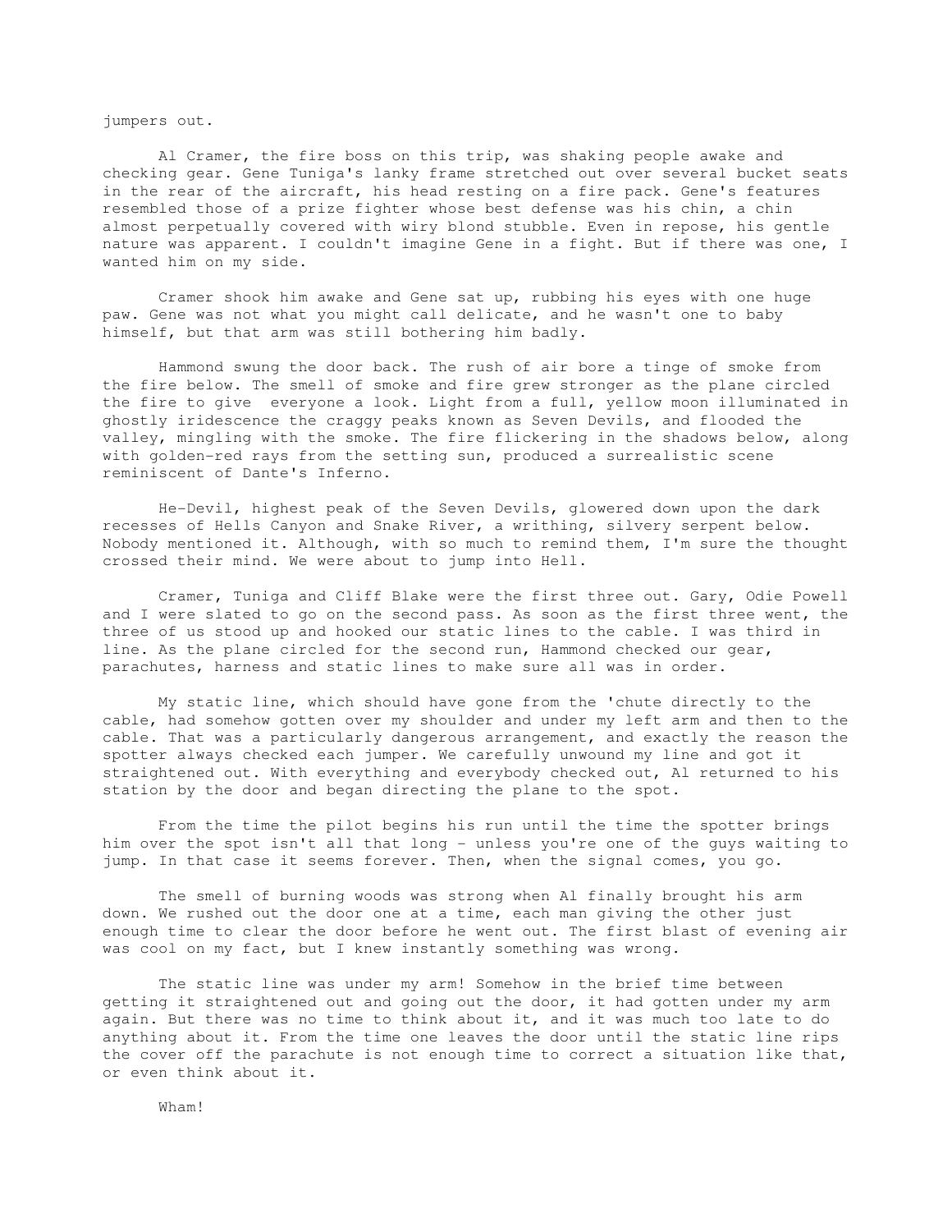jumpers out.

Al Cramer, the fire boss on this trip, was shaking people awake and checking gear. Gene Tuniga's lanky frame stretched out over several bucket seats in the rear of the aircraft, his head resting on a fire pack. Gene's features resembled those of a prize fighter whose best defense was his chin, a chin almost perpetually covered with wiry blond stubble. Even in repose, his gentle nature was apparent. I couldn't imagine Gene in a fight. But if there was one, I wanted him on my side.

Cramer shook him awake and Gene sat up, rubbing his eyes with one huge paw. Gene was not what you might call delicate, and he wasn't one to baby himself, but that arm was still bothering him badly.

Hammond swung the door back. The rush of air bore a tinge of smoke from the fire below. The smell of smoke and fire grew stronger as the plane circled the fire to give everyone a look. Light from a full, yellow moon illuminated in ghostly iridescence the craggy peaks known as Seven Devils, and flooded the valley, mingling with the smoke. The fire flickering in the shadows below, along with golden-red rays from the setting sun, produced a surrealistic scene reminiscent of Dante's Inferno.

He-Devil, highest peak of the Seven Devils, glowered down upon the dark recesses of Hells Canyon and Snake River, a writhing, silvery serpent below. Nobody mentioned it. Although, with so much to remind them, I'm sure the thought crossed their mind. We were about to jump into Hell.

Cramer, Tuniga and Cliff Blake were the first three out. Gary, Odie Powell and I were slated to go on the second pass. As soon as the first three went, the three of us stood up and hooked our static lines to the cable. I was third in line. As the plane circled for the second run, Hammond checked our gear, parachutes, harness and static lines to make sure all was in order.

My static line, which should have gone from the 'chute directly to the cable, had somehow gotten over my shoulder and under my left arm and then to the cable. That was a particularly dangerous arrangement, and exactly the reason the spotter always checked each jumper. We carefully unwound my line and got it straightened out. With everything and everybody checked out, Al returned to his station by the door and began directing the plane to the spot.

From the time the pilot begins his run until the time the spotter brings him over the spot isn't all that long - unless you're one of the guys waiting to jump. In that case it seems forever. Then, when the signal comes, you go.

The smell of burning woods was strong when Al finally brought his arm down. We rushed out the door one at a time, each man giving the other just enough time to clear the door before he went out. The first blast of evening air was cool on my fact, but I knew instantly something was wrong.

The static line was under my arm! Somehow in the brief time between getting it straightened out and going out the door, it had gotten under my arm again. But there was no time to think about it, and it was much too late to do anything about it. From the time one leaves the door until the static line rips the cover off the parachute is not enough time to correct a situation like that, or even think about it.

Wham!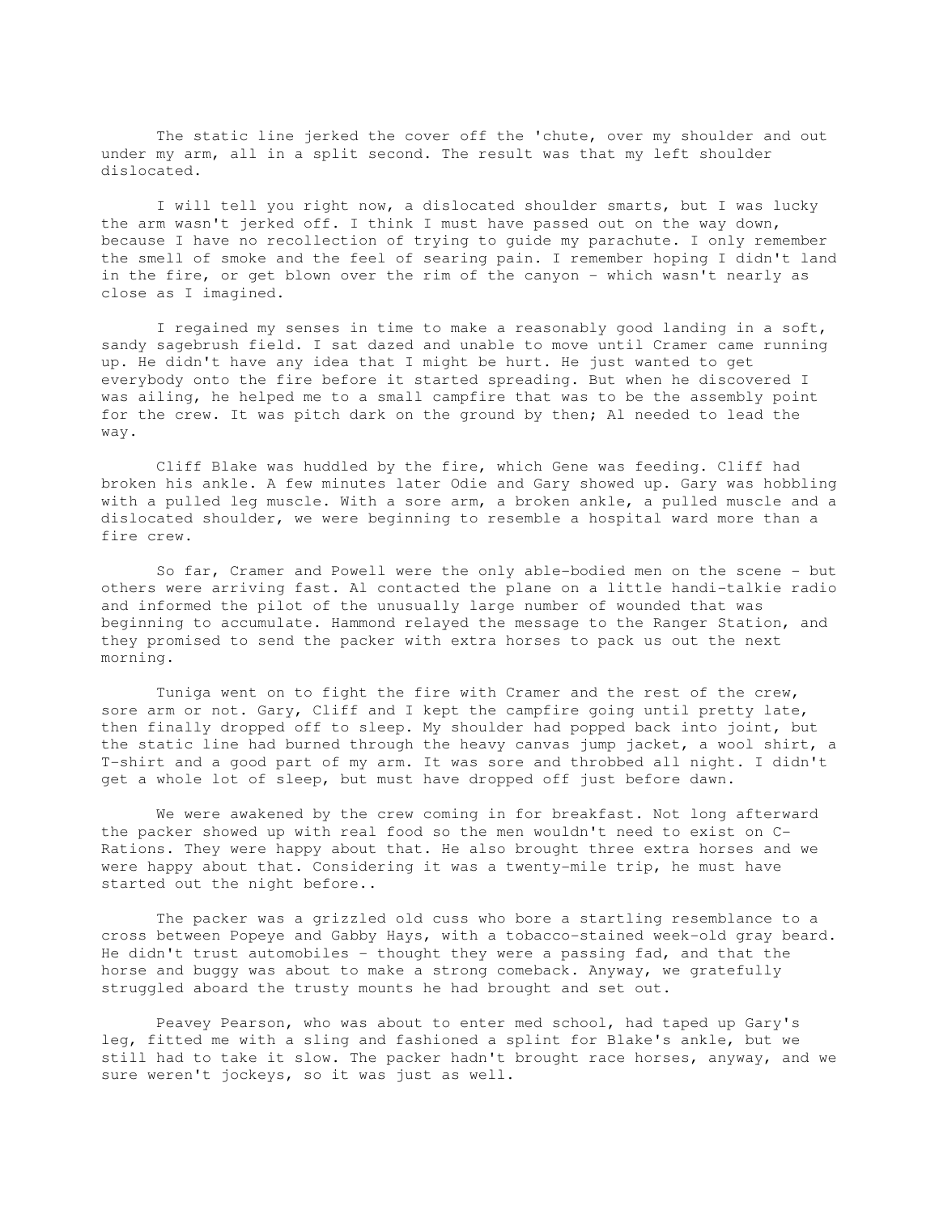The static line jerked the cover off the 'chute, over my shoulder and out under my arm, all in a split second. The result was that my left shoulder dislocated.

I will tell you right now, a dislocated shoulder smarts, but I was lucky the arm wasn't jerked off. I think I must have passed out on the way down, because I have no recollection of trying to guide my parachute. I only remember the smell of smoke and the feel of searing pain. I remember hoping I didn't land in the fire, or get blown over the rim of the canyon - which wasn't nearly as close as I imagined.

I regained my senses in time to make a reasonably good landing in a soft, sandy sagebrush field. I sat dazed and unable to move until Cramer came running up. He didn't have any idea that I might be hurt. He just wanted to get everybody onto the fire before it started spreading. But when he discovered I was ailing, he helped me to a small campfire that was to be the assembly point for the crew. It was pitch dark on the ground by then; Al needed to lead the way.

Cliff Blake was huddled by the fire, which Gene was feeding. Cliff had broken his ankle. A few minutes later Odie and Gary showed up. Gary was hobbling with a pulled leg muscle. With a sore arm, a broken ankle, a pulled muscle and a dislocated shoulder, we were beginning to resemble a hospital ward more than a fire crew.

So far, Cramer and Powell were the only able-bodied men on the scene - but others were arriving fast. Al contacted the plane on a little handi-talkie radio and informed the pilot of the unusually large number of wounded that was beginning to accumulate. Hammond relayed the message to the Ranger Station, and they promised to send the packer with extra horses to pack us out the next morning.

Tuniga went on to fight the fire with Cramer and the rest of the crew, sore arm or not. Gary, Cliff and I kept the campfire going until pretty late, then finally dropped off to sleep. My shoulder had popped back into joint, but the static line had burned through the heavy canvas jump jacket, a wool shirt, a T-shirt and a good part of my arm. It was sore and throbbed all night. I didn't get a whole lot of sleep, but must have dropped off just before dawn.

We were awakened by the crew coming in for breakfast. Not long afterward the packer showed up with real food so the men wouldn't need to exist on C-Rations. They were happy about that. He also brought three extra horses and we were happy about that. Considering it was a twenty-mile trip, he must have started out the night before..

The packer was a grizzled old cuss who bore a startling resemblance to a cross between Popeye and Gabby Hays, with a tobacco-stained week-old gray beard. He didn't trust automobiles - thought they were a passing fad, and that the horse and buggy was about to make a strong comeback. Anyway, we gratefully struggled aboard the trusty mounts he had brought and set out.

Peavey Pearson, who was about to enter med school, had taped up Gary's leg, fitted me with a sling and fashioned a splint for Blake's ankle, but we still had to take it slow. The packer hadn't brought race horses, anyway, and we sure weren't jockeys, so it was just as well.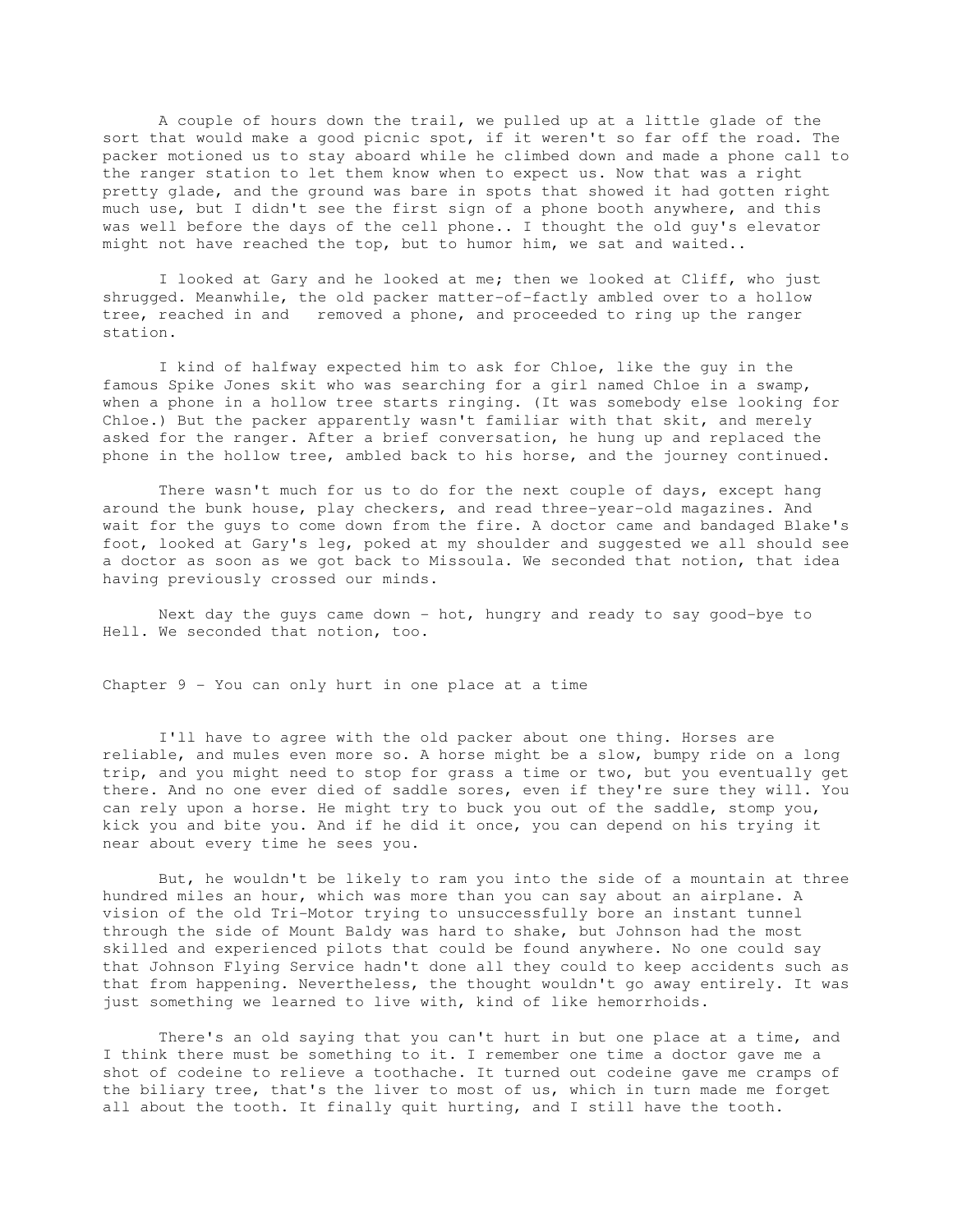A couple of hours down the trail, we pulled up at a little glade of the sort that would make a good picnic spot, if it weren't so far off the road. The packer motioned us to stay aboard while he climbed down and made a phone call to the ranger station to let them know when to expect us. Now that was a right pretty glade, and the ground was bare in spots that showed it had gotten right much use, but I didn't see the first sign of a phone booth anywhere, and this was well before the days of the cell phone.. I thought the old guy's elevator might not have reached the top, but to humor him, we sat and waited..

I looked at Gary and he looked at me; then we looked at Cliff, who just shrugged. Meanwhile, the old packer matter-of-factly ambled over to a hollow tree, reached in and removed a phone, and proceeded to ring up the ranger station.

I kind of halfway expected him to ask for Chloe, like the guy in the famous Spike Jones skit who was searching for a girl named Chloe in a swamp, when a phone in a hollow tree starts ringing. (It was somebody else looking for Chloe.) But the packer apparently wasn't familiar with that skit, and merely asked for the ranger. After a brief conversation, he hung up and replaced the phone in the hollow tree, ambled back to his horse, and the journey continued.

There wasn't much for us to do for the next couple of days, except hang around the bunk house, play checkers, and read three-year-old magazines. And wait for the guys to come down from the fire. A doctor came and bandaged Blake's foot, looked at Gary's leg, poked at my shoulder and suggested we all should see a doctor as soon as we got back to Missoula. We seconded that notion, that idea having previously crossed our minds.

Next day the guys came down - hot, hungry and ready to say good-bye to Hell. We seconded that notion, too.

## Chapter 9 - You can only hurt in one place at a time

I'll have to agree with the old packer about one thing. Horses are reliable, and mules even more so. A horse might be a slow, bumpy ride on a long trip, and you might need to stop for grass a time or two, but you eventually get there. And no one ever died of saddle sores, even if they're sure they will. You can rely upon a horse. He might try to buck you out of the saddle, stomp you, kick you and bite you. And if he did it once, you can depend on his trying it near about every time he sees you.

But, he wouldn't be likely to ram you into the side of a mountain at three hundred miles an hour, which was more than you can say about an airplane. A vision of the old Tri-Motor trying to unsuccessfully bore an instant tunnel through the side of Mount Baldy was hard to shake, but Johnson had the most skilled and experienced pilots that could be found anywhere. No one could say that Johnson Flying Service hadn't done all they could to keep accidents such as that from happening. Nevertheless, the thought wouldn't go away entirely. It was just something we learned to live with, kind of like hemorrhoids.

There's an old saying that you can't hurt in but one place at a time, and I think there must be something to it. I remember one time a doctor gave me a shot of codeine to relieve a toothache. It turned out codeine gave me cramps of the biliary tree, that's the liver to most of us, which in turn made me forget all about the tooth. It finally quit hurting, and I still have the tooth.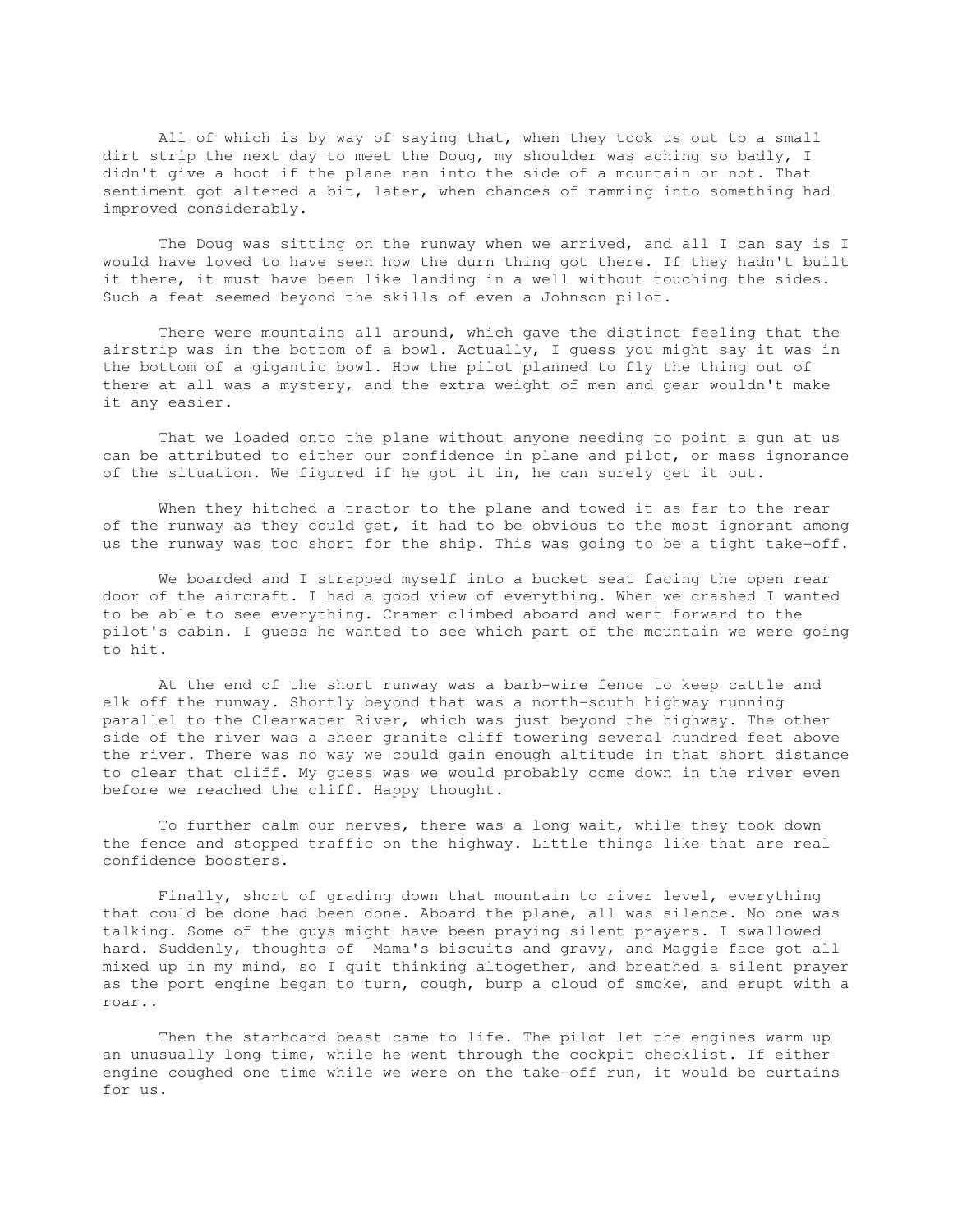All of which is by way of saying that, when they took us out to a small dirt strip the next day to meet the Doug, my shoulder was aching so badly, I didn't give a hoot if the plane ran into the side of a mountain or not. That sentiment got altered a bit, later, when chances of ramming into something had improved considerably.

The Doug was sitting on the runway when we arrived, and all I can say is I would have loved to have seen how the durn thing got there. If they hadn't built it there, it must have been like landing in a well without touching the sides. Such a feat seemed beyond the skills of even a Johnson pilot.

There were mountains all around, which gave the distinct feeling that the airstrip was in the bottom of a bowl. Actually, I guess you might say it was in the bottom of a gigantic bowl. How the pilot planned to fly the thing out of there at all was a mystery, and the extra weight of men and gear wouldn't make it any easier.

That we loaded onto the plane without anyone needing to point a gun at us can be attributed to either our confidence in plane and pilot, or mass ignorance of the situation. We figured if he got it in, he can surely get it out.

When they hitched a tractor to the plane and towed it as far to the rear of the runway as they could get, it had to be obvious to the most ignorant among us the runway was too short for the ship. This was going to be a tight take-off.

We boarded and I strapped myself into a bucket seat facing the open rear door of the aircraft. I had a good view of everything. When we crashed I wanted to be able to see everything. Cramer climbed aboard and went forward to the pilot's cabin. I guess he wanted to see which part of the mountain we were going to hit.

At the end of the short runway was a barb-wire fence to keep cattle and elk off the runway. Shortly beyond that was a north-south highway running parallel to the Clearwater River, which was just beyond the highway. The other side of the river was a sheer granite cliff towering several hundred feet above the river. There was no way we could gain enough altitude in that short distance to clear that cliff. My guess was we would probably come down in the river even before we reached the cliff. Happy thought.

To further calm our nerves, there was a long wait, while they took down the fence and stopped traffic on the highway. Little things like that are real confidence boosters.

Finally, short of grading down that mountain to river level, everything that could be done had been done. Aboard the plane, all was silence. No one was talking. Some of the guys might have been praying silent prayers. I swallowed hard. Suddenly, thoughts of Mama's biscuits and gravy, and Maggie face got all mixed up in my mind, so I quit thinking altogether, and breathed a silent prayer as the port engine began to turn, cough, burp a cloud of smoke, and erupt with a roar..

Then the starboard beast came to life. The pilot let the engines warm up an unusually long time, while he went through the cockpit checklist. If either engine coughed one time while we were on the take-off run, it would be curtains for us.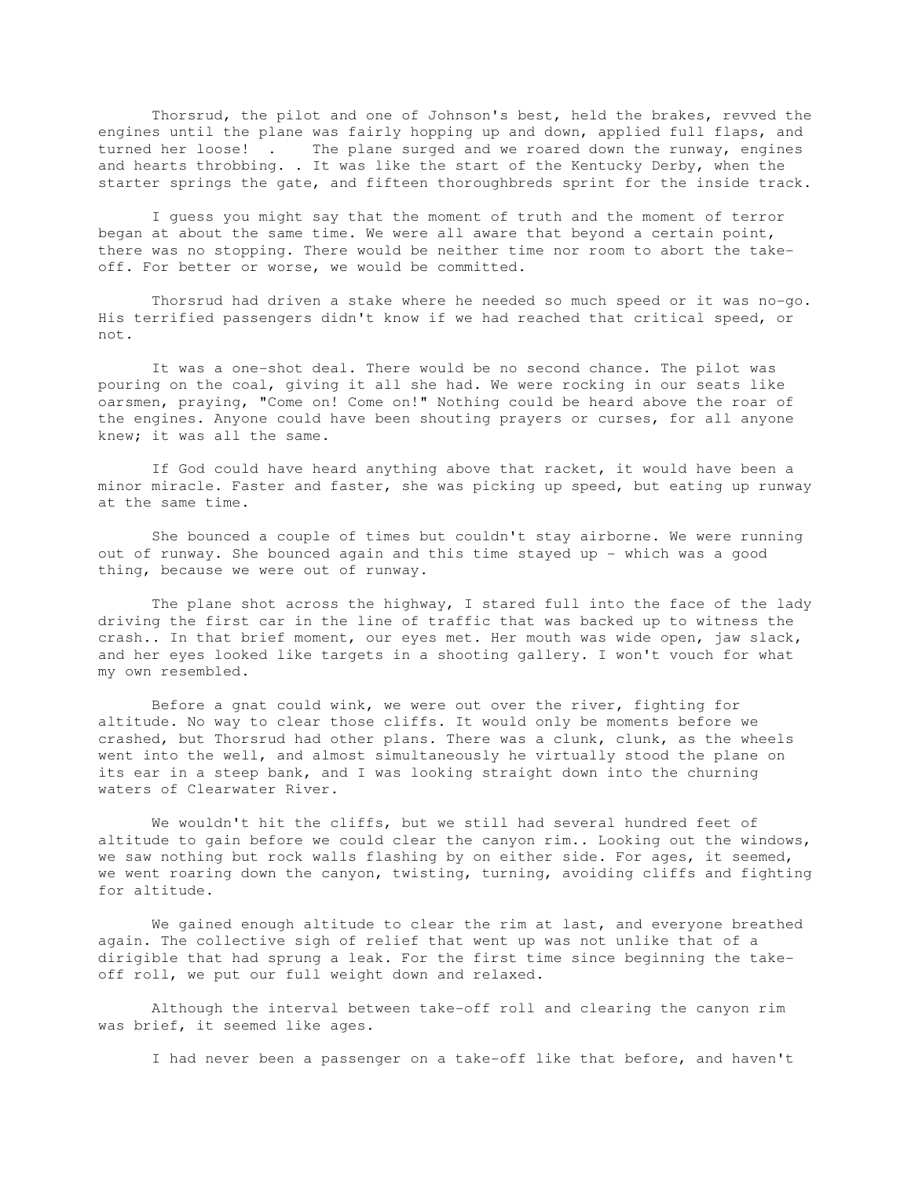Thorsrud, the pilot and one of Johnson's best, held the brakes, revved the engines until the plane was fairly hopping up and down, applied full flaps, and turned her loose! . The plane surged and we roared down the runway, engines and hearts throbbing. . It was like the start of the Kentucky Derby, when the starter springs the gate, and fifteen thoroughbreds sprint for the inside track.

I guess you might say that the moment of truth and the moment of terror began at about the same time. We were all aware that beyond a certain point, there was no stopping. There would be neither time nor room to abort the take-off. For better or worse, we would be committed.

Thorsrud had driven a stake where he needed so much speed or it was no-go. His terrified passengers didn't know if we had reached that critical speed, or not.

It was a one-shot deal. There would be no second chance. The pilot was pouring on the coal, giving it all she had. We were rocking in our seats like oarsmen, praying, "Come on! Come on!" Nothing could be heard above the roar of the engines. Anyone could have been shouting prayers or curses, for all anyone knew; it was all the same.

If God could have heard anything above that racket, it would have been a minor miracle. Faster and faster, she was picking up speed, but eating up runway at the same time.

She bounced a couple of times but couldn't stay airborne. We were running out of runway. She bounced again and this time stayed up - which was a good thing, because we were out of runway.

The plane shot across the highway, I stared full into the face of the lady driving the first car in the line of traffic that was backed up to witness the crash.. In that brief moment, our eyes met. Her mouth was wide open, jaw slack, and her eyes looked like targets in a shooting gallery. I won't vouch for what my own resembled.

Before a gnat could wink, we were out over the river, fighting for altitude. No way to clear those cliffs. It would only be moments before we crashed, but Thorsrud had other plans. There was a clunk, clunk, as the wheels went into the well, and almost simultaneously he virtually stood the plane on its ear in a steep bank, and I was looking straight down into the churning waters of Clearwater River.

We wouldn't hit the cliffs, but we still had several hundred feet of altitude to gain before we could clear the canyon rim.. Looking out the windows, we saw nothing but rock walls flashing by on either side. For ages, it seemed, we went roaring down the canyon, twisting, turning, avoiding cliffs and fighting for altitude.

We gained enough altitude to clear the rim at last, and everyone breathed again. The collective sigh of relief that went up was not unlike that of a dirigible that had sprung a leak. For the first time since beginning the take-off roll, we put our full weight down and relaxed.

Although the interval between take-off roll and clearing the canyon rim was brief, it seemed like ages.

I had never been a passenger on a take-off like that before, and haven't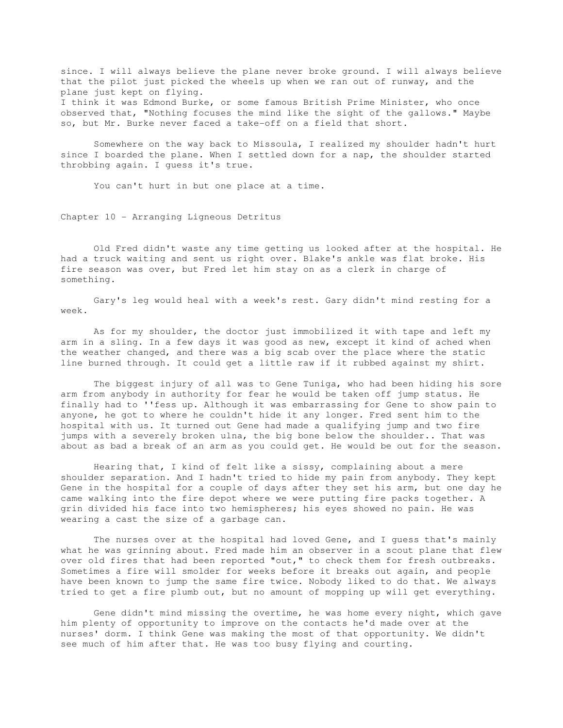since. I will always believe the plane never broke ground. I will always believe that the pilot just picked the wheels up when we ran out of runway, and the plane just kept on flying.

I think it was Edmond Burke, or some famous British Prime Minister, who once observed that, "Nothing focuses the mind like the sight of the gallows." Maybe so, but Mr. Burke never faced a take-off on a field that short.

Somewhere on the way back to Missoula, I realized my shoulder hadn't hurt since I boarded the plane. When I settled down for a nap, the shoulder started throbbing again. I guess it's true.

You can't hurt in but one place at a time.

## Chapter 10 - Arranging Ligneous Detritus

Old Fred didn't waste any time getting us looked after at the hospital. He had a truck waiting and sent us right over. Blake's ankle was flat broke. His fire season was over, but Fred let him stay on as a clerk in charge of something.

Gary's leg would heal with a week's rest. Gary didn't mind resting for a week.

As for my shoulder, the doctor just immobilized it with tape and left my arm in a sling. In a few days it was good as new, except it kind of ached when the weather changed, and there was a big scab over the place where the static line burned through. It could get a little raw if it rubbed against my shirt.

The biggest injury of all was to Gene Tuniga, who had been hiding his sore arm from anybody in authority for fear he would be taken off jump status. He finally had to ''fess up. Although it was embarrassing for Gene to show pain to anyone, he got to where he couldn't hide it any longer. Fred sent him to the hospital with us. It turned out Gene had made a qualifying jump and two fire jumps with a severely broken ulna, the big bone below the shoulder.. That was about as bad a break of an arm as you could get. He would be out for the season.

Hearing that, I kind of felt like a sissy, complaining about a mere shoulder separation. And I hadn't tried to hide my pain from anybody. They kept Gene in the hospital for a couple of days after they set his arm, but one day he came walking into the fire depot where we were putting fire packs together. A grin divided his face into two hemispheres; his eyes showed no pain. He was wearing a cast the size of a garbage can.

The nurses over at the hospital had loved Gene, and I guess that's mainly what he was grinning about. Fred made him an observer in a scout plane that flew over old fires that had been reported "out," to check them for fresh outbreaks. Sometimes a fire will smolder for weeks before it breaks out again, and people have been known to jump the same fire twice. Nobody liked to do that. We always tried to get a fire plumb out, but no amount of mopping up will get everything.

Gene didn't mind missing the overtime, he was home every night, which gave him plenty of opportunity to improve on the contacts he'd made over at the nurses' dorm. I think Gene was making the most of that opportunity. We didn't see much of him after that. He was too busy flying and courting.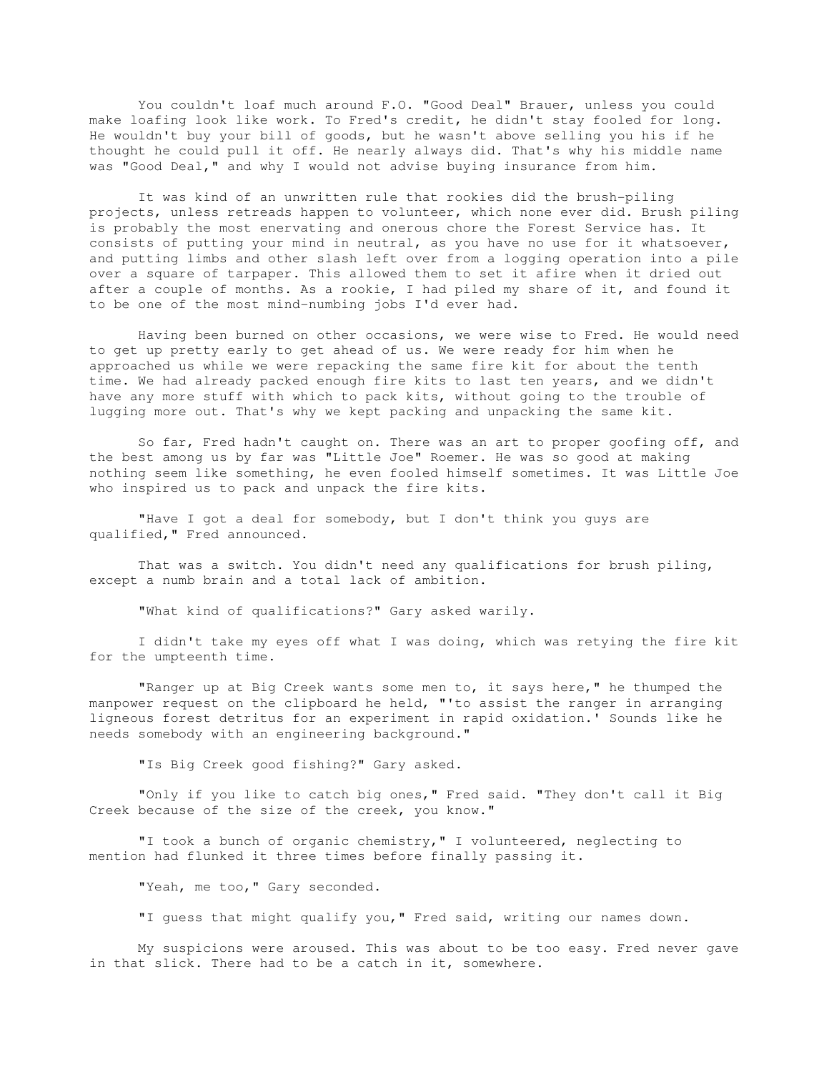You couldn't loaf much around F.O. "Good Deal" Brauer, unless you could make loafing look like work. To Fred's credit, he didn't stay fooled for long. He wouldn't buy your bill of goods, but he wasn't above selling you his if he thought he could pull it off. He nearly always did. That's why his middle name was "Good Deal," and why I would not advise buying insurance from him.

It was kind of an unwritten rule that rookies did the brush-piling projects, unless retreads happen to volunteer, which none ever did. Brush piling is probably the most enervating and onerous chore the Forest Service has. It consists of putting your mind in neutral, as you have no use for it whatsoever, and putting limbs and other slash left over from a logging operation into a pile over a square of tarpaper. This allowed them to set it afire when it dried out after a couple of months. As a rookie, I had piled my share of it, and found it to be one of the most mind-numbing jobs I'd ever had.

Having been burned on other occasions, we were wise to Fred. He would need to get up pretty early to get ahead of us. We were ready for him when he approached us while we were repacking the same fire kit for about the tenth time. We had already packed enough fire kits to last ten years, and we didn't have any more stuff with which to pack kits, without going to the trouble of lugging more out. That's why we kept packing and unpacking the same kit.

So far, Fred hadn't caught on. There was an art to proper goofing off, and the best among us by far was "Little Joe" Roemer. He was so good at making nothing seem like something, he even fooled himself sometimes. It was Little Joe who inspired us to pack and unpack the fire kits.

"Have I got a deal for somebody, but I don't think you guys are qualified," Fred announced.

That was a switch. You didn't need any qualifications for brush piling, except a numb brain and a total lack of ambition.

"What kind of qualifications?" Gary asked warily.

I didn't take my eyes off what I was doing, which was retying the fire kit for the umpteenth time.

"Ranger up at Big Creek wants some men to, it says here," he thumped the manpower request on the clipboard he held, "'to assist the ranger in arranging ligneous forest detritus for an experiment in rapid oxidation.' Sounds like he needs somebody with an engineering background."

"Is Big Creek good fishing?" Gary asked.

"Only if you like to catch big ones," Fred said. "They don't call it Big Creek because of the size of the creek, you know."

"I took a bunch of organic chemistry," I volunteered, neglecting to mention had flunked it three times before finally passing it.

"Yeah, me too," Gary seconded.

"I guess that might qualify you," Fred said, writing our names down.

My suspicions were aroused. This was about to be too easy. Fred never gave in that slick. There had to be a catch in it, somewhere.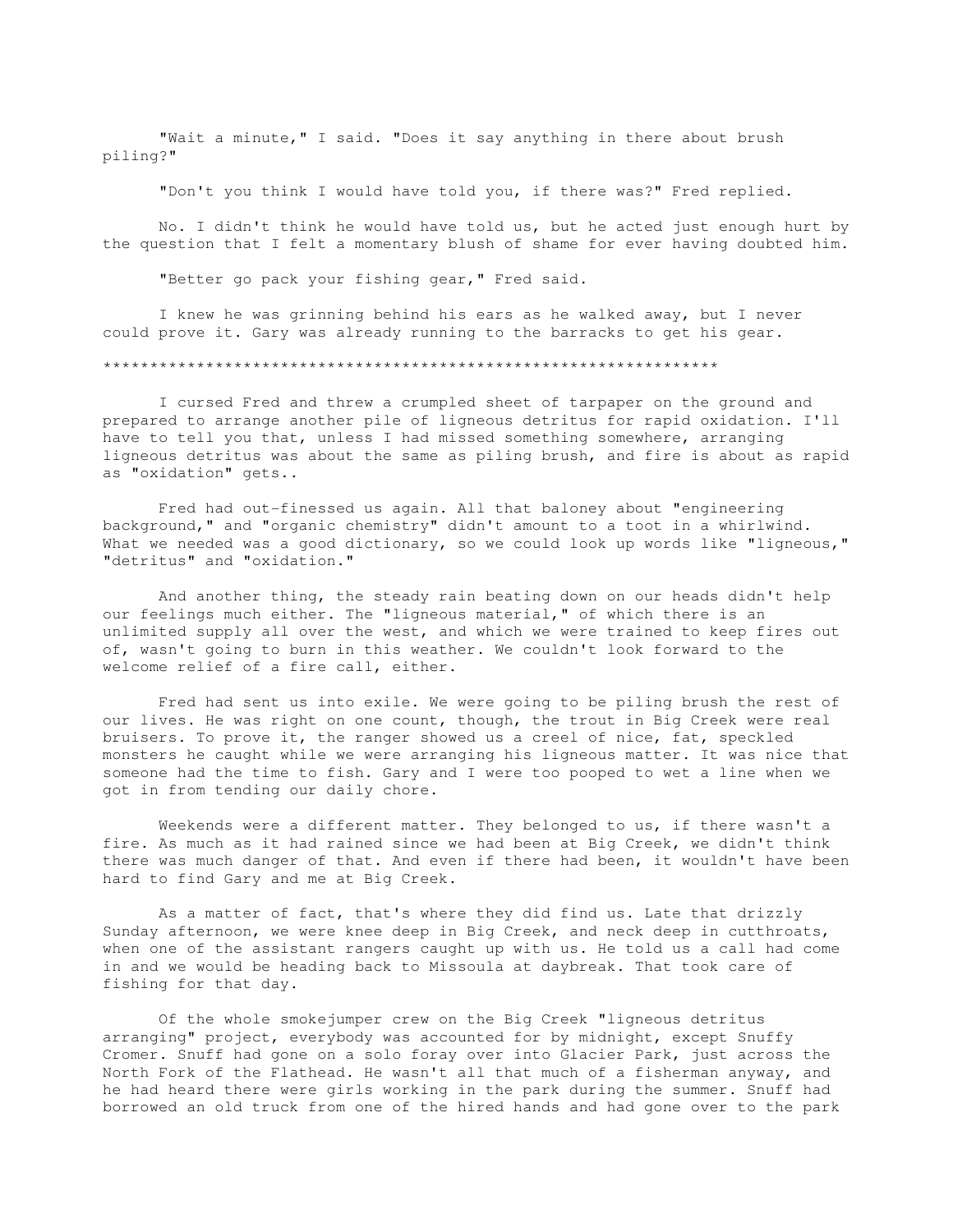"Wait a minute," I said. "Does it say anything in there about brush piling?"

"Don't you think I would have told you, if there was?" Fred replied.

No. I didn't think he would have told us, but he acted just enough hurt by the question that I felt a momentary blush of shame for ever having doubted him.

"Better go pack your fishing gear," Fred said.

I knew he was grinning behind his ears as he walked away, but I never could prove it. Gary was already running to the barracks to get his gear.

*****************************************************************

I cursed Fred and threw a crumpled sheet of tarpaper on the ground and prepared to arrange another pile of ligneous detritus for rapid oxidation. I'll have to tell you that, unless I had missed something somewhere, arranging ligneous detritus was about the same as piling brush, and fire is about as rapid as "oxidation" gets..

Fred had out-finessed us again. All that baloney about "engineering background," and "organic chemistry" didn't amount to a toot in a whirlwind. What we needed was a good dictionary, so we could look up words like "ligneous," "detritus" and "oxidation."

And another thing, the steady rain beating down on our heads didn't help our feelings much either. The "ligneous material," of which there is an unlimited supply all over the west, and which we were trained to keep fires out of, wasn't going to burn in this weather. We couldn't look forward to the welcome relief of a fire call, either.

Fred had sent us into exile. We were going to be piling brush the rest of our lives. He was right on one count, though, the trout in Big Creek were real bruisers. To prove it, the ranger showed us a creel of nice, fat, speckled monsters he caught while we were arranging his ligneous matter. It was nice that someone had the time to fish. Gary and I were too pooped to wet a line when we got in from tending our daily chore.

Weekends were a different matter. They belonged to us, if there wasn't a fire. As much as it had rained since we had been at Big Creek, we didn't think there was much danger of that. And even if there had been, it wouldn't have been hard to find Gary and me at Big Creek.

As a matter of fact, that's where they did find us. Late that drizzly Sunday afternoon, we were knee deep in Big Creek, and neck deep in cutthroats, when one of the assistant rangers caught up with us. He told us a call had come in and we would be heading back to Missoula at daybreak. That took care of fishing for that day.

Of the whole smokejumper crew on the Big Creek "ligneous detritus arranging" project, everybody was accounted for by midnight, except Snuffy Cromer. Snuff had gone on a solo foray over into Glacier Park, just across the North Fork of the Flathead. He wasn't all that much of a fisherman anyway, and he had heard there were girls working in the park during the summer. Snuff had borrowed an old truck from one of the hired hands and had gone over to the park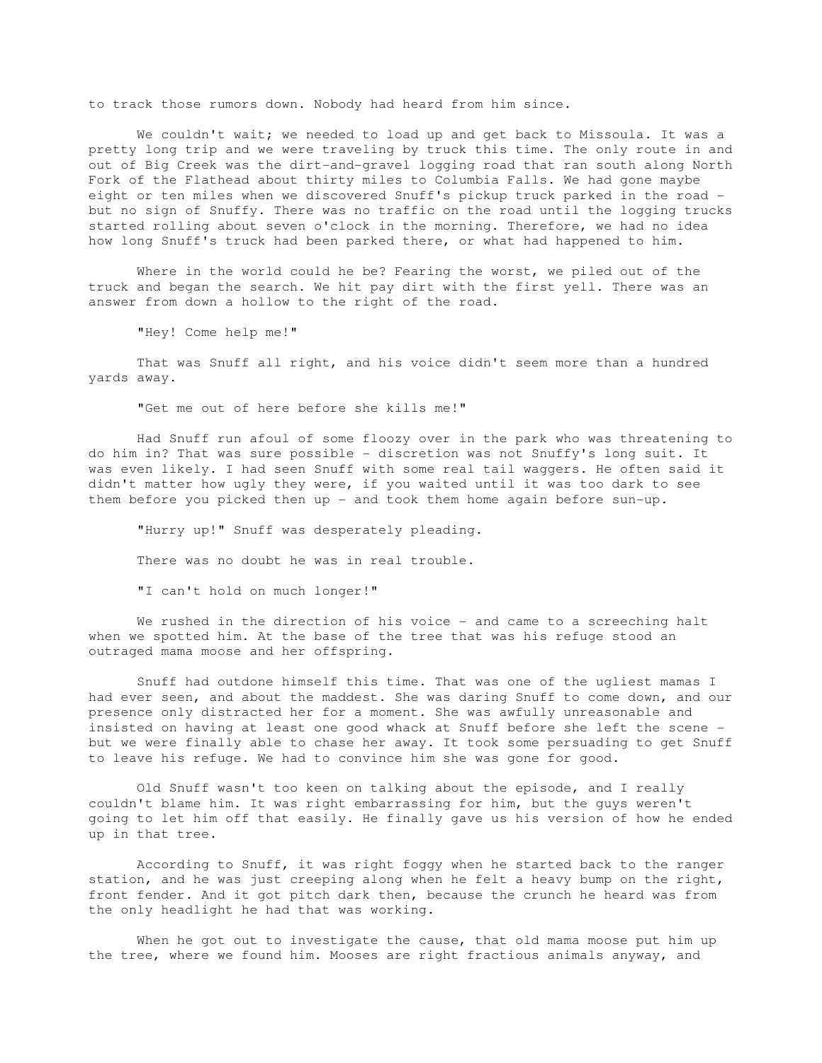to track those rumors down. Nobody had heard from him since.

We couldn't wait; we needed to load up and get back to Missoula. It was a pretty long trip and we were traveling by truck this time. The only route in and out of Big Creek was the dirt-and-gravel logging road that ran south along North Fork of the Flathead about thirty miles to Columbia Falls. We had gone maybe eight or ten miles when we discovered Snuff's pickup truck parked in the road - but no sign of Snuffy. There was no traffic on the road until the logging trucks started rolling about seven o'clock in the morning. Therefore, we had no idea how long Snuff's truck had been parked there, or what had happened to him.

Where in the world could he be? Fearing the worst, we piled out of the truck and began the search. We hit pay dirt with the first yell. There was an answer from down a hollow to the right of the road.

"Hey! Come help me!"

That was Snuff all right, and his voice didn't seem more than a hundred yards away.

"Get me out of here before she kills me!"

Had Snuff run afoul of some floozy over in the park who was threatening to do him in? That was sure possible - discretion was not Snuffy's long suit. It was even likely. I had seen Snuff with some real tail waggers. He often said it didn't matter how ugly they were, if you waited until it was too dark to see them before you picked then up - and took them home again before sun-up.

"Hurry up!" Snuff was desperately pleading.

There was no doubt he was in real trouble.

"I can't hold on much longer!"

We rushed in the direction of his voice - and came to a screeching halt when we spotted him. At the base of the tree that was his refuge stood an outraged mama moose and her offspring.

Snuff had outdone himself this time. That was one of the ugliest mamas I had ever seen, and about the maddest. She was daring Snuff to come down, and our presence only distracted her for a moment. She was awfully unreasonable and insisted on having at least one good whack at Snuff before she left the scene - but we were finally able to chase her away. It took some persuading to get Snuff to leave his refuge. We had to convince him she was gone for good.

Old Snuff wasn't too keen on talking about the episode, and I really couldn't blame him. It was right embarrassing for him, but the guys weren't going to let him off that easily. He finally gave us his version of how he ended up in that tree.

According to Snuff, it was right foggy when he started back to the ranger station, and he was just creeping along when he felt a heavy bump on the right, front fender. And it got pitch dark then, because the crunch he heard was from the only headlight he had that was working.

When he got out to investigate the cause, that old mama moose put him up the tree, where we found him. Mooses are right fractious animals anyway, and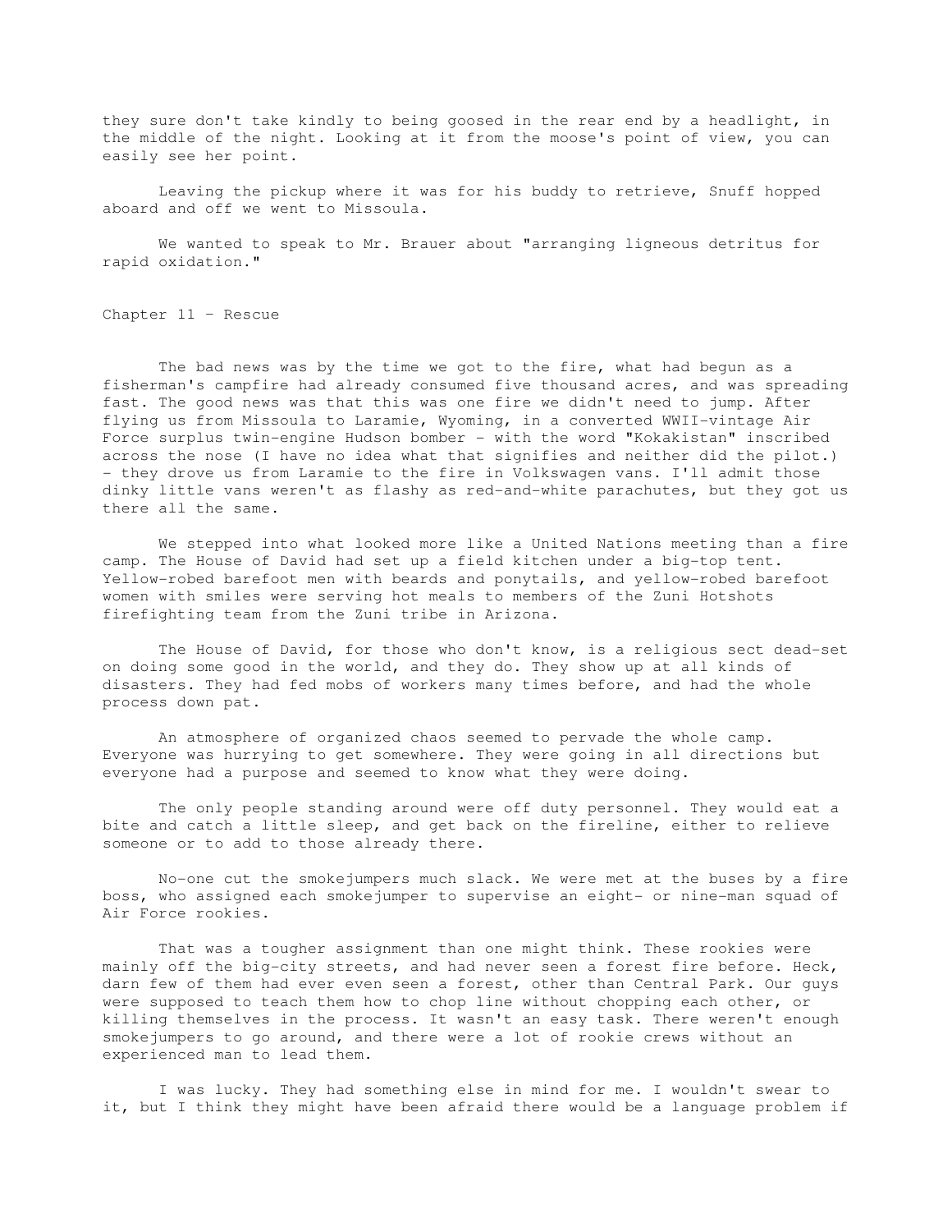they sure don't take kindly to being goosed in the rear end by a headlight, in the middle of the night. Looking at it from the moose's point of view, you can easily see her point.

Leaving the pickup where it was for his buddy to retrieve, Snuff hopped aboard and off we went to Missoula.

We wanted to speak to Mr. Brauer about "arranging ligneous detritus for rapid oxidation."

## Chapter 11 - Rescue

The bad news was by the time we got to the fire, what had begun as a fisherman's campfire had already consumed five thousand acres, and was spreading fast. The good news was that this was one fire we didn't need to jump. After flying us from Missoula to Laramie, Wyoming, in a converted WWII-vintage Air Force surplus twin-engine Hudson bomber - with the word "Kokakistan" inscribed across the nose (I have no idea what that signifies and neither did the pilot.) - they drove us from Laramie to the fire in Volkswagen vans. I'll admit those dinky little vans weren't as flashy as red-and-white parachutes, but they got us there all the same.

We stepped into what looked more like a United Nations meeting than a fire camp. The House of David had set up a field kitchen under a big-top tent. Yellow-robed barefoot men with beards and ponytails, and yellow-robed barefoot women with smiles were serving hot meals to members of the Zuni Hotshots firefighting team from the Zuni tribe in Arizona.

The House of David, for those who don't know, is a religious sect dead-set on doing some good in the world, and they do. They show up at all kinds of disasters. They had fed mobs of workers many times before, and had the whole process down pat.

An atmosphere of organized chaos seemed to pervade the whole camp. Everyone was hurrying to get somewhere. They were going in all directions but everyone had a purpose and seemed to know what they were doing.

The only people standing around were off duty personnel. They would eat a bite and catch a little sleep, and get back on the fireline, either to relieve someone or to add to those already there.

No-one cut the smokejumpers much slack. We were met at the buses by a fire boss, who assigned each smokejumper to supervise an eight- or nine-man squad of Air Force rookies.

That was a tougher assignment than one might think. These rookies were mainly off the big-city streets, and had never seen a forest fire before. Heck, darn few of them had ever even seen a forest, other than Central Park. Our guys were supposed to teach them how to chop line without chopping each other, or killing themselves in the process. It wasn't an easy task. There weren't enough smokejumpers to go around, and there were a lot of rookie crews without an experienced man to lead them.

I was lucky. They had something else in mind for me. I wouldn't swear to it, but I think they might have been afraid there would be a language problem if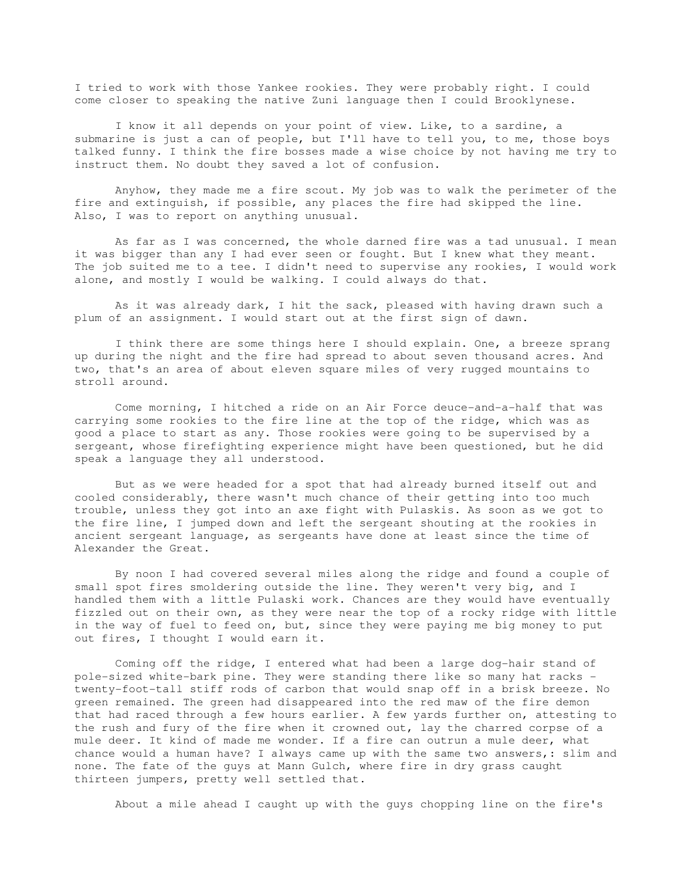I tried to work with those Yankee rookies. They were probably right. I could come closer to speaking the native Zuni language then I could Brooklynese.

I know it all depends on your point of view. Like, to a sardine, a submarine is just a can of people, but I'll have to tell you, to me, those boys talked funny. I think the fire bosses made a wise choice by not having me try to instruct them. No doubt they saved a lot of confusion.

Anyhow, they made me a fire scout. My job was to walk the perimeter of the fire and extinguish, if possible, any places the fire had skipped the line. Also, I was to report on anything unusual.

As far as I was concerned, the whole darned fire was a tad unusual. I mean it was bigger than any I had ever seen or fought. But I knew what they meant. The job suited me to a tee. I didn't need to supervise any rookies, I would work alone, and mostly I would be walking. I could always do that.

As it was already dark, I hit the sack, pleased with having drawn such a plum of an assignment. I would start out at the first sign of dawn.

I think there are some things here I should explain. One, a breeze sprang up during the night and the fire had spread to about seven thousand acres. And two, that's an area of about eleven square miles of very rugged mountains to stroll around.

Come morning, I hitched a ride on an Air Force deuce-and-a-half that was carrying some rookies to the fire line at the top of the ridge, which was as good a place to start as any. Those rookies were going to be supervised by a sergeant, whose firefighting experience might have been questioned, but he did speak a language they all understood.

But as we were headed for a spot that had already burned itself out and cooled considerably, there wasn't much chance of their getting into too much trouble, unless they got into an axe fight with Pulaskis. As soon as we got to the fire line, I jumped down and left the sergeant shouting at the rookies in ancient sergeant language, as sergeants have done at least since the time of Alexander the Great.

By noon I had covered several miles along the ridge and found a couple of small spot fires smoldering outside the line. They weren't very big, and I handled them with a little Pulaski work. Chances are they would have eventually fizzled out on their own, as they were near the top of a rocky ridge with little in the way of fuel to feed on, but, since they were paying me big money to put out fires, I thought I would earn it.

Coming off the ridge, I entered what had been a large dog-hair stand of pole-sized white-bark pine. They were standing there like so many hat racks - twenty-foot-tall stiff rods of carbon that would snap off in a brisk breeze. No green remained. The green had disappeared into the red maw of the fire demon that had raced through a few hours earlier. A few yards further on, attesting to the rush and fury of the fire when it crowned out, lay the charred corpse of a mule deer. It kind of made me wonder. If a fire can outrun a mule deer, what chance would a human have? I always came up with the same two answers,: slim and none. The fate of the guys at Mann Gulch, where fire in dry grass caught thirteen jumpers, pretty well settled that.

About a mile ahead I caught up with the guys chopping line on the fire's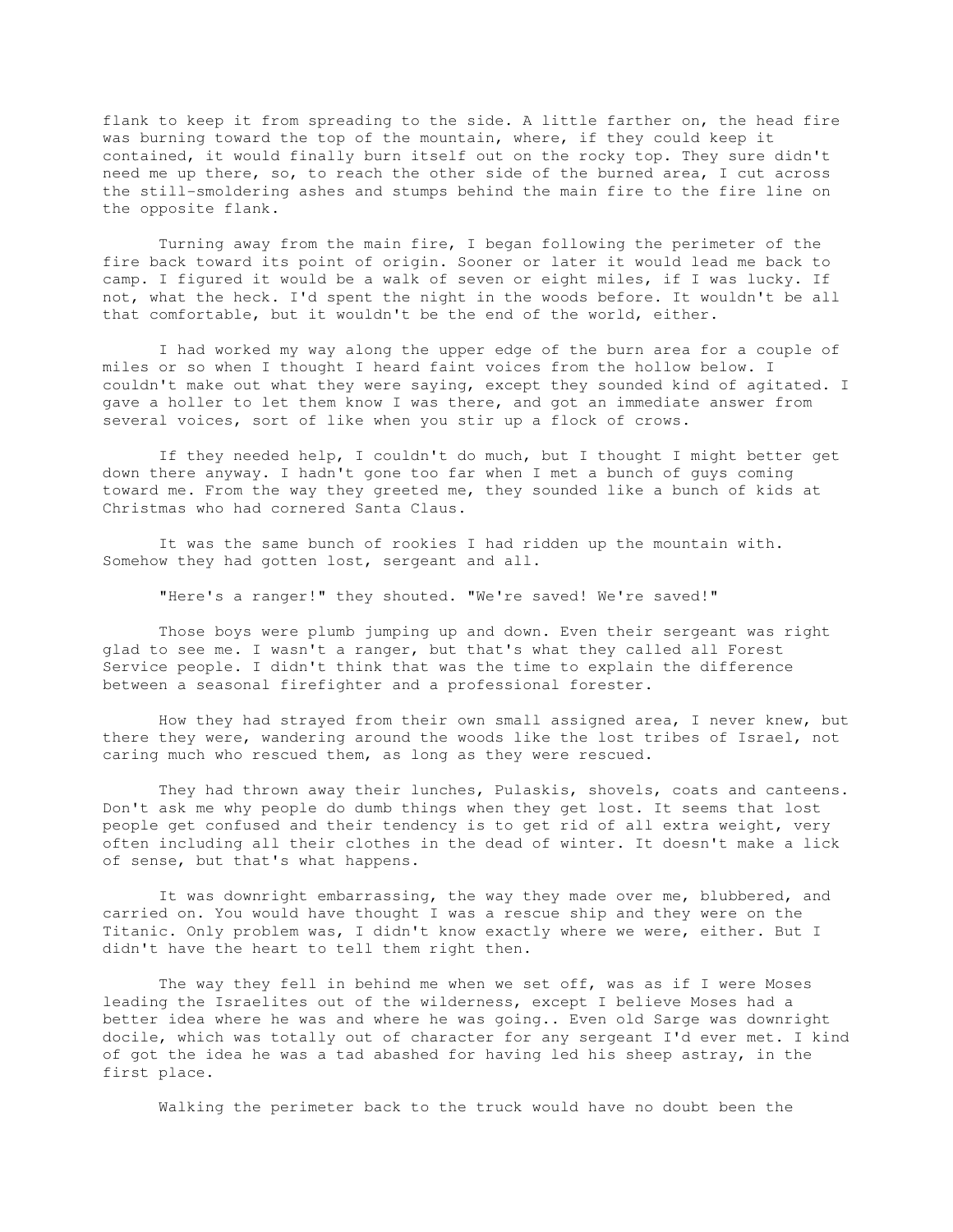flank to keep it from spreading to the side. A little farther on, the head fire was burning toward the top of the mountain, where, if they could keep it contained, it would finally burn itself out on the rocky top. They sure didn't need me up there, so, to reach the other side of the burned area, I cut across the still-smoldering ashes and stumps behind the main fire to the fire line on the opposite flank.

Turning away from the main fire, I began following the perimeter of the fire back toward its point of origin. Sooner or later it would lead me back to camp. I figured it would be a walk of seven or eight miles, if I was lucky. If not, what the heck. I'd spent the night in the woods before. It wouldn't be all that comfortable, but it wouldn't be the end of the world, either.

I had worked my way along the upper edge of the burn area for a couple of miles or so when I thought I heard faint voices from the hollow below. I couldn't make out what they were saying, except they sounded kind of agitated. I gave a holler to let them know I was there, and got an immediate answer from several voices, sort of like when you stir up a flock of crows.

If they needed help, I couldn't do much, but I thought I might better get down there anyway. I hadn't gone too far when I met a bunch of guys coming toward me. From the way they greeted me, they sounded like a bunch of kids at Christmas who had cornered Santa Claus.

It was the same bunch of rookies I had ridden up the mountain with. Somehow they had gotten lost, sergeant and all.

"Here's a ranger!" they shouted. "We're saved! We're saved!"

Those boys were plumb jumping up and down. Even their sergeant was right glad to see me. I wasn't a ranger, but that's what they called all Forest Service people. I didn't think that was the time to explain the difference between a seasonal firefighter and a professional forester.

How they had strayed from their own small assigned area, I never knew, but there they were, wandering around the woods like the lost tribes of Israel, not caring much who rescued them, as long as they were rescued.

They had thrown away their lunches, Pulaskis, shovels, coats and canteens. Don't ask me why people do dumb things when they get lost. It seems that lost people get confused and their tendency is to get rid of all extra weight, very often including all their clothes in the dead of winter. It doesn't make a lick of sense, but that's what happens.

It was downright embarrassing, the way they made over me, blubbered, and carried on. You would have thought I was a rescue ship and they were on the Titanic. Only problem was, I didn't know exactly where we were, either. But I didn't have the heart to tell them right then.

The way they fell in behind me when we set off, was as if I were Moses leading the Israelites out of the wilderness, except I believe Moses had a better idea where he was and where he was going.. Even old Sarge was downright docile, which was totally out of character for any sergeant I'd ever met. I kind of got the idea he was a tad abashed for having led his sheep astray, in the first place.

Walking the perimeter back to the truck would have no doubt been the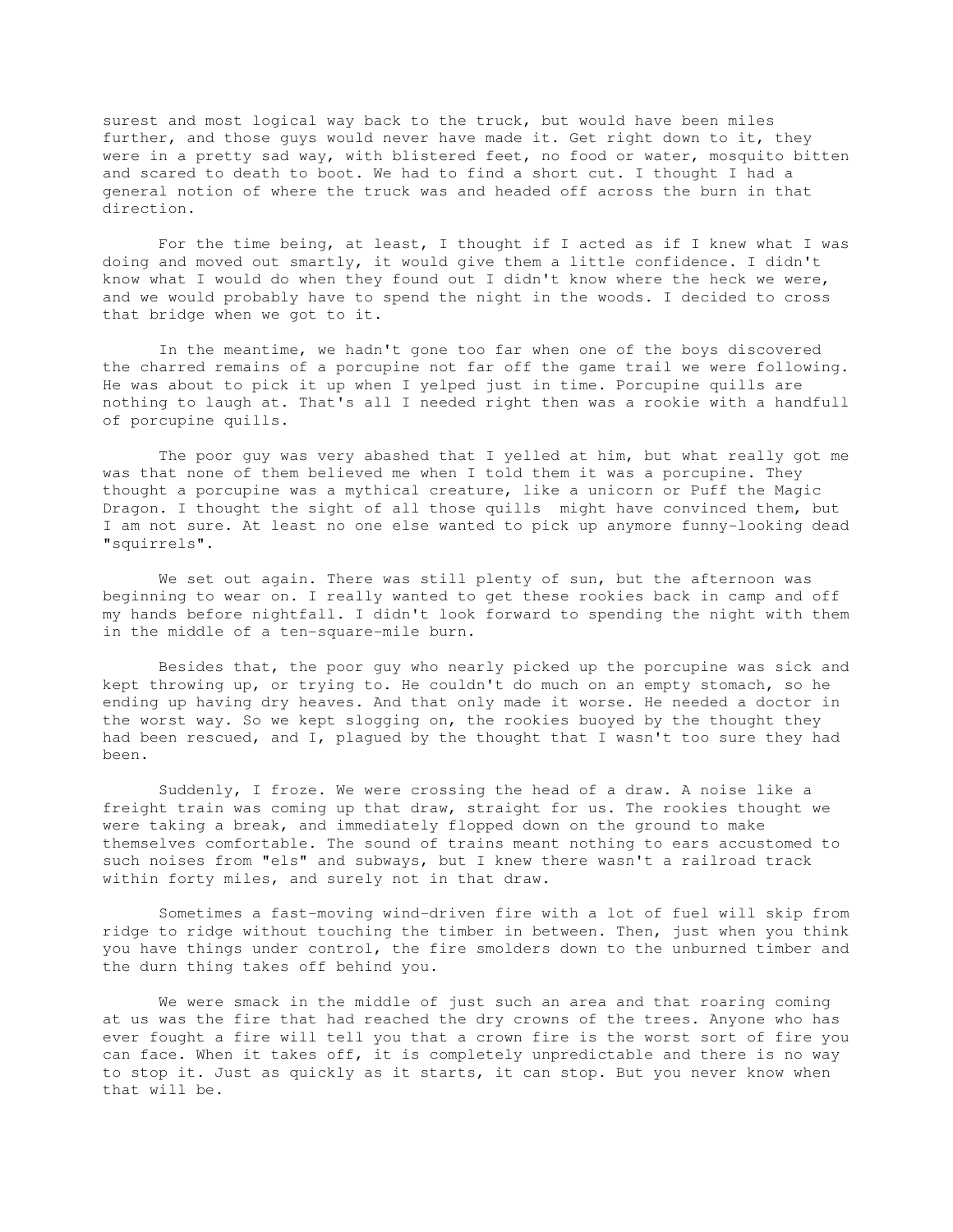surest and most logical way back to the truck, but would have been miles further, and those guys would never have made it. Get right down to it, they were in a pretty sad way, with blistered feet, no food or water, mosquito bitten and scared to death to boot. We had to find a short cut. I thought I had a general notion of where the truck was and headed off across the burn in that direction.

For the time being, at least, I thought if I acted as if I knew what I was doing and moved out smartly, it would give them a little confidence. I didn't know what I would do when they found out I didn't know where the heck we were, and we would probably have to spend the night in the woods. I decided to cross that bridge when we got to it.

In the meantime, we hadn't gone too far when one of the boys discovered the charred remains of a porcupine not far off the game trail we were following. He was about to pick it up when I yelped just in time. Porcupine quills are nothing to laugh at. That's all I needed right then was a rookie with a handfull of porcupine quills.

The poor guy was very abashed that I yelled at him, but what really got me was that none of them believed me when I told them it was a porcupine. They thought a porcupine was a mythical creature, like a unicorn or Puff the Magic Dragon. I thought the sight of all those quills might have convinced them, but I am not sure. At least no one else wanted to pick up anymore funny-looking dead "squirrels".

We set out again. There was still plenty of sun, but the afternoon was beginning to wear on. I really wanted to get these rookies back in camp and off my hands before nightfall. I didn't look forward to spending the night with them in the middle of a ten-square-mile burn.

Besides that, the poor guy who nearly picked up the porcupine was sick and kept throwing up, or trying to. He couldn't do much on an empty stomach, so he ending up having dry heaves. And that only made it worse. He needed a doctor in the worst way. So we kept slogging on, the rookies buoyed by the thought they had been rescued, and I, plagued by the thought that I wasn't too sure they had been.

Suddenly, I froze. We were crossing the head of a draw. A noise like a freight train was coming up that draw, straight for us. The rookies thought we were taking a break, and immediately flopped down on the ground to make themselves comfortable. The sound of trains meant nothing to ears accustomed to such noises from "els" and subways, but I knew there wasn't a railroad track within forty miles, and surely not in that draw.

Sometimes a fast-moving wind-driven fire with a lot of fuel will skip from ridge to ridge without touching the timber in between. Then, just when you think you have things under control, the fire smolders down to the unburned timber and the durn thing takes off behind you.

We were smack in the middle of just such an area and that roaring coming at us was the fire that had reached the dry crowns of the trees. Anyone who has ever fought a fire will tell you that a crown fire is the worst sort of fire you can face. When it takes off, it is completely unpredictable and there is no way to stop it. Just as quickly as it starts, it can stop. But you never know when that will be.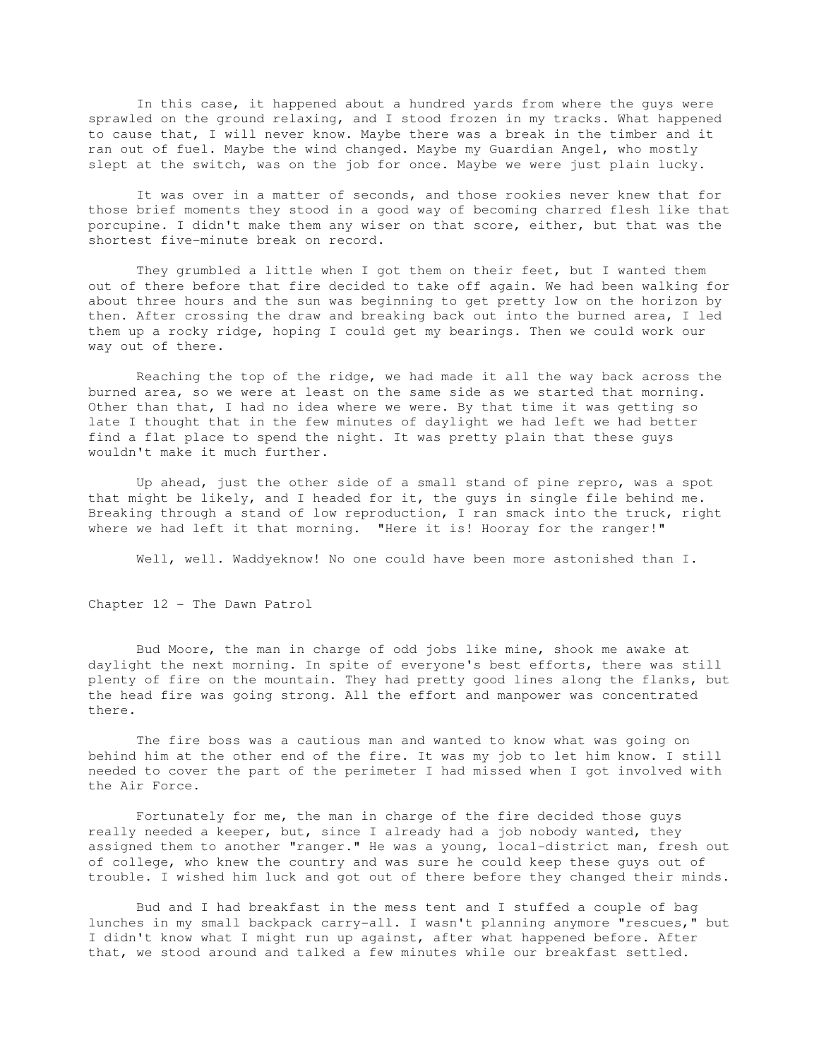In this case, it happened about a hundred yards from where the guys were sprawled on the ground relaxing, and I stood frozen in my tracks. What happened to cause that, I will never know. Maybe there was a break in the timber and it ran out of fuel. Maybe the wind changed. Maybe my Guardian Angel, who mostly slept at the switch, was on the job for once. Maybe we were just plain lucky.

It was over in a matter of seconds, and those rookies never knew that for those brief moments they stood in a good way of becoming charred flesh like that porcupine. I didn't make them any wiser on that score, either, but that was the shortest five-minute break on record.

They grumbled a little when I got them on their feet, but I wanted them out of there before that fire decided to take off again. We had been walking for about three hours and the sun was beginning to get pretty low on the horizon by then. After crossing the draw and breaking back out into the burned area, I led them up a rocky ridge, hoping I could get my bearings. Then we could work our way out of there.

Reaching the top of the ridge, we had made it all the way back across the burned area, so we were at least on the same side as we started that morning. Other than that, I had no idea where we were. By that time it was getting so late I thought that in the few minutes of daylight we had left we had better find a flat place to spend the night. It was pretty plain that these guys wouldn't make it much further.

Up ahead, just the other side of a small stand of pine repro, was a spot that might be likely, and I headed for it, the guys in single file behind me. Breaking through a stand of low reproduction, I ran smack into the truck, right where we had left it that morning. "Here it is! Hooray for the ranger!"

Well, well. Waddyeknow! No one could have been more astonished than I.

## Chapter 12 - The Dawn Patrol

Bud Moore, the man in charge of odd jobs like mine, shook me awake at daylight the next morning. In spite of everyone's best efforts, there was still plenty of fire on the mountain. They had pretty good lines along the flanks, but the head fire was going strong. All the effort and manpower was concentrated there.

The fire boss was a cautious man and wanted to know what was going on behind him at the other end of the fire. It was my job to let him know. I still needed to cover the part of the perimeter I had missed when I got involved with the Air Force.

Fortunately for me, the man in charge of the fire decided those guys really needed a keeper, but, since I already had a job nobody wanted, they assigned them to another "ranger." He was a young, local-district man, fresh out of college, who knew the country and was sure he could keep these guys out of trouble. I wished him luck and got out of there before they changed their minds.

Bud and I had breakfast in the mess tent and I stuffed a couple of bag lunches in my small backpack carry-all. I wasn't planning anymore "rescues," but I didn't know what I might run up against, after what happened before. After that, we stood around and talked a few minutes while our breakfast settled.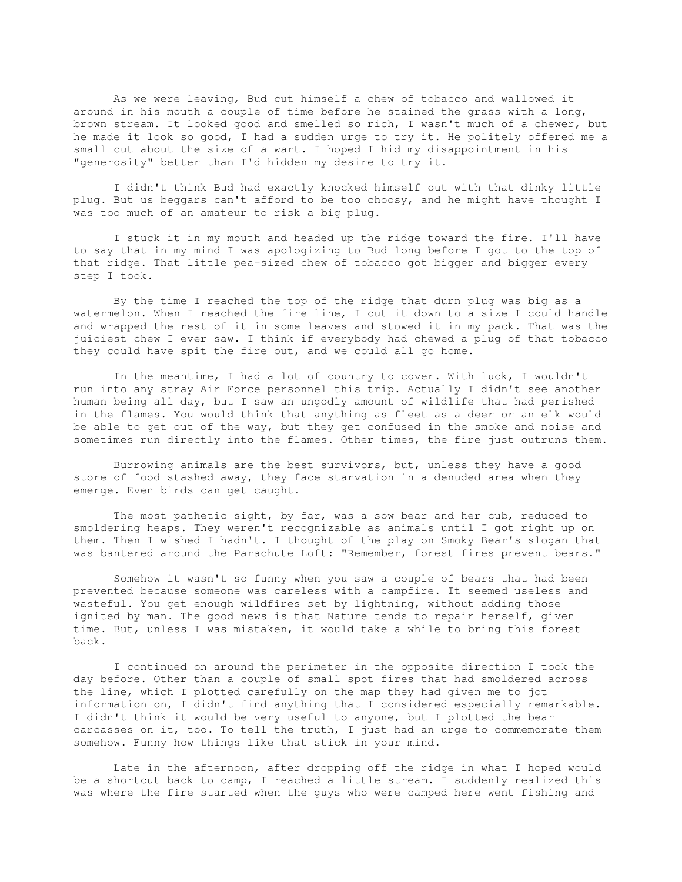As we were leaving, Bud cut himself a chew of tobacco and wallowed it around in his mouth a couple of time before he stained the grass with a long, brown stream. It looked good and smelled so rich, I wasn't much of a chewer, but he made it look so good, I had a sudden urge to try it. He politely offered me a small cut about the size of a wart. I hoped I hid my disappointment in his "generosity" better than I'd hidden my desire to try it.

I didn't think Bud had exactly knocked himself out with that dinky little plug. But us beggars can't afford to be too choosy, and he might have thought I was too much of an amateur to risk a big plug.

I stuck it in my mouth and headed up the ridge toward the fire. I'll have to say that in my mind I was apologizing to Bud long before I got to the top of that ridge. That little pea-sized chew of tobacco got bigger and bigger every step I took.

By the time I reached the top of the ridge that durn plug was big as a watermelon. When I reached the fire line, I cut it down to a size I could handle and wrapped the rest of it in some leaves and stowed it in my pack. That was the juiciest chew I ever saw. I think if everybody had chewed a plug of that tobacco they could have spit the fire out, and we could all go home.

In the meantime, I had a lot of country to cover. With luck, I wouldn't run into any stray Air Force personnel this trip. Actually I didn't see another human being all day, but I saw an ungodly amount of wildlife that had perished in the flames. You would think that anything as fleet as a deer or an elk would be able to get out of the way, but they get confused in the smoke and noise and sometimes run directly into the flames. Other times, the fire just outruns them.

Burrowing animals are the best survivors, but, unless they have a good store of food stashed away, they face starvation in a denuded area when they emerge. Even birds can get caught.

The most pathetic sight, by far, was a sow bear and her cub, reduced to smoldering heaps. They weren't recognizable as animals until I got right up on them. Then I wished I hadn't. I thought of the play on Smoky Bear's slogan that was bantered around the Parachute Loft: "Remember, forest fires prevent bears."

Somehow it wasn't so funny when you saw a couple of bears that had been prevented because someone was careless with a campfire. It seemed useless and wasteful. You get enough wildfires set by lightning, without adding those ignited by man. The good news is that Nature tends to repair herself, given time. But, unless I was mistaken, it would take a while to bring this forest back.

I continued on around the perimeter in the opposite direction I took the day before. Other than a couple of small spot fires that had smoldered across the line, which I plotted carefully on the map they had given me to jot information on, I didn't find anything that I considered especially remarkable. I didn't think it would be very useful to anyone, but I plotted the bear carcasses on it, too. To tell the truth, I just had an urge to commemorate them somehow. Funny how things like that stick in your mind.

Late in the afternoon, after dropping off the ridge in what I hoped would be a shortcut back to camp, I reached a little stream. I suddenly realized this was where the fire started when the guys who were camped here went fishing and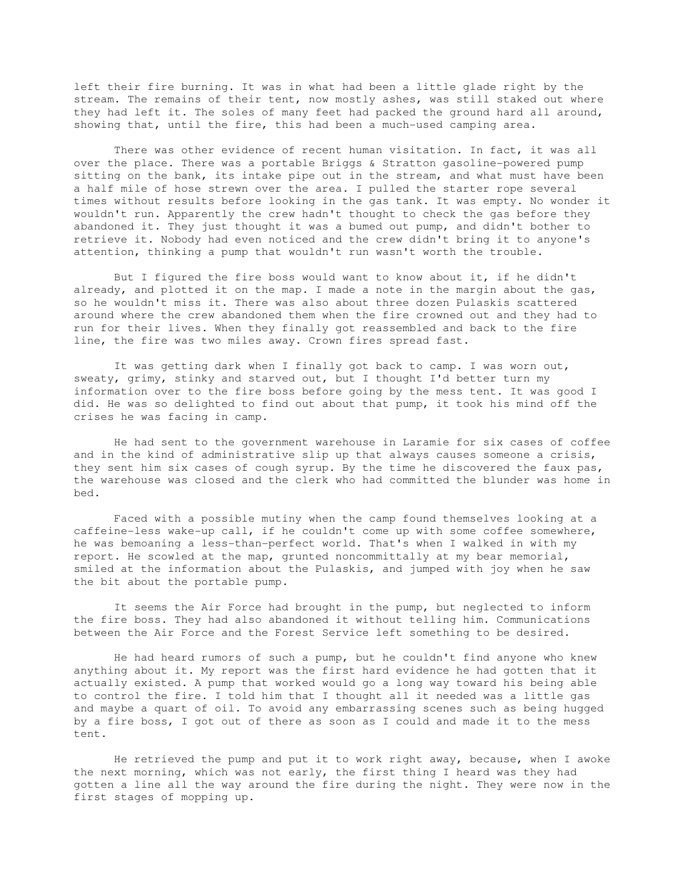left their fire burning. It was in what had been a little glade right by the stream. The remains of their tent, now mostly ashes, was still staked out where they had left it. The soles of many feet had packed the ground hard all around, showing that, until the fire, this had been a much-used camping area.

There was other evidence of recent human visitation. In fact, it was all over the place. There was a portable Briggs & Stratton gasoline-powered pump sitting on the bank, its intake pipe out in the stream, and what must have been a half mile of hose strewn over the area. I pulled the starter rope several times without results before looking in the gas tank. It was empty. No wonder it wouldn't run. Apparently the crew hadn't thought to check the gas before they abandoned it. They just thought it was a bumed out pump, and didn't bother to retrieve it. Nobody had even noticed and the crew didn't bring it to anyone's attention, thinking a pump that wouldn't run wasn't worth the trouble.

But I figured the fire boss would want to know about it, if he didn't already, and plotted it on the map. I made a note in the margin about the gas, so he wouldn't miss it. There was also about three dozen Pulaskis scattered around where the crew abandoned them when the fire crowned out and they had to run for their lives. When they finally got reassembled and back to the fire line, the fire was two miles away. Crown fires spread fast.

It was getting dark when I finally got back to camp. I was worn out, sweaty, grimy, stinky and starved out, but I thought I'd better turn my information over to the fire boss before going by the mess tent. It was good I did. He was so delighted to find out about that pump, it took his mind off the crises he was facing in camp.

He had sent to the government warehouse in Laramie for six cases of coffee and in the kind of administrative slip up that always causes someone a crisis, they sent him six cases of cough syrup. By the time he discovered the faux pas, the warehouse was closed and the clerk who had committed the blunder was home in bed.

Faced with a possible mutiny when the camp found themselves looking at a caffeine-less wake-up call, if he couldn't come up with some coffee somewhere, he was bemoaning a less-than-perfect world. That's when I walked in with my report. He scowled at the map, grunted noncommittally at my bear memorial, smiled at the information about the Pulaskis, and jumped with joy when he saw the bit about the portable pump.

It seems the Air Force had brought in the pump, but neglected to inform the fire boss. They had also abandoned it without telling him. Communications between the Air Force and the Forest Service left something to be desired.

He had heard rumors of such a pump, but he couldn't find anyone who knew anything about it. My report was the first hard evidence he had gotten that it actually existed. A pump that worked would go a long way toward his being able to control the fire. I told him that I thought all it needed was a little gas and maybe a quart of oil. To avoid any embarrassing scenes such as being hugged by a fire boss, I got out of there as soon as I could and made it to the mess tent.

He retrieved the pump and put it to work right away, because, when I awoke the next morning, which was not early, the first thing I heard was they had gotten a line all the way around the fire during the night. They were now in the first stages of mopping up.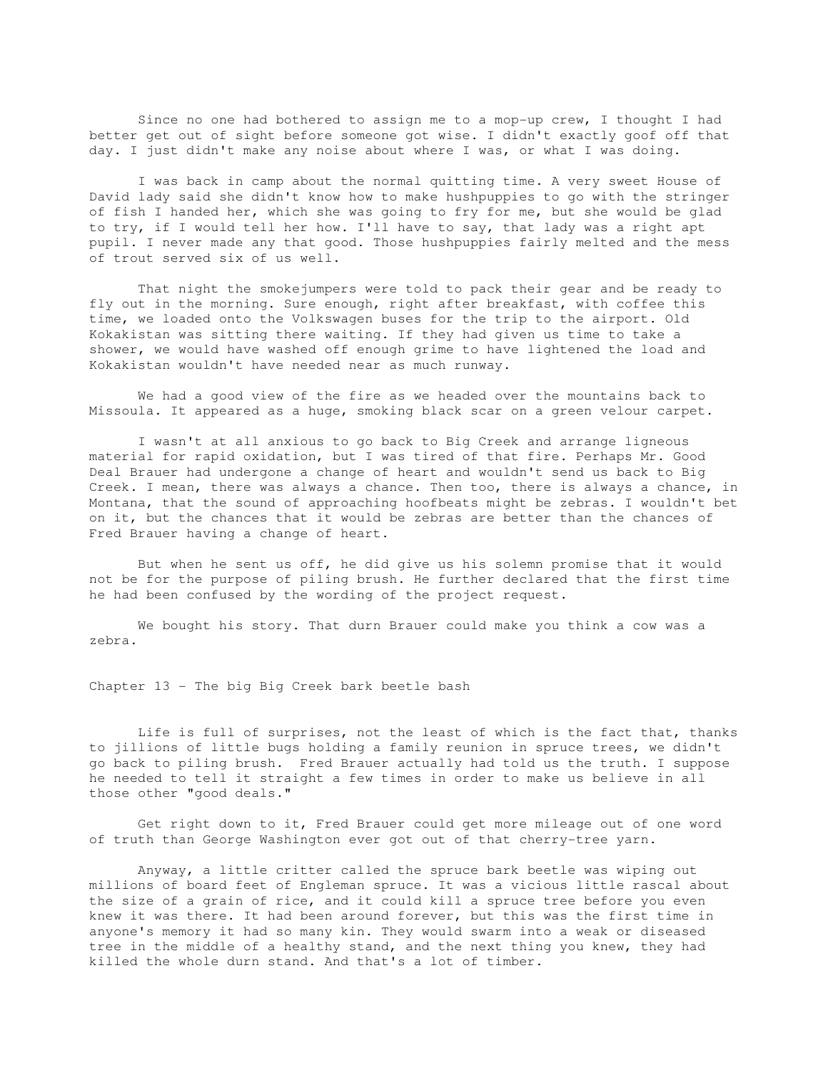Since no one had bothered to assign me to a mop-up crew, I thought I had better get out of sight before someone got wise. I didn't exactly goof off that day. I just didn't make any noise about where I was, or what I was doing.

I was back in camp about the normal quitting time. A very sweet House of David lady said she didn't know how to make hushpuppies to go with the stringer of fish I handed her, which she was going to fry for me, but she would be glad to try, if I would tell her how. I'll have to say, that lady was a right apt pupil. I never made any that good. Those hushpuppies fairly melted and the mess of trout served six of us well.

That night the smokejumpers were told to pack their gear and be ready to fly out in the morning. Sure enough, right after breakfast, with coffee this time, we loaded onto the Volkswagen buses for the trip to the airport. Old Kokakistan was sitting there waiting. If they had given us time to take a shower, we would have washed off enough grime to have lightened the load and Kokakistan wouldn't have needed near as much runway.

We had a good view of the fire as we headed over the mountains back to Missoula. It appeared as a huge, smoking black scar on a green velour carpet.

I wasn't at all anxious to go back to Big Creek and arrange ligneous material for rapid oxidation, but I was tired of that fire. Perhaps Mr. Good Deal Brauer had undergone a change of heart and wouldn't send us back to Big Creek. I mean, there was always a chance. Then too, there is always a chance, in Montana, that the sound of approaching hoofbeats might be zebras. I wouldn't bet on it, but the chances that it would be zebras are better than the chances of Fred Brauer having a change of heart.

But when he sent us off, he did give us his solemn promise that it would not be for the purpose of piling brush. He further declared that the first time he had been confused by the wording of the project request.

We bought his story. That durn Brauer could make you think a cow was a zebra.

## Chapter 13 - The big Big Creek bark beetle bash

Life is full of surprises, not the least of which is the fact that, thanks to jillions of little bugs holding a family reunion in spruce trees, we didn't go back to piling brush. Fred Brauer actually had told us the truth. I suppose he needed to tell it straight a few times in order to make us believe in all those other "good deals."

Get right down to it, Fred Brauer could get more mileage out of one word of truth than George Washington ever got out of that cherry-tree yarn.

Anyway, a little critter called the spruce bark beetle was wiping out millions of board feet of Engleman spruce. It was a vicious little rascal about the size of a grain of rice, and it could kill a spruce tree before you even knew it was there. It had been around forever, but this was the first time in anyone's memory it had so many kin. They would swarm into a weak or diseased tree in the middle of a healthy stand, and the next thing you knew, they had killed the whole durn stand. And that's a lot of timber.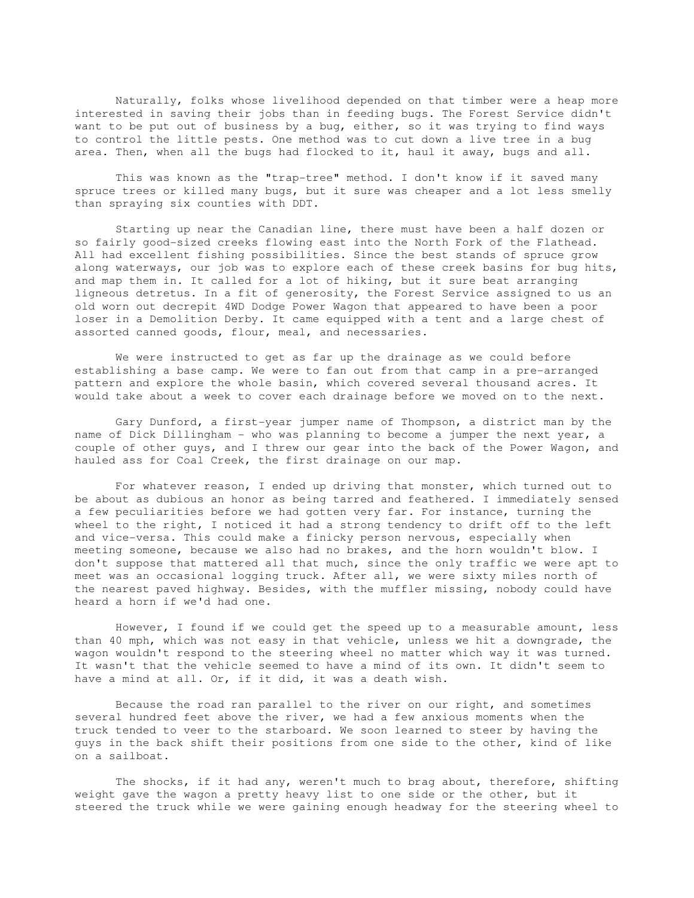Naturally, folks whose livelihood depended on that timber were a heap more interested in saving their jobs than in feeding bugs. The Forest Service didn't want to be put out of business by a bug, either, so it was trying to find ways to control the little pests. One method was to cut down a live tree in a bug area. Then, when all the bugs had flocked to it, haul it away, bugs and all.

This was known as the "trap-tree" method. I don't know if it saved many spruce trees or killed many bugs, but it sure was cheaper and a lot less smelly than spraying six counties with DDT.

Starting up near the Canadian line, there must have been a half dozen or so fairly good-sized creeks flowing east into the North Fork of the Flathead. All had excellent fishing possibilities. Since the best stands of spruce grow along waterways, our job was to explore each of these creek basins for bug hits, and map them in. It called for a lot of hiking, but it sure beat arranging ligneous detretus. In a fit of generosity, the Forest Service assigned to us an old worn out decrepit 4WD Dodge Power Wagon that appeared to have been a poor loser in a Demolition Derby. It came equipped with a tent and a large chest of assorted canned goods, flour, meal, and necessaries.

We were instructed to get as far up the drainage as we could before establishing a base camp. We were to fan out from that camp in a pre-arranged pattern and explore the whole basin, which covered several thousand acres. It would take about a week to cover each drainage before we moved on to the next.

Gary Dunford, a first-year jumper name of Thompson, a district man by the name of Dick Dillingham - who was planning to become a jumper the next year, a couple of other guys, and I threw our gear into the back of the Power Wagon, and hauled ass for Coal Creek, the first drainage on our map.

For whatever reason, I ended up driving that monster, which turned out to be about as dubious an honor as being tarred and feathered. I immediately sensed a few peculiarities before we had gotten very far. For instance, turning the wheel to the right, I noticed it had a strong tendency to drift off to the left and vice-versa. This could make a finicky person nervous, especially when meeting someone, because we also had no brakes, and the horn wouldn't blow. I don't suppose that mattered all that much, since the only traffic we were apt to meet was an occasional logging truck. After all, we were sixty miles north of the nearest paved highway. Besides, with the muffler missing, nobody could have heard a horn if we'd had one.

However, I found if we could get the speed up to a measurable amount, less than 40 mph, which was not easy in that vehicle, unless we hit a downgrade, the wagon wouldn't respond to the steering wheel no matter which way it was turned. It wasn't that the vehicle seemed to have a mind of its own. It didn't seem to have a mind at all. Or, if it did, it was a death wish.

Because the road ran parallel to the river on our right, and sometimes several hundred feet above the river, we had a few anxious moments when the truck tended to veer to the starboard. We soon learned to steer by having the guys in the back shift their positions from one side to the other, kind of like on a sailboat.

The shocks, if it had any, weren't much to brag about, therefore, shifting weight gave the wagon a pretty heavy list to one side or the other, but it steered the truck while we were gaining enough headway for the steering wheel to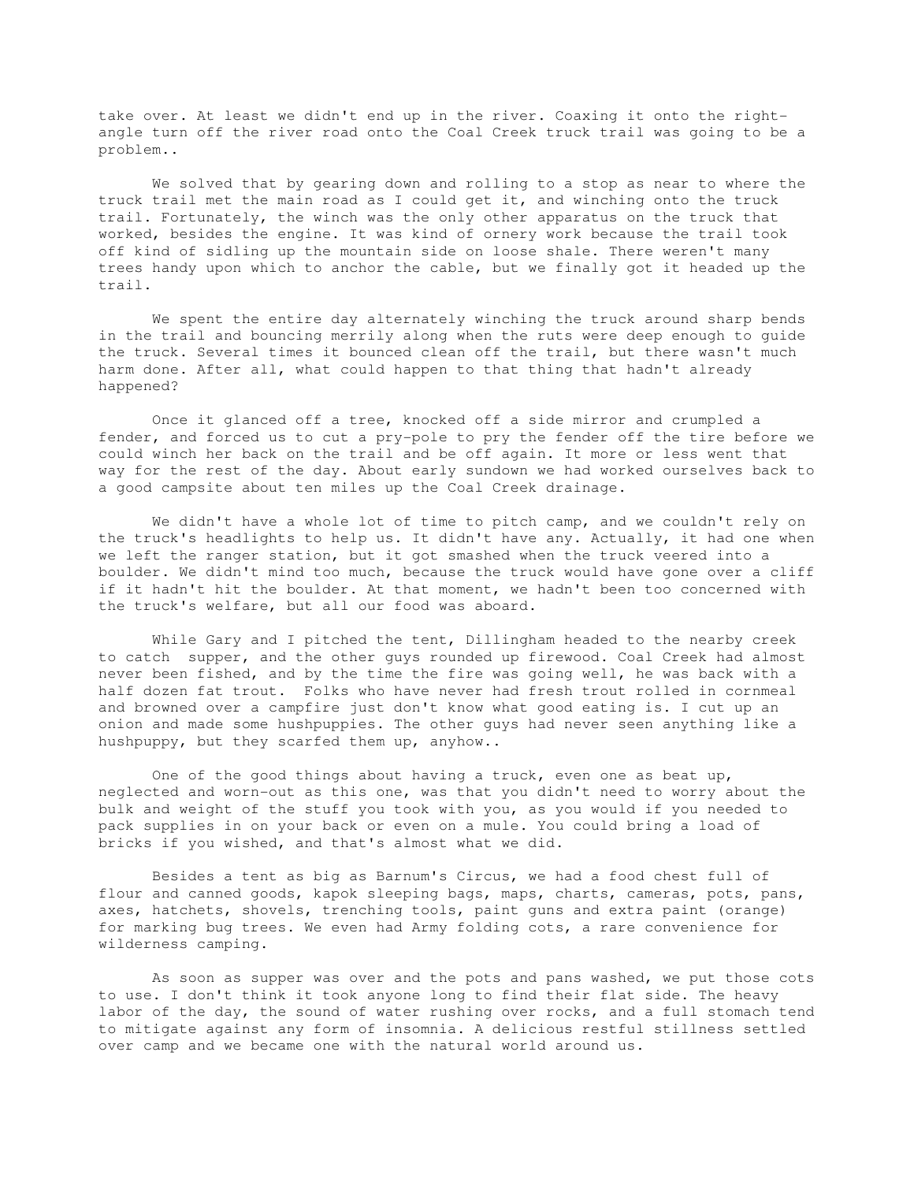take over. At least we didn't end up in the river. Coaxing it onto the right-angle turn off the river road onto the Coal Creek truck trail was going to be a problem..

We solved that by gearing down and rolling to a stop as near to where the truck trail met the main road as I could get it, and winching onto the truck trail. Fortunately, the winch was the only other apparatus on the truck that worked, besides the engine. It was kind of ornery work because the trail took off kind of sidling up the mountain side on loose shale. There weren't many trees handy upon which to anchor the cable, but we finally got it headed up the trail.

We spent the entire day alternately winching the truck around sharp bends in the trail and bouncing merrily along when the ruts were deep enough to guide the truck. Several times it bounced clean off the trail, but there wasn't much harm done. After all, what could happen to that thing that hadn't already happened?

Once it glanced off a tree, knocked off a side mirror and crumpled a fender, and forced us to cut a pry-pole to pry the fender off the tire before we could winch her back on the trail and be off again. It more or less went that way for the rest of the day. About early sundown we had worked ourselves back to a good campsite about ten miles up the Coal Creek drainage.

We didn't have a whole lot of time to pitch camp, and we couldn't rely on the truck's headlights to help us. It didn't have any. Actually, it had one when we left the ranger station, but it got smashed when the truck veered into a boulder. We didn't mind too much, because the truck would have gone over a cliff if it hadn't hit the boulder. At that moment, we hadn't been too concerned with the truck's welfare, but all our food was aboard.

While Gary and I pitched the tent, Dillingham headed to the nearby creek to catch supper, and the other guys rounded up firewood. Coal Creek had almost never been fished, and by the time the fire was going well, he was back with a half dozen fat trout. Folks who have never had fresh trout rolled in cornmeal and browned over a campfire just don't know what good eating is. I cut up an onion and made some hushpuppies. The other guys had never seen anything like a hushpuppy, but they scarfed them up, anyhow..

One of the good things about having a truck, even one as beat up, neglected and worn-out as this one, was that you didn't need to worry about the bulk and weight of the stuff you took with you, as you would if you needed to pack supplies in on your back or even on a mule. You could bring a load of bricks if you wished, and that's almost what we did.

Besides a tent as big as Barnum's Circus, we had a food chest full of flour and canned goods, kapok sleeping bags, maps, charts, cameras, pots, pans, axes, hatchets, shovels, trenching tools, paint guns and extra paint (orange) for marking bug trees. We even had Army folding cots, a rare convenience for wilderness camping.

As soon as supper was over and the pots and pans washed, we put those cots to use. I don't think it took anyone long to find their flat side. The heavy labor of the day, the sound of water rushing over rocks, and a full stomach tend to mitigate against any form of insomnia. A delicious restful stillness settled over camp and we became one with the natural world around us.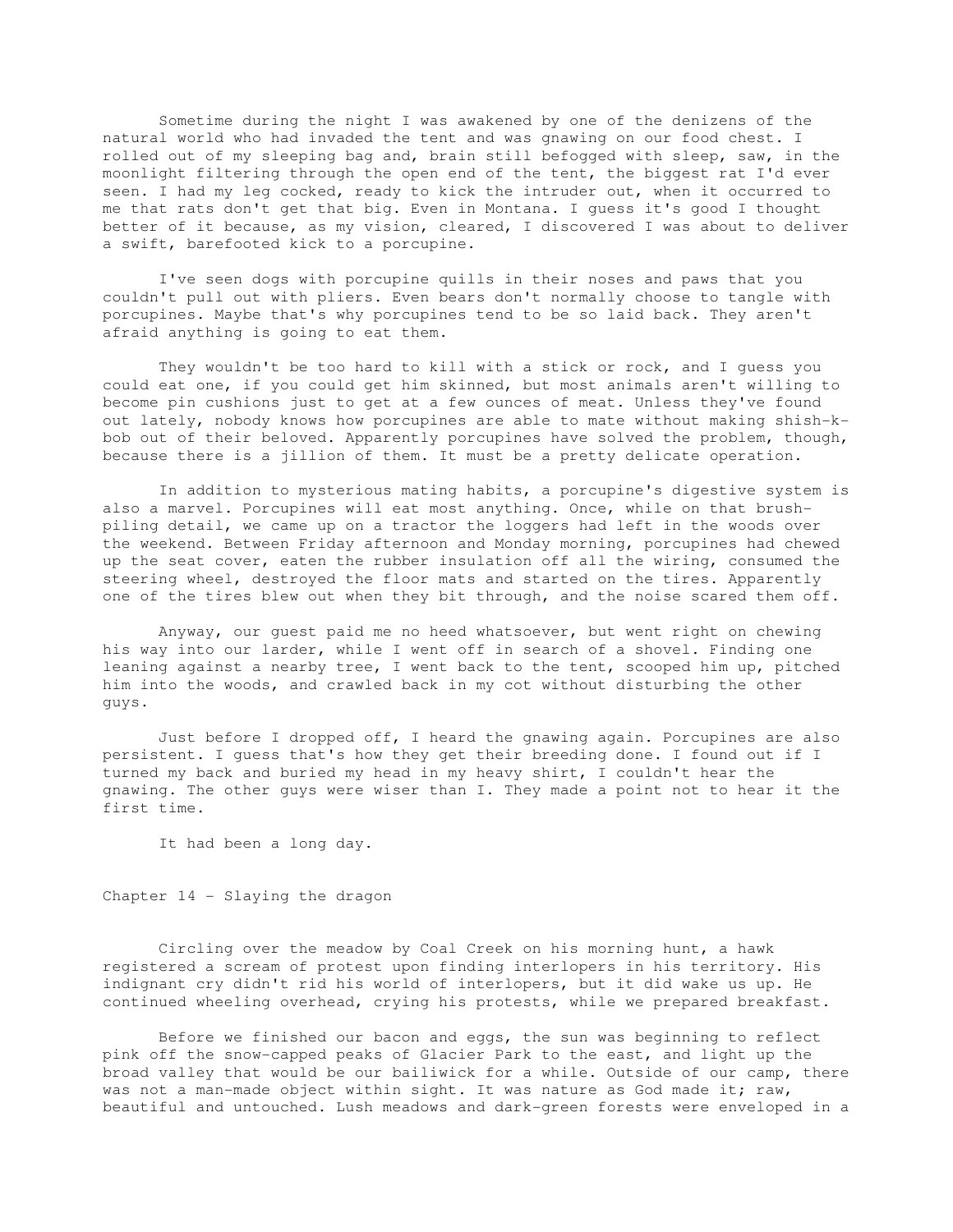Sometime during the night I was awakened by one of the denizens of the natural world who had invaded the tent and was gnawing on our food chest. I rolled out of my sleeping bag and, brain still befogged with sleep, saw, in the moonlight filtering through the open end of the tent, the biggest rat I'd ever seen. I had my leg cocked, ready to kick the intruder out, when it occurred to me that rats don't get that big. Even in Montana. I guess it's good I thought better of it because, as my vision, cleared, I discovered I was about to deliver a swift, barefooted kick to a porcupine.

I've seen dogs with porcupine quills in their noses and paws that you couldn't pull out with pliers. Even bears don't normally choose to tangle with porcupines. Maybe that's why porcupines tend to be so laid back. They aren't afraid anything is going to eat them.

They wouldn't be too hard to kill with a stick or rock, and I guess you could eat one, if you could get him skinned, but most animals aren't willing to become pin cushions just to get at a few ounces of meat. Unless they've found out lately, nobody knows how porcupines are able to mate without making shish-k-bob out of their beloved. Apparently porcupines have solved the problem, though, because there is a jillion of them. It must be a pretty delicate operation.

In addition to mysterious mating habits, a porcupine's digestive system is also a marvel. Porcupines will eat most anything. Once, while on that brush-piling detail, we came up on a tractor the loggers had left in the woods over the weekend. Between Friday afternoon and Monday morning, porcupines had chewed up the seat cover, eaten the rubber insulation off all the wiring, consumed the steering wheel, destroyed the floor mats and started on the tires. Apparently one of the tires blew out when they bit through, and the noise scared them off.

Anyway, our guest paid me no heed whatsoever, but went right on chewing his way into our larder, while I went off in search of a shovel. Finding one leaning against a nearby tree, I went back to the tent, scooped him up, pitched him into the woods, and crawled back in my cot without disturbing the other guys.

Just before I dropped off, I heard the gnawing again. Porcupines are also persistent. I guess that's how they get their breeding done. I found out if I turned my back and buried my head in my heavy shirt, I couldn't hear the gnawing. The other guys were wiser than I. They made a point not to hear it the first time.

It had been a long day.

## Chapter 14 - Slaying the dragon

Circling over the meadow by Coal Creek on his morning hunt, a hawk registered a scream of protest upon finding interlopers in his territory. His indignant cry didn't rid his world of interlopers, but it did wake us up. He continued wheeling overhead, crying his protests, while we prepared breakfast.

Before we finished our bacon and eggs, the sun was beginning to reflect pink off the snow-capped peaks of Glacier Park to the east, and light up the broad valley that would be our bailiwick for a while. Outside of our camp, there was not a man-made object within sight. It was nature as God made it; raw, beautiful and untouched. Lush meadows and dark-green forests were enveloped in a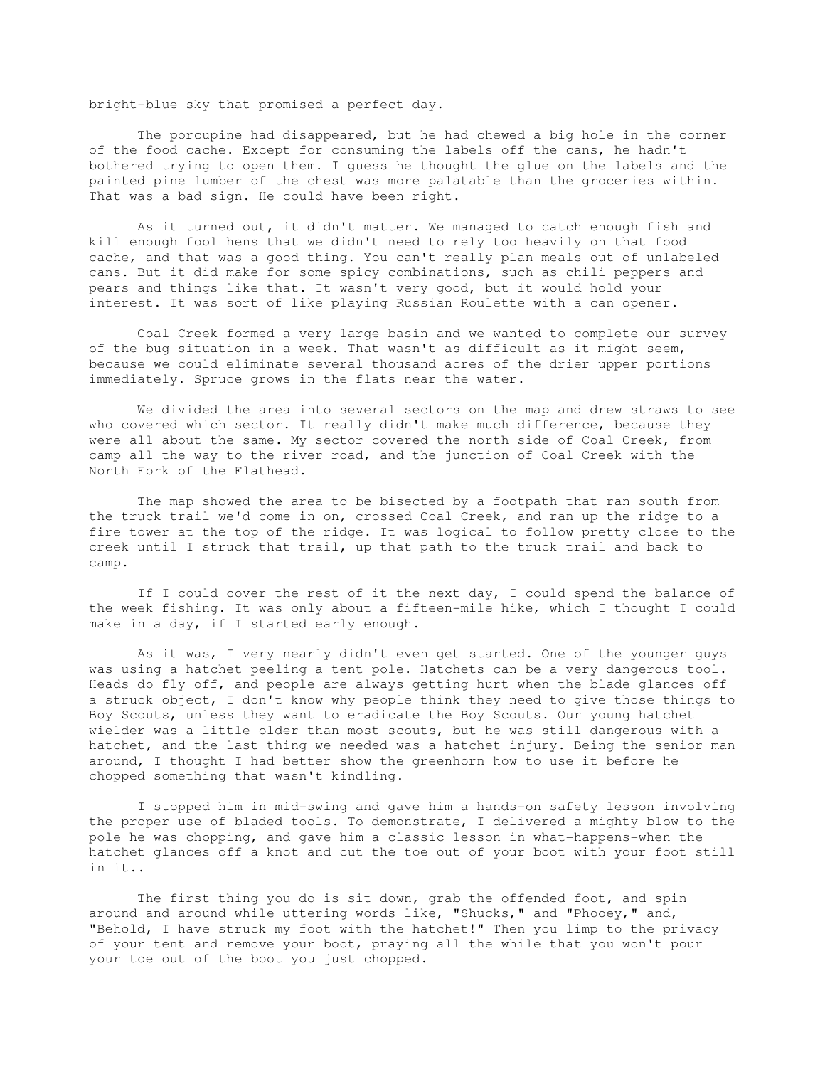bright-blue sky that promised a perfect day.

The porcupine had disappeared, but he had chewed a big hole in the corner of the food cache. Except for consuming the labels off the cans, he hadn't bothered trying to open them. I guess he thought the glue on the labels and the painted pine lumber of the chest was more palatable than the groceries within. That was a bad sign. He could have been right.

As it turned out, it didn't matter. We managed to catch enough fish and kill enough fool hens that we didn't need to rely too heavily on that food cache, and that was a good thing. You can't really plan meals out of unlabeled cans. But it did make for some spicy combinations, such as chili peppers and pears and things like that. It wasn't very good, but it would hold your interest. It was sort of like playing Russian Roulette with a can opener.

Coal Creek formed a very large basin and we wanted to complete our survey of the bug situation in a week. That wasn't as difficult as it might seem, because we could eliminate several thousand acres of the drier upper portions immediately. Spruce grows in the flats near the water.

We divided the area into several sectors on the map and drew straws to see who covered which sector. It really didn't make much difference, because they were all about the same. My sector covered the north side of Coal Creek, from camp all the way to the river road, and the junction of Coal Creek with the North Fork of the Flathead.

The map showed the area to be bisected by a footpath that ran south from the truck trail we'd come in on, crossed Coal Creek, and ran up the ridge to a fire tower at the top of the ridge. It was logical to follow pretty close to the creek until I struck that trail, up that path to the truck trail and back to camp.

If I could cover the rest of it the next day, I could spend the balance of the week fishing. It was only about a fifteen-mile hike, which I thought I could make in a day, if I started early enough.

As it was, I very nearly didn't even get started. One of the younger guys was using a hatchet peeling a tent pole. Hatchets can be a very dangerous tool. Heads do fly off, and people are always getting hurt when the blade glances off a struck object, I don't know why people think they need to give those things to Boy Scouts, unless they want to eradicate the Boy Scouts. Our young hatchet wielder was a little older than most scouts, but he was still dangerous with a hatchet, and the last thing we needed was a hatchet injury. Being the senior man around, I thought I had better show the greenhorn how to use it before he chopped something that wasn't kindling.

I stopped him in mid-swing and gave him a hands-on safety lesson involving the proper use of bladed tools. To demonstrate, I delivered a mighty blow to the pole he was chopping, and gave him a classic lesson in what-happens-when the hatchet glances off a knot and cut the toe out of your boot with your foot still in it..

The first thing you do is sit down, grab the offended foot, and spin around and around while uttering words like, "Shucks," and "Phooey," and, "Behold, I have struck my foot with the hatchet!" Then you limp to the privacy of your tent and remove your boot, praying all the while that you won't pour your toe out of the boot you just chopped.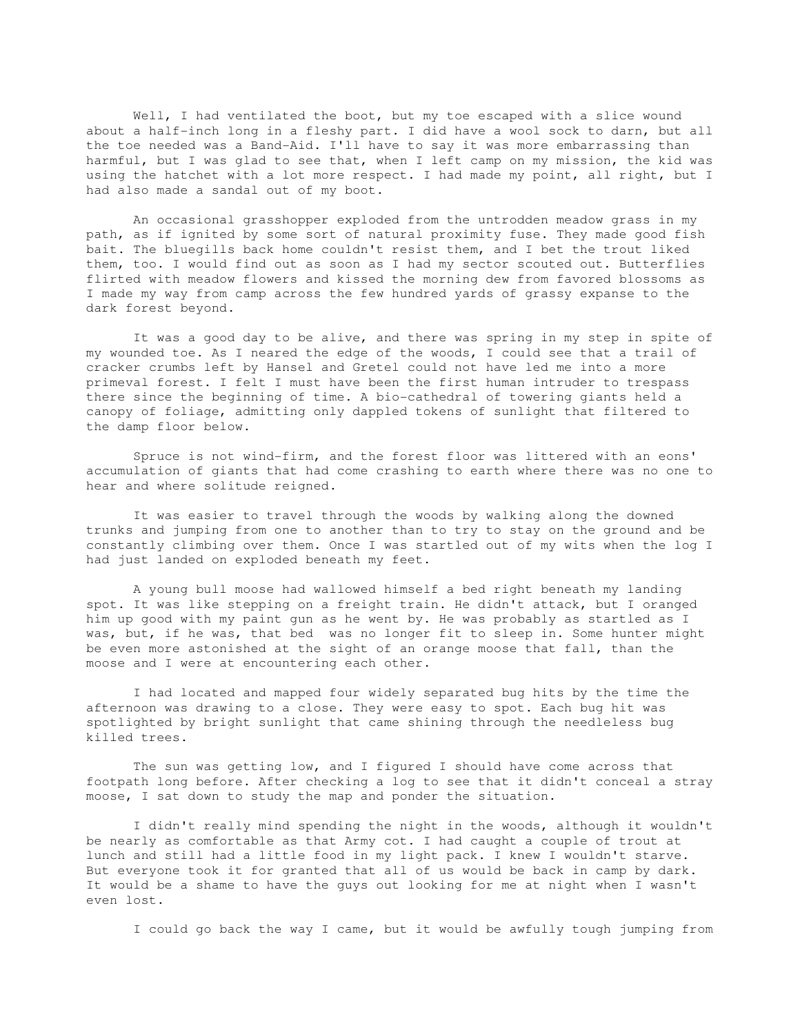Well, I had ventilated the boot, but my toe escaped with a slice wound about a half-inch long in a fleshy part. I did have a wool sock to darn, but all the toe needed was a Band-Aid. I'll have to say it was more embarrassing than harmful, but I was glad to see that, when I left camp on my mission, the kid was using the hatchet with a lot more respect. I had made my point, all right, but I had also made a sandal out of my boot.

An occasional grasshopper exploded from the untrodden meadow grass in my path, as if ignited by some sort of natural proximity fuse. They made good fish bait. The bluegills back home couldn't resist them, and I bet the trout liked them, too. I would find out as soon as I had my sector scouted out. Butterflies flirted with meadow flowers and kissed the morning dew from favored blossoms as I made my way from camp across the few hundred yards of grassy expanse to the dark forest beyond.

It was a good day to be alive, and there was spring in my step in spite of my wounded toe. As I neared the edge of the woods, I could see that a trail of cracker crumbs left by Hansel and Gretel could not have led me into a more primeval forest. I felt I must have been the first human intruder to trespass there since the beginning of time. A bio-cathedral of towering giants held a canopy of foliage, admitting only dappled tokens of sunlight that filtered to the damp floor below.

Spruce is not wind-firm, and the forest floor was littered with an eons' accumulation of giants that had come crashing to earth where there was no one to hear and where solitude reigned.

It was easier to travel through the woods by walking along the downed trunks and jumping from one to another than to try to stay on the ground and be constantly climbing over them. Once I was startled out of my wits when the log I had just landed on exploded beneath my feet.

A young bull moose had wallowed himself a bed right beneath my landing spot. It was like stepping on a freight train. He didn't attack, but I oranged him up good with my paint gun as he went by. He was probably as startled as I was, but, if he was, that bed was no longer fit to sleep in. Some hunter might be even more astonished at the sight of an orange moose that fall, than the moose and I were at encountering each other.

I had located and mapped four widely separated bug hits by the time the afternoon was drawing to a close. They were easy to spot. Each bug hit was spotlighted by bright sunlight that came shining through the needleless bug killed trees.

The sun was getting low, and I figured I should have come across that footpath long before. After checking a log to see that it didn't conceal a stray moose, I sat down to study the map and ponder the situation.

I didn't really mind spending the night in the woods, although it wouldn't be nearly as comfortable as that Army cot. I had caught a couple of trout at lunch and still had a little food in my light pack. I knew I wouldn't starve. But everyone took it for granted that all of us would be back in camp by dark. It would be a shame to have the guys out looking for me at night when I wasn't even lost.

I could go back the way I came, but it would be awfully tough jumping from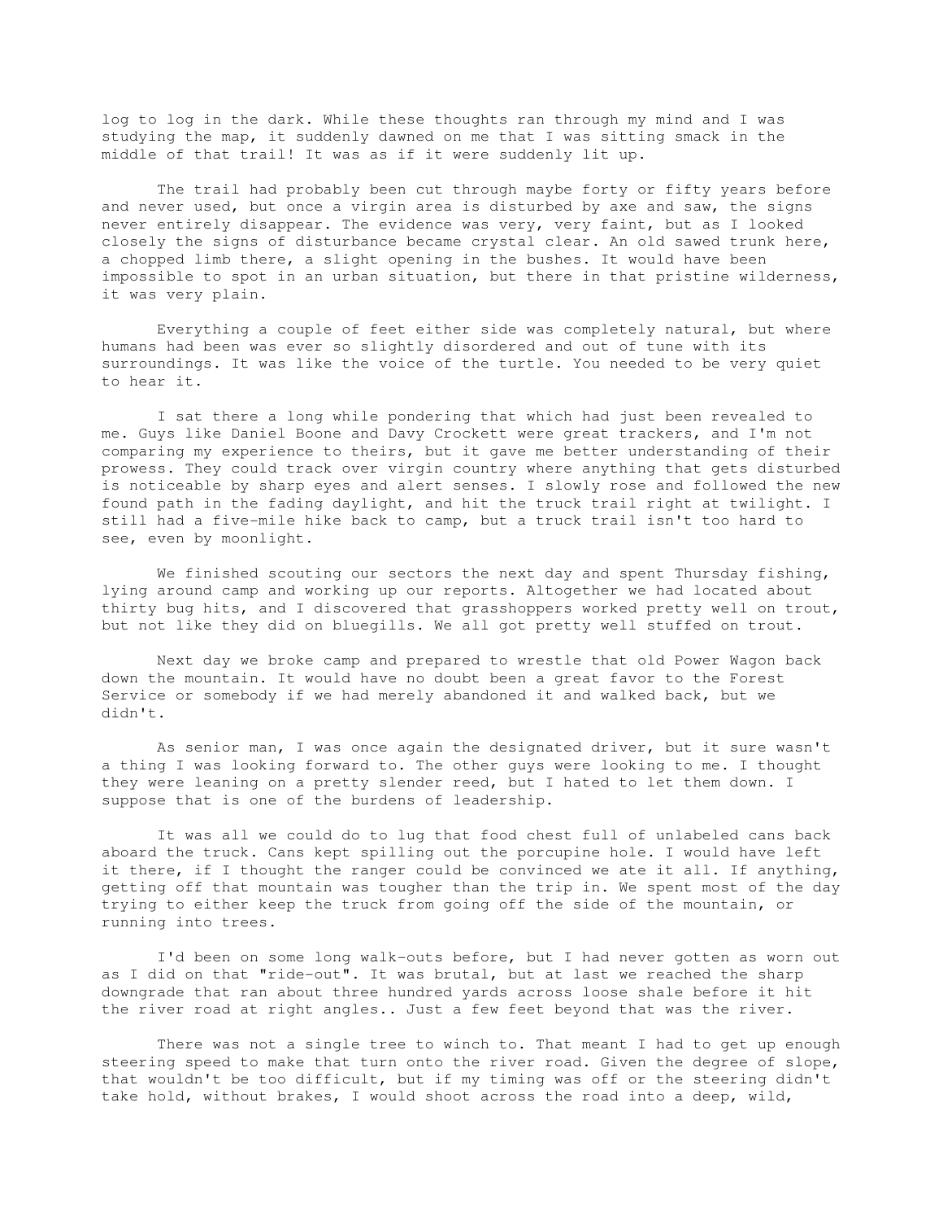log to log in the dark. While these thoughts ran through my mind and I was studying the map, it suddenly dawned on me that I was sitting smack in the middle of that trail! It was as if it were suddenly lit up.

The trail had probably been cut through maybe forty or fifty years before and never used, but once a virgin area is disturbed by axe and saw, the signs never entirely disappear. The evidence was very, very faint, but as I looked closely the signs of disturbance became crystal clear. An old sawed trunk here, a chopped limb there, a slight opening in the bushes. It would have been impossible to spot in an urban situation, but there in that pristine wilderness, it was very plain.

Everything a couple of feet either side was completely natural, but where humans had been was ever so slightly disordered and out of tune with its surroundings. It was like the voice of the turtle. You needed to be very quiet to hear it.

I sat there a long while pondering that which had just been revealed to me. Guys like Daniel Boone and Davy Crockett were great trackers, and I'm not comparing my experience to theirs, but it gave me better understanding of their prowess. They could track over virgin country where anything that gets disturbed is noticeable by sharp eyes and alert senses. I slowly rose and followed the new found path in the fading daylight, and hit the truck trail right at twilight. I still had a five-mile hike back to camp, but a truck trail isn't too hard to see, even by moonlight.

We finished scouting our sectors the next day and spent Thursday fishing, lying around camp and working up our reports. Altogether we had located about thirty bug hits, and I discovered that grasshoppers worked pretty well on trout, but not like they did on bluegills. We all got pretty well stuffed on trout.

Next day we broke camp and prepared to wrestle that old Power Wagon back down the mountain. It would have no doubt been a great favor to the Forest Service or somebody if we had merely abandoned it and walked back, but we didn't.

As senior man, I was once again the designated driver, but it sure wasn't a thing I was looking forward to. The other guys were looking to me. I thought they were leaning on a pretty slender reed, but I hated to let them down. I suppose that is one of the burdens of leadership.

It was all we could do to lug that food chest full of unlabeled cans back aboard the truck. Cans kept spilling out the porcupine hole. I would have left it there, if I thought the ranger could be convinced we ate it all. If anything, getting off that mountain was tougher than the trip in. We spent most of the day trying to either keep the truck from going off the side of the mountain, or running into trees.

I'd been on some long walk-outs before, but I had never gotten as worn out as I did on that "ride-out". It was brutal, but at last we reached the sharp downgrade that ran about three hundred yards across loose shale before it hit the river road at right angles.. Just a few feet beyond that was the river.

There was not a single tree to winch to. That meant I had to get up enough steering speed to make that turn onto the river road. Given the degree of slope, that wouldn't be too difficult, but if my timing was off or the steering didn't take hold, without brakes, I would shoot across the road into a deep, wild,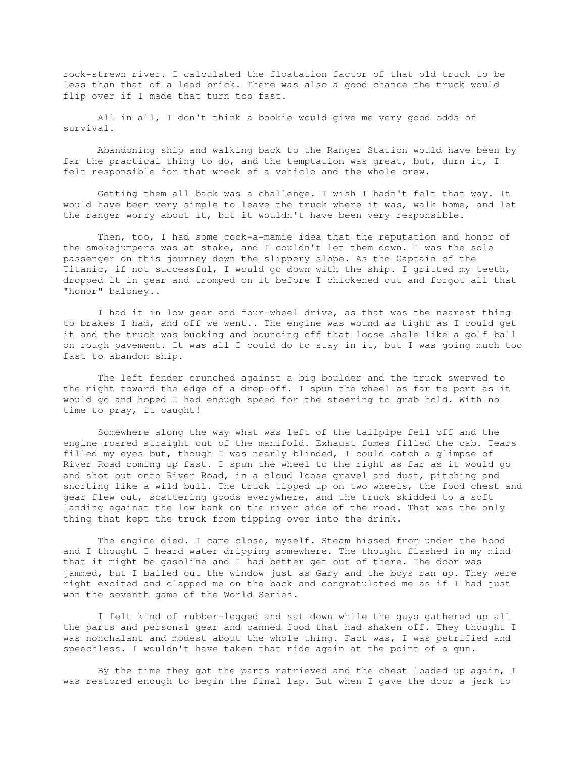rock-strewn river. I calculated the floatation factor of that old truck to be less than that of a lead brick. There was also a good chance the truck would flip over if I made that turn too fast.

All in all, I don't think a bookie would give me very good odds of survival.

Abandoning ship and walking back to the Ranger Station would have been by far the practical thing to do, and the temptation was great, but, durn it, I felt responsible for that wreck of a vehicle and the whole crew.

Getting them all back was a challenge. I wish I hadn't felt that way. It would have been very simple to leave the truck where it was, walk home, and let the ranger worry about it, but it wouldn't have been very responsible.

Then, too, I had some cock-a-mamie idea that the reputation and honor of the smokejumpers was at stake, and I couldn't let them down. I was the sole passenger on this journey down the slippery slope. As the Captain of the Titanic, if not successful, I would go down with the ship. I gritted my teeth, dropped it in gear and tromped on it before I chickened out and forgot all that "honor" baloney..

I had it in low gear and four-wheel drive, as that was the nearest thing to brakes I had, and off we went.. The engine was wound as tight as I could get it and the truck was bucking and bouncing off that loose shale like a golf ball on rough pavement. It was all I could do to stay in it, but I was going much too fast to abandon ship.

The left fender crunched against a big boulder and the truck swerved to the right toward the edge of a drop-off. I spun the wheel as far to port as it would go and hoped I had enough speed for the steering to grab hold. With no time to pray, it caught!

Somewhere along the way what was left of the tailpipe fell off and the engine roared straight out of the manifold. Exhaust fumes filled the cab. Tears filled my eyes but, though I was nearly blinded, I could catch a glimpse of River Road coming up fast. I spun the wheel to the right as far as it would go and shot out onto River Road, in a cloud loose gravel and dust, pitching and snorting like a wild bull. The truck tipped up on two wheels, the food chest and gear flew out, scattering goods everywhere, and the truck skidded to a soft landing against the low bank on the river side of the road. That was the only thing that kept the truck from tipping over into the drink.

The engine died. I came close, myself. Steam hissed from under the hood and I thought I heard water dripping somewhere. The thought flashed in my mind that it might be gasoline and I had better get out of there. The door was jammed, but I bailed out the window just as Gary and the boys ran up. They were right excited and clapped me on the back and congratulated me as if I had just won the seventh game of the World Series.

I felt kind of rubber-legged and sat down while the guys gathered up all the parts and personal gear and canned food that had shaken off. They thought I was nonchalant and modest about the whole thing. Fact was, I was petrified and speechless. I wouldn't have taken that ride again at the point of a gun.

By the time they got the parts retrieved and the chest loaded up again, I was restored enough to begin the final lap. But when I gave the door a jerk to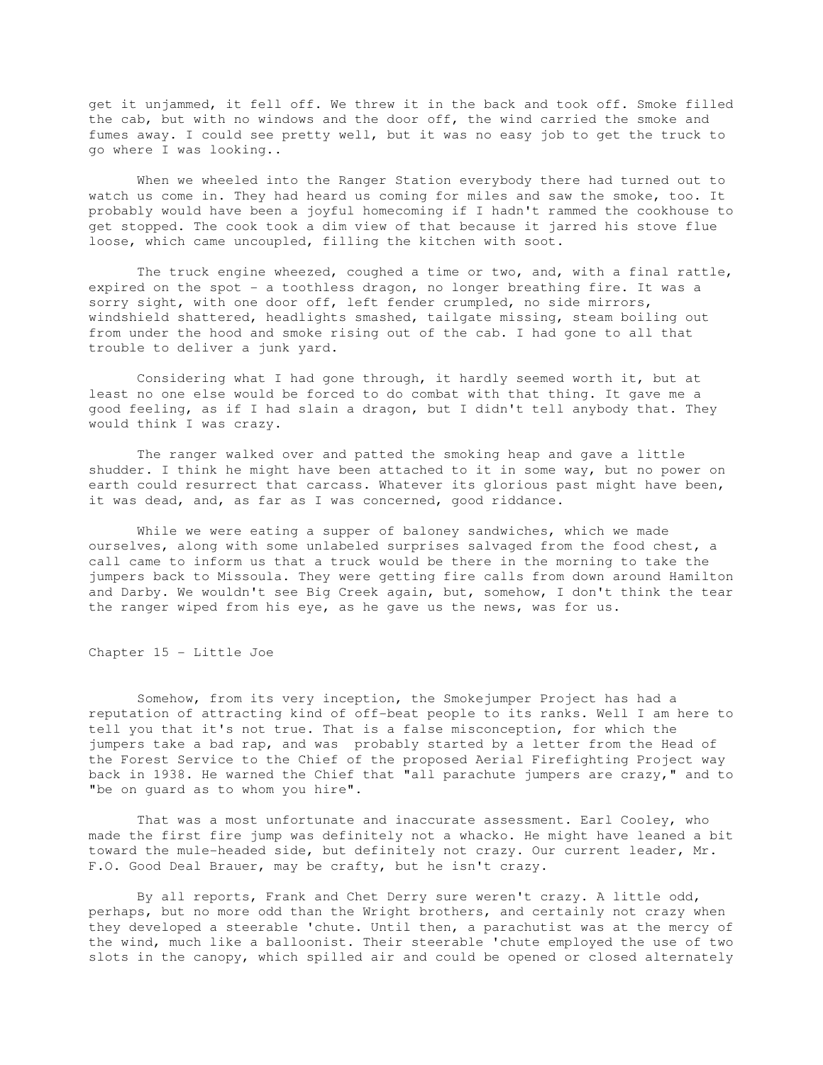get it unjammed, it fell off. We threw it in the back and took off. Smoke filled the cab, but with no windows and the door off, the wind carried the smoke and fumes away. I could see pretty well, but it was no easy job to get the truck to go where I was looking..

When we wheeled into the Ranger Station everybody there had turned out to watch us come in. They had heard us coming for miles and saw the smoke, too. It probably would have been a joyful homecoming if I hadn't rammed the cookhouse to get stopped. The cook took a dim view of that because it jarred his stove flue loose, which came uncoupled, filling the kitchen with soot.

The truck engine wheezed, coughed a time or two, and, with a final rattle, expired on the spot - a toothless dragon, no longer breathing fire. It was a sorry sight, with one door off, left fender crumpled, no side mirrors, windshield shattered, headlights smashed, tailgate missing, steam boiling out from under the hood and smoke rising out of the cab. I had gone to all that trouble to deliver a junk yard.

Considering what I had gone through, it hardly seemed worth it, but at least no one else would be forced to do combat with that thing. It gave me a good feeling, as if I had slain a dragon, but I didn't tell anybody that. They would think I was crazy.

The ranger walked over and patted the smoking heap and gave a little shudder. I think he might have been attached to it in some way, but no power on earth could resurrect that carcass. Whatever its glorious past might have been, it was dead, and, as far as I was concerned, good riddance.

While we were eating a supper of baloney sandwiches, which we made ourselves, along with some unlabeled surprises salvaged from the food chest, a call came to inform us that a truck would be there in the morning to take the jumpers back to Missoula. They were getting fire calls from down around Hamilton and Darby. We wouldn't see Big Creek again, but, somehow, I don't think the tear the ranger wiped from his eye, as he gave us the news, was for us.

## Chapter 15 - Little Joe

Somehow, from its very inception, the Smokejumper Project has had a reputation of attracting kind of off-beat people to its ranks. Well I am here to tell you that it's not true. That is a false misconception, for which the jumpers take a bad rap, and was probably started by a letter from the Head of the Forest Service to the Chief of the proposed Aerial Firefighting Project way back in 1938. He warned the Chief that "all parachute jumpers are crazy," and to "be on guard as to whom you hire".

That was a most unfortunate and inaccurate assessment. Earl Cooley, who made the first fire jump was definitely not a whacko. He might have leaned a bit toward the mule-headed side, but definitely not crazy. Our current leader, Mr. F.O. Good Deal Brauer, may be crafty, but he isn't crazy.

By all reports, Frank and Chet Derry sure weren't crazy. A little odd, perhaps, but no more odd than the Wright brothers, and certainly not crazy when they developed a steerable 'chute. Until then, a parachutist was at the mercy of the wind, much like a balloonist. Their steerable 'chute employed the use of two slots in the canopy, which spilled air and could be opened or closed alternately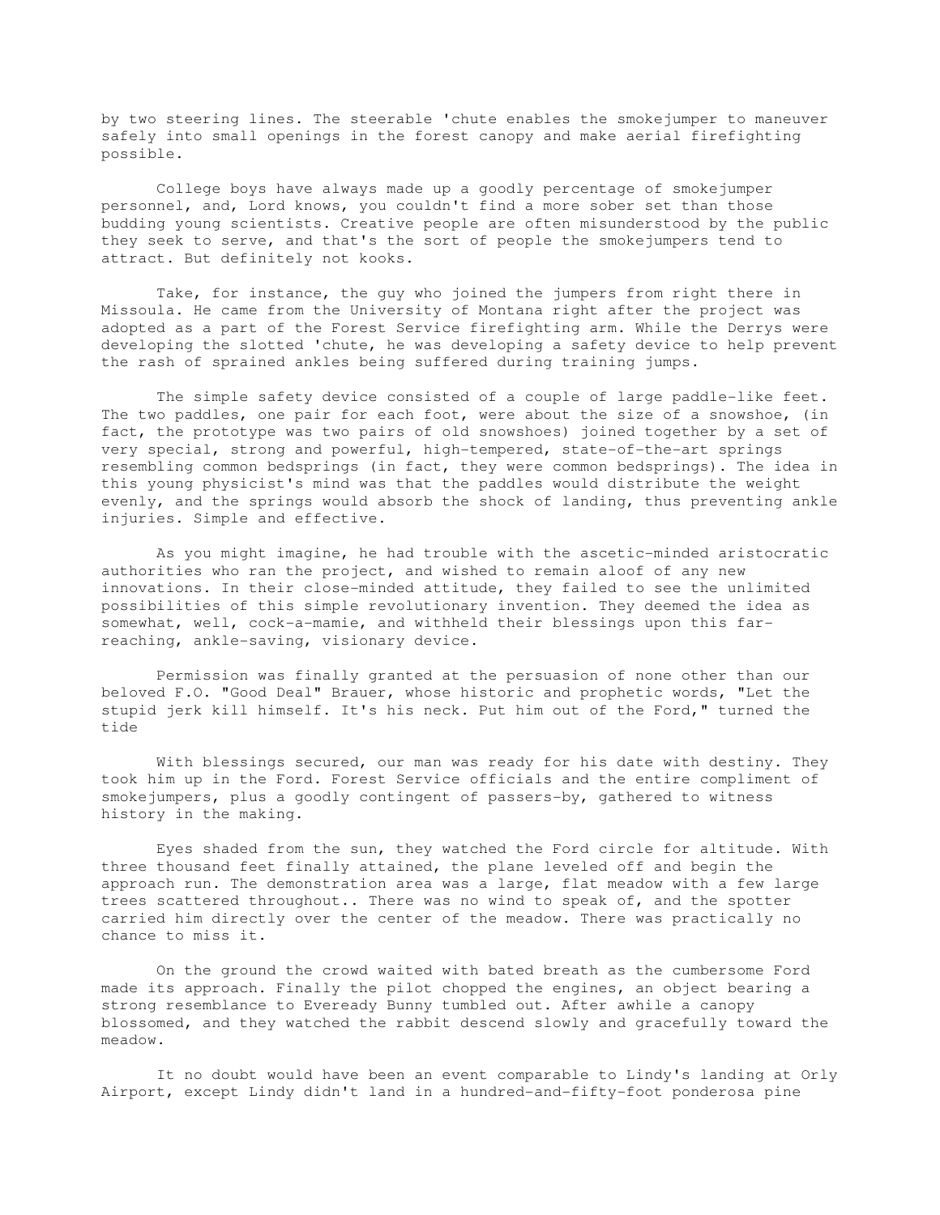by two steering lines. The steerable 'chute enables the smokejumper to maneuver safely into small openings in the forest canopy and make aerial firefighting possible.

College boys have always made up a goodly percentage of smokejumper personnel, and, Lord knows, you couldn't find a more sober set than those budding young scientists. Creative people are often misunderstood by the public they seek to serve, and that's the sort of people the smokejumpers tend to attract. But definitely not kooks.

Take, for instance, the guy who joined the jumpers from right there in Missoula. He came from the University of Montana right after the project was adopted as a part of the Forest Service firefighting arm. While the Derrys were developing the slotted 'chute, he was developing a safety device to help prevent the rash of sprained ankles being suffered during training jumps.

The simple safety device consisted of a couple of large paddle-like feet. The two paddles, one pair for each foot, were about the size of a snowshoe, (in fact, the prototype was two pairs of old snowshoes) joined together by a set of very special, strong and powerful, high-tempered, state-of-the-art springs resembling common bedsprings (in fact, they were common bedsprings). The idea in this young physicist's mind was that the paddles would distribute the weight evenly, and the springs would absorb the shock of landing, thus preventing ankle injuries. Simple and effective.

As you might imagine, he had trouble with the ascetic-minded aristocratic authorities who ran the project, and wished to remain aloof of any new innovations. In their close-minded attitude, they failed to see the unlimited possibilities of this simple revolutionary invention. They deemed the idea as somewhat, well, cock-a-mamie, and withheld their blessings upon this far-reaching, ankle-saving, visionary device.

Permission was finally granted at the persuasion of none other than our beloved F.O. "Good Deal" Brauer, whose historic and prophetic words, "Let the stupid jerk kill himself. It's his neck. Put him out of the Ford," turned the tide

With blessings secured, our man was ready for his date with destiny. They took him up in the Ford. Forest Service officials and the entire compliment of smokejumpers, plus a goodly contingent of passers-by, gathered to witness history in the making.

Eyes shaded from the sun, they watched the Ford circle for altitude. With three thousand feet finally attained, the plane leveled off and begin the approach run. The demonstration area was a large, flat meadow with a few large trees scattered throughout.. There was no wind to speak of, and the spotter carried him directly over the center of the meadow. There was practically no chance to miss it.

On the ground the crowd waited with bated breath as the cumbersome Ford made its approach. Finally the pilot chopped the engines, an object bearing a strong resemblance to Eveready Bunny tumbled out. After awhile a canopy blossomed, and they watched the rabbit descend slowly and gracefully toward the meadow.

It no doubt would have been an event comparable to Lindy's landing at Orly Airport, except Lindy didn't land in a hundred-and-fifty-foot ponderosa pine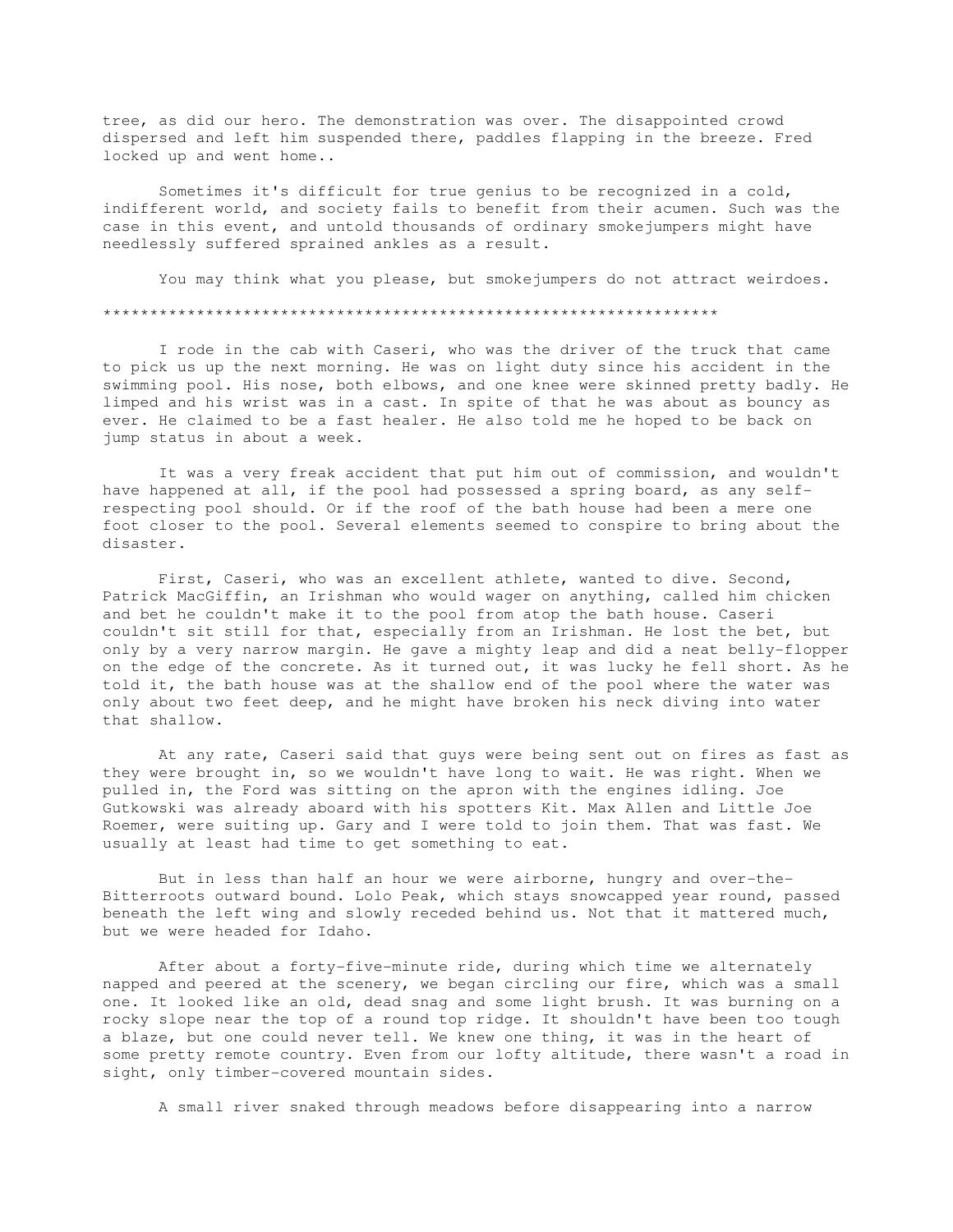tree, as did our hero. The demonstration was over. The disappointed crowd dispersed and left him suspended there, paddles flapping in the breeze. Fred locked up and went home..

Sometimes it's difficult for true genius to be recognized in a cold, indifferent world, and society fails to benefit from their acumen. Such was the case in this event, and untold thousands of ordinary smokejumpers might have needlessly suffered sprained ankles as a result.

You may think what you please, but smokejumpers do not attract weirdoes.

*****************************************************************

I rode in the cab with Caseri, who was the driver of the truck that came to pick us up the next morning. He was on light duty since his accident in the swimming pool. His nose, both elbows, and one knee were skinned pretty badly. He limped and his wrist was in a cast. In spite of that he was about as bouncy as ever. He claimed to be a fast healer. He also told me he hoped to be back on jump status in about a week.

It was a very freak accident that put him out of commission, and wouldn't have happened at all, if the pool had possessed a spring board, as any self-respecting pool should. Or if the roof of the bath house had been a mere one foot closer to the pool. Several elements seemed to conspire to bring about the disaster.

First, Caseri, who was an excellent athlete, wanted to dive. Second, Patrick MacGiffin, an Irishman who would wager on anything, called him chicken and bet he couldn't make it to the pool from atop the bath house. Caseri couldn't sit still for that, especially from an Irishman. He lost the bet, but only by a very narrow margin. He gave a mighty leap and did a neat belly-flopper on the edge of the concrete. As it turned out, it was lucky he fell short. As he told it, the bath house was at the shallow end of the pool where the water was only about two feet deep, and he might have broken his neck diving into water that shallow.

At any rate, Caseri said that guys were being sent out on fires as fast as they were brought in, so we wouldn't have long to wait. He was right. When we pulled in, the Ford was sitting on the apron with the engines idling. Joe Gutkowski was already aboard with his spotters Kit. Max Allen and Little Joe Roemer, were suiting up. Gary and I were told to join them. That was fast. We usually at least had time to get something to eat.

But in less than half an hour we were airborne, hungry and over-the-Bitterroots outward bound. Lolo Peak, which stays snowcapped year round, passed beneath the left wing and slowly receded behind us. Not that it mattered much, but we were headed for Idaho.

After about a forty-five-minute ride, during which time we alternately napped and peered at the scenery, we began circling our fire, which was a small one. It looked like an old, dead snag and some light brush. It was burning on a rocky slope near the top of a round top ridge. It shouldn't have been too tough a blaze, but one could never tell. We knew one thing, it was in the heart of some pretty remote country. Even from our lofty altitude, there wasn't a road in sight, only timber-covered mountain sides.

A small river snaked through meadows before disappearing into a narrow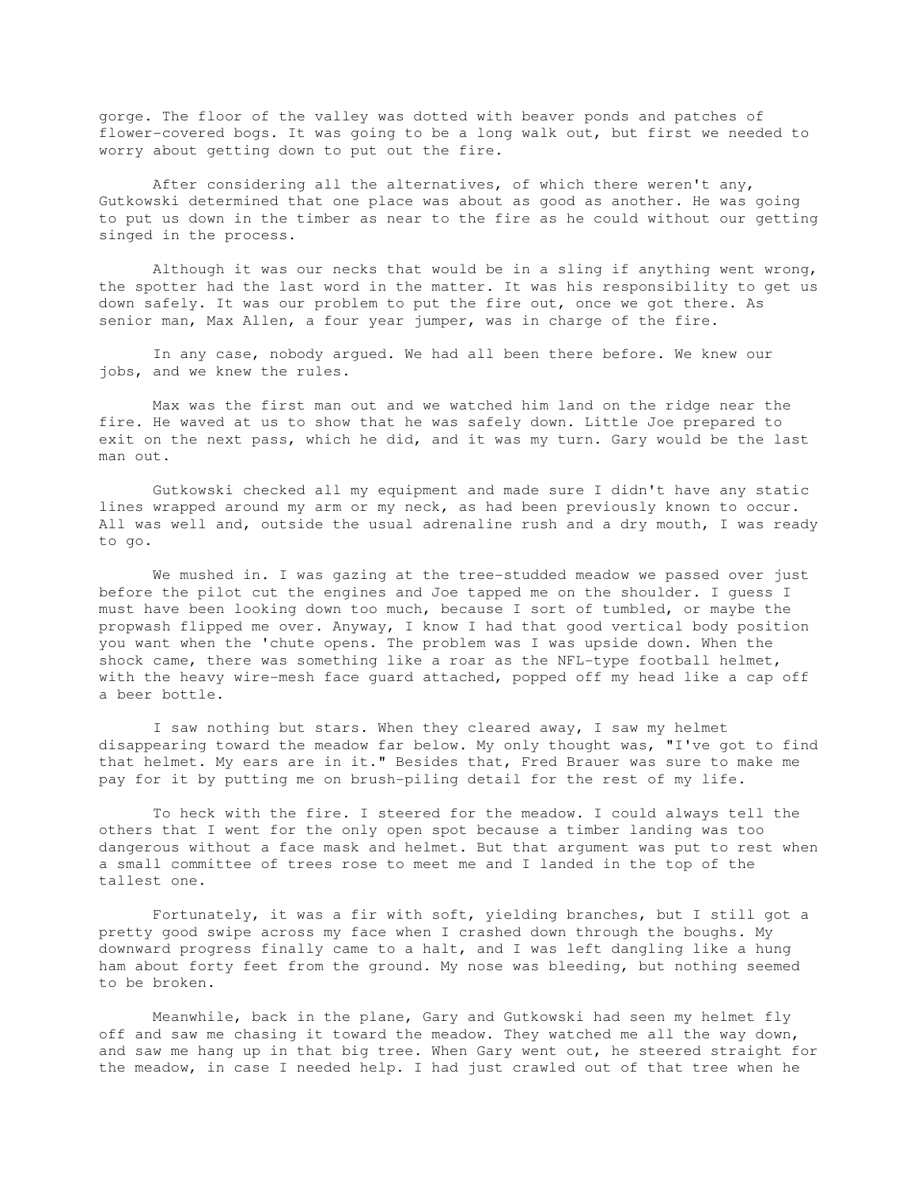gorge. The floor of the valley was dotted with beaver ponds and patches of flower-covered bogs. It was going to be a long walk out, but first we needed to worry about getting down to put out the fire.

After considering all the alternatives, of which there weren't any, Gutkowski determined that one place was about as good as another. He was going to put us down in the timber as near to the fire as he could without our getting singed in the process.

Although it was our necks that would be in a sling if anything went wrong, the spotter had the last word in the matter. It was his responsibility to get us down safely. It was our problem to put the fire out, once we got there. As senior man, Max Allen, a four year jumper, was in charge of the fire.

In any case, nobody argued. We had all been there before. We knew our jobs, and we knew the rules.

Max was the first man out and we watched him land on the ridge near the fire. He waved at us to show that he was safely down. Little Joe prepared to exit on the next pass, which he did, and it was my turn. Gary would be the last man out.

Gutkowski checked all my equipment and made sure I didn't have any static lines wrapped around my arm or my neck, as had been previously known to occur. All was well and, outside the usual adrenaline rush and a dry mouth, I was ready to go.

We mushed in. I was gazing at the tree-studded meadow we passed over just before the pilot cut the engines and Joe tapped me on the shoulder. I guess I must have been looking down too much, because I sort of tumbled, or maybe the propwash flipped me over. Anyway, I know I had that good vertical body position you want when the 'chute opens. The problem was I was upside down. When the shock came, there was something like a roar as the NFL-type football helmet, with the heavy wire-mesh face guard attached, popped off my head like a cap off a beer bottle.

I saw nothing but stars. When they cleared away, I saw my helmet disappearing toward the meadow far below. My only thought was, "I've got to find that helmet. My ears are in it." Besides that, Fred Brauer was sure to make me pay for it by putting me on brush-piling detail for the rest of my life.

To heck with the fire. I steered for the meadow. I could always tell the others that I went for the only open spot because a timber landing was too dangerous without a face mask and helmet. But that argument was put to rest when a small committee of trees rose to meet me and I landed in the top of the tallest one.

Fortunately, it was a fir with soft, yielding branches, but I still got a pretty good swipe across my face when I crashed down through the boughs. My downward progress finally came to a halt, and I was left dangling like a hung ham about forty feet from the ground. My nose was bleeding, but nothing seemed to be broken.

Meanwhile, back in the plane, Gary and Gutkowski had seen my helmet fly off and saw me chasing it toward the meadow. They watched me all the way down, and saw me hang up in that big tree. When Gary went out, he steered straight for the meadow, in case I needed help. I had just crawled out of that tree when he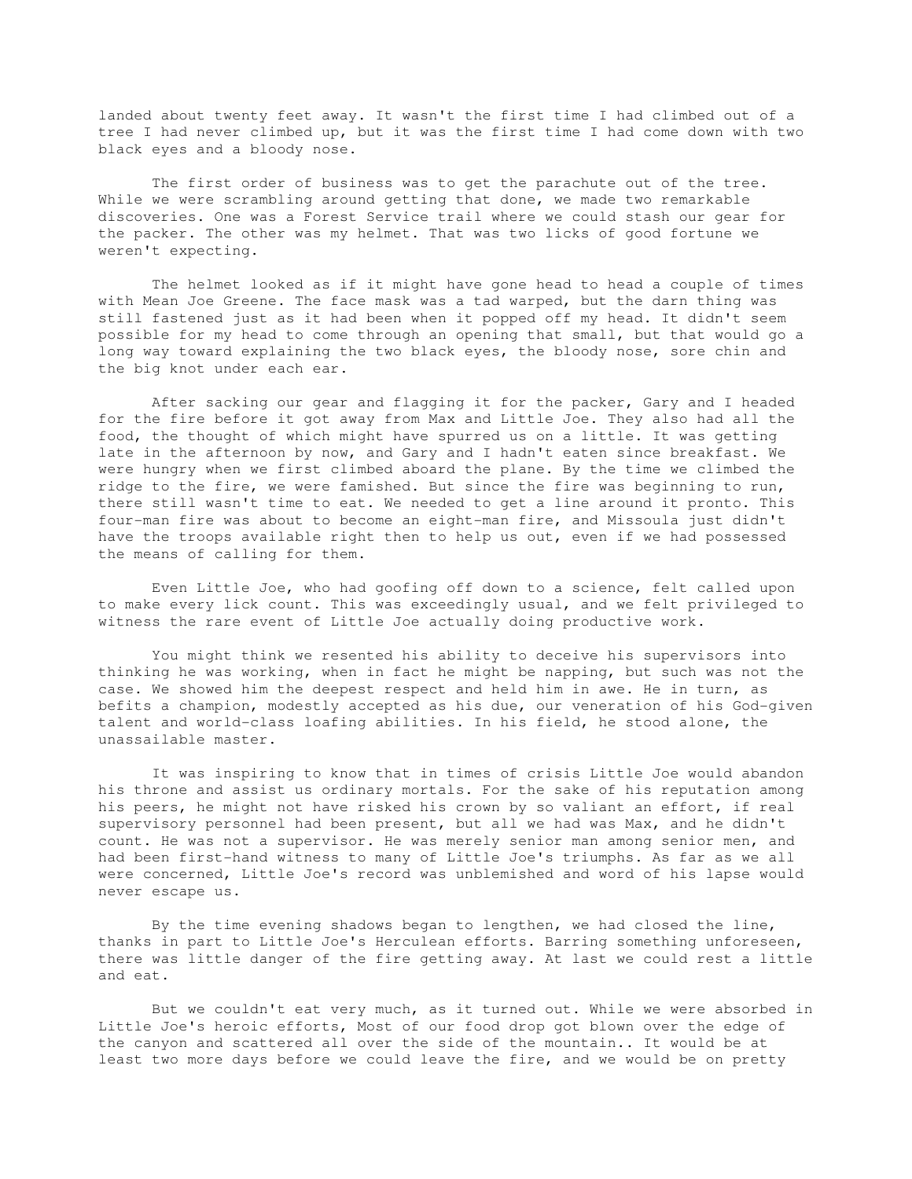landed about twenty feet away. It wasn't the first time I had climbed out of a tree I had never climbed up, but it was the first time I had come down with two black eyes and a bloody nose.

The first order of business was to get the parachute out of the tree. While we were scrambling around getting that done, we made two remarkable discoveries. One was a Forest Service trail where we could stash our gear for the packer. The other was my helmet. That was two licks of good fortune we weren't expecting.

The helmet looked as if it might have gone head to head a couple of times with Mean Joe Greene. The face mask was a tad warped, but the darn thing was still fastened just as it had been when it popped off my head. It didn't seem possible for my head to come through an opening that small, but that would go a long way toward explaining the two black eyes, the bloody nose, sore chin and the big knot under each ear.

After sacking our gear and flagging it for the packer, Gary and I headed for the fire before it got away from Max and Little Joe. They also had all the food, the thought of which might have spurred us on a little. It was getting late in the afternoon by now, and Gary and I hadn't eaten since breakfast. We were hungry when we first climbed aboard the plane. By the time we climbed the ridge to the fire, we were famished. But since the fire was beginning to run, there still wasn't time to eat. We needed to get a line around it pronto. This four-man fire was about to become an eight-man fire, and Missoula just didn't have the troops available right then to help us out, even if we had possessed the means of calling for them.

Even Little Joe, who had goofing off down to a science, felt called upon to make every lick count. This was exceedingly usual, and we felt privileged to witness the rare event of Little Joe actually doing productive work.

You might think we resented his ability to deceive his supervisors into thinking he was working, when in fact he might be napping, but such was not the case. We showed him the deepest respect and held him in awe. He in turn, as befits a champion, modestly accepted as his due, our veneration of his God-given talent and world-class loafing abilities. In his field, he stood alone, the unassailable master.

It was inspiring to know that in times of crisis Little Joe would abandon his throne and assist us ordinary mortals. For the sake of his reputation among his peers, he might not have risked his crown by so valiant an effort, if real supervisory personnel had been present, but all we had was Max, and he didn't count. He was not a supervisor. He was merely senior man among senior men, and had been first-hand witness to many of Little Joe's triumphs. As far as we all were concerned, Little Joe's record was unblemished and word of his lapse would never escape us.

By the time evening shadows began to lengthen, we had closed the line, thanks in part to Little Joe's Herculean efforts. Barring something unforeseen, there was little danger of the fire getting away. At last we could rest a little and eat.

But we couldn't eat very much, as it turned out. While we were absorbed in Little Joe's heroic efforts, Most of our food drop got blown over the edge of the canyon and scattered all over the side of the mountain.. It would be at least two more days before we could leave the fire, and we would be on pretty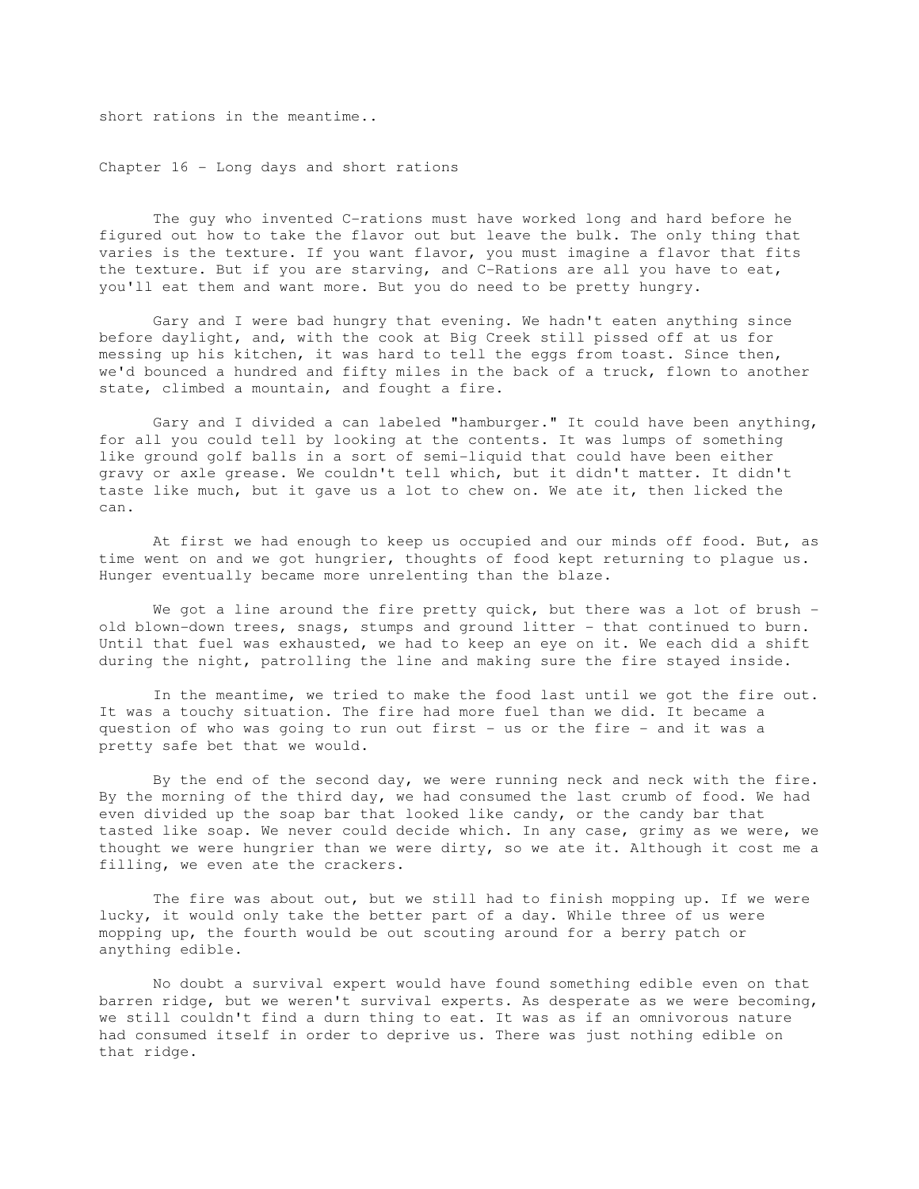short rations in the meantime..

## Chapter 16 - Long days and short rations

The guy who invented C-rations must have worked long and hard before he figured out how to take the flavor out but leave the bulk. The only thing that varies is the texture. If you want flavor, you must imagine a flavor that fits the texture. But if you are starving, and C-Rations are all you have to eat, you'll eat them and want more. But you do need to be pretty hungry.

Gary and I were bad hungry that evening. We hadn't eaten anything since before daylight, and, with the cook at Big Creek still pissed off at us for messing up his kitchen, it was hard to tell the eggs from toast. Since then, we'd bounced a hundred and fifty miles in the back of a truck, flown to another state, climbed a mountain, and fought a fire.

Gary and I divided a can labeled "hamburger." It could have been anything, for all you could tell by looking at the contents. It was lumps of something like ground golf balls in a sort of semi-liquid that could have been either gravy or axle grease. We couldn't tell which, but it didn't matter. It didn't taste like much, but it gave us a lot to chew on. We ate it, then licked the can.

At first we had enough to keep us occupied and our minds off food. But, as time went on and we got hungrier, thoughts of food kept returning to plague us. Hunger eventually became more unrelenting than the blaze.

We got a line around the fire pretty quick, but there was a lot of brush - old blown-down trees, snags, stumps and ground litter - that continued to burn. Until that fuel was exhausted, we had to keep an eye on it. We each did a shift during the night, patrolling the line and making sure the fire stayed inside.

In the meantime, we tried to make the food last until we got the fire out. It was a touchy situation. The fire had more fuel than we did. It became a question of who was going to run out first - us or the fire - and it was a pretty safe bet that we would.

By the end of the second day, we were running neck and neck with the fire. By the morning of the third day, we had consumed the last crumb of food. We had even divided up the soap bar that looked like candy, or the candy bar that tasted like soap. We never could decide which. In any case, grimy as we were, we thought we were hungrier than we were dirty, so we ate it. Although it cost me a filling, we even ate the crackers.

The fire was about out, but we still had to finish mopping up. If we were lucky, it would only take the better part of a day. While three of us were mopping up, the fourth would be out scouting around for a berry patch or anything edible.

No doubt a survival expert would have found something edible even on that barren ridge, but we weren't survival experts. As desperate as we were becoming, we still couldn't find a durn thing to eat. It was as if an omnivorous nature had consumed itself in order to deprive us. There was just nothing edible on that ridge.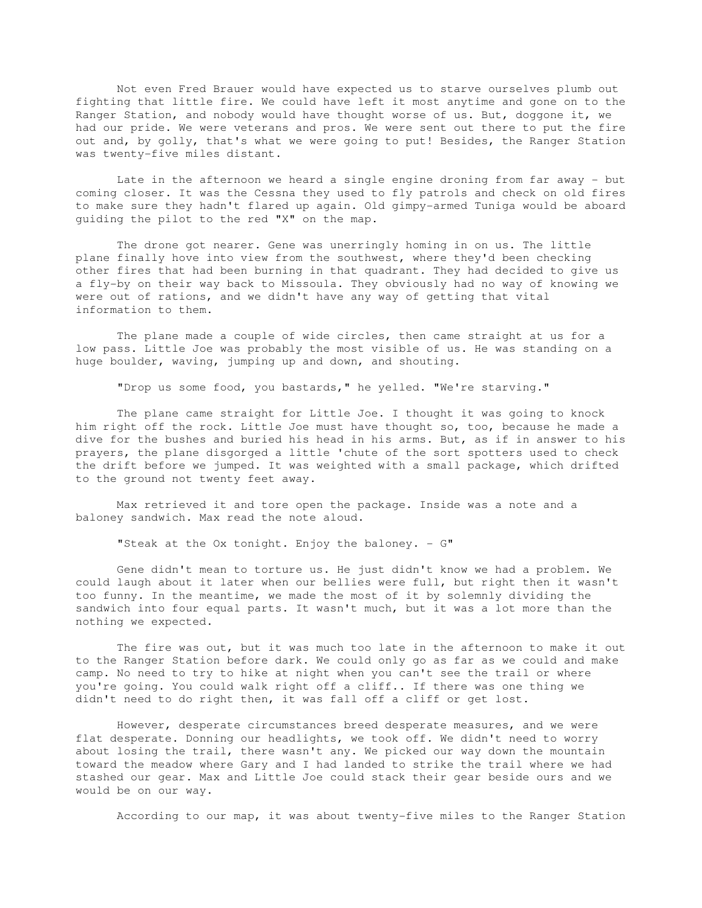Not even Fred Brauer would have expected us to starve ourselves plumb out fighting that little fire. We could have left it most anytime and gone on to the Ranger Station, and nobody would have thought worse of us. But, doggone it, we had our pride. We were veterans and pros. We were sent out there to put the fire out and, by golly, that's what we were going to put! Besides, the Ranger Station was twenty-five miles distant.

Late in the afternoon we heard a single engine droning from far away - but coming closer. It was the Cessna they used to fly patrols and check on old fires to make sure they hadn't flared up again. Old gimpy-armed Tuniga would be aboard guiding the pilot to the red "X" on the map.

The drone got nearer. Gene was unerringly homing in on us. The little plane finally hove into view from the southwest, where they'd been checking other fires that had been burning in that quadrant. They had decided to give us a fly-by on their way back to Missoula. They obviously had no way of knowing we were out of rations, and we didn't have any way of getting that vital information to them.

The plane made a couple of wide circles, then came straight at us for a low pass. Little Joe was probably the most visible of us. He was standing on a huge boulder, waving, jumping up and down, and shouting.

"Drop us some food, you bastards," he yelled. "We're starving."

The plane came straight for Little Joe. I thought it was going to knock him right off the rock. Little Joe must have thought so, too, because he made a dive for the bushes and buried his head in his arms. But, as if in answer to his prayers, the plane disgorged a little 'chute of the sort spotters used to check the drift before we jumped. It was weighted with a small package, which drifted to the ground not twenty feet away.

Max retrieved it and tore open the package. Inside was a note and a baloney sandwich. Max read the note aloud.

"Steak at the Ox tonight. Enjoy the baloney. - G"

Gene didn't mean to torture us. He just didn't know we had a problem. We could laugh about it later when our bellies were full, but right then it wasn't too funny. In the meantime, we made the most of it by solemnly dividing the sandwich into four equal parts. It wasn't much, but it was a lot more than the nothing we expected.

The fire was out, but it was much too late in the afternoon to make it out to the Ranger Station before dark. We could only go as far as we could and make camp. No need to try to hike at night when you can't see the trail or where you're going. You could walk right off a cliff.. If there was one thing we didn't need to do right then, it was fall off a cliff or get lost.

However, desperate circumstances breed desperate measures, and we were flat desperate. Donning our headlights, we took off. We didn't need to worry about losing the trail, there wasn't any. We picked our way down the mountain toward the meadow where Gary and I had landed to strike the trail where we had stashed our gear. Max and Little Joe could stack their gear beside ours and we would be on our way.

According to our map, it was about twenty-five miles to the Ranger Station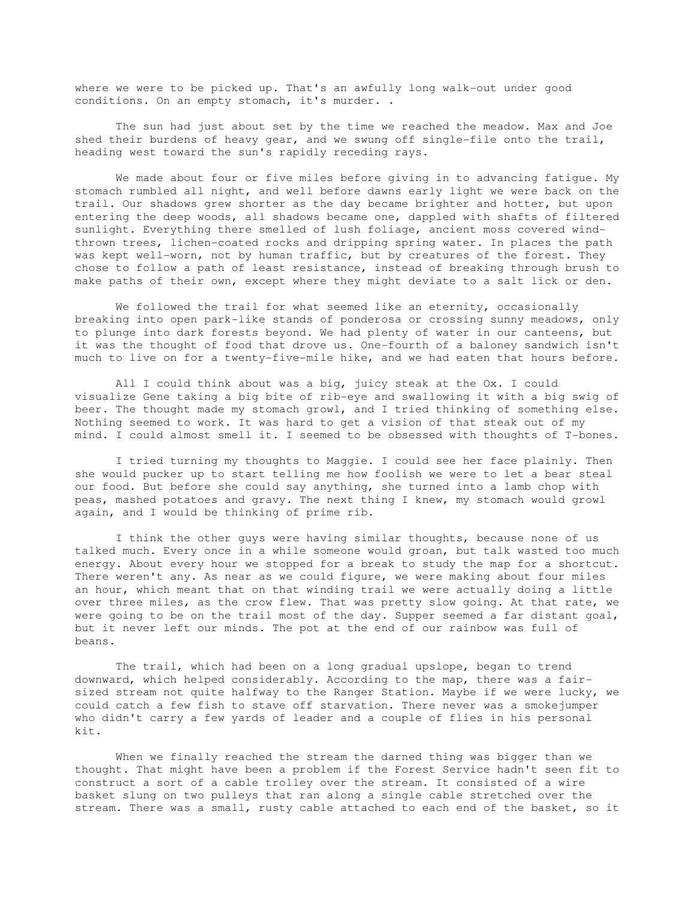where we were to be picked up. That's an awfully long walk-out under good conditions. On an empty stomach, it's murder. .

The sun had just about set by the time we reached the meadow. Max and Joe shed their burdens of heavy gear, and we swung off single-file onto the trail, heading west toward the sun's rapidly receding rays.

We made about four or five miles before giving in to advancing fatigue. My stomach rumbled all night, and well before dawns early light we were back on the trail. Our shadows grew shorter as the day became brighter and hotter, but upon entering the deep woods, all shadows became one, dappled with shafts of filtered sunlight. Everything there smelled of lush foliage, ancient moss covered wind-thrown trees, lichen-coated rocks and dripping spring water. In places the path was kept well-worn, not by human traffic, but by creatures of the forest. They chose to follow a path of least resistance, instead of breaking through brush to make paths of their own, except where they might deviate to a salt lick or den.

We followed the trail for what seemed like an eternity, occasionally breaking into open park-like stands of ponderosa or crossing sunny meadows, only to plunge into dark forests beyond. We had plenty of water in our canteens, but it was the thought of food that drove us. One-fourth of a baloney sandwich isn't much to live on for a twenty-five-mile hike, and we had eaten that hours before.

All I could think about was a big, juicy steak at the Ox. I could visualize Gene taking a big bite of rib-eye and swallowing it with a big swig of beer. The thought made my stomach growl, and I tried thinking of something else. Nothing seemed to work. It was hard to get a vision of that steak out of my mind. I could almost smell it. I seemed to be obsessed with thoughts of T-bones.

I tried turning my thoughts to Maggie. I could see her face plainly. Then she would pucker up to start telling me how foolish we were to let a bear steal our food. But before she could say anything, she turned into a lamb chop with peas, mashed potatoes and gravy. The next thing I knew, my stomach would growl again, and I would be thinking of prime rib.

I think the other guys were having similar thoughts, because none of us talked much. Every once in a while someone would groan, but talk wasted too much energy. About every hour we stopped for a break to study the map for a shortcut. There weren't any. As near as we could figure, we were making about four miles an hour, which meant that on that winding trail we were actually doing a little over three miles, as the crow flew. That was pretty slow going. At that rate, we were going to be on the trail most of the day. Supper seemed a far distant goal, but it never left our minds. The pot at the end of our rainbow was full of beans.

The trail, which had been on a long gradual upslope, began to trend downward, which helped considerably. According to the map, there was a fair-sized stream not quite halfway to the Ranger Station. Maybe if we were lucky, we could catch a few fish to stave off starvation. There never was a smokejumper who didn't carry a few yards of leader and a couple of flies in his personal kit.

When we finally reached the stream the darned thing was bigger than we thought. That might have been a problem if the Forest Service hadn't seen fit to construct a sort of a cable trolley over the stream. It consisted of a wire basket slung on two pulleys that ran along a single cable stretched over the stream. There was a small, rusty cable attached to each end of the basket, so it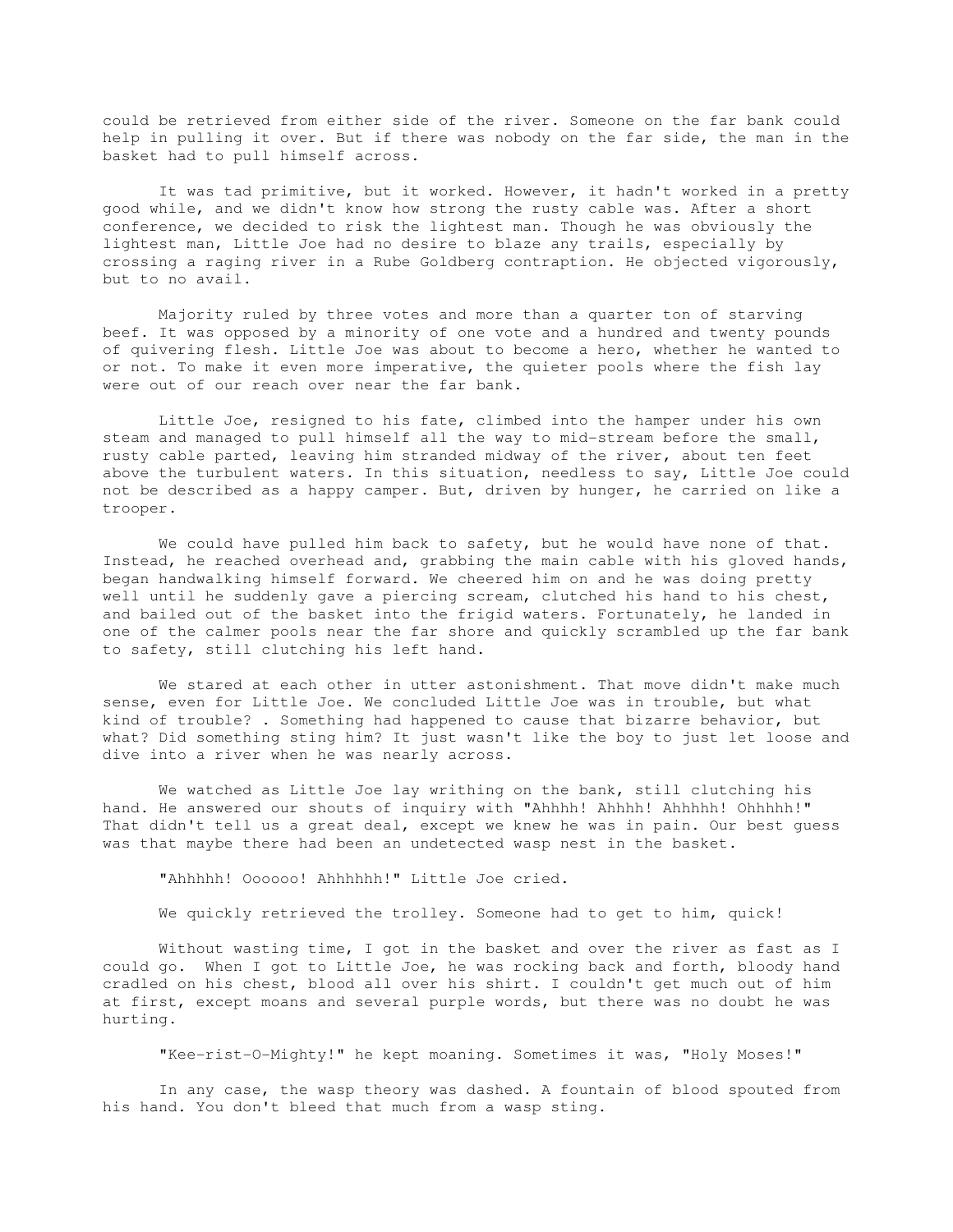could be retrieved from either side of the river. Someone on the far bank could help in pulling it over. But if there was nobody on the far side, the man in the basket had to pull himself across.

It was tad primitive, but it worked. However, it hadn't worked in a pretty good while, and we didn't know how strong the rusty cable was. After a short conference, we decided to risk the lightest man. Though he was obviously the lightest man, Little Joe had no desire to blaze any trails, especially by crossing a raging river in a Rube Goldberg contraption. He objected vigorously, but to no avail.

Majority ruled by three votes and more than a quarter ton of starving beef. It was opposed by a minority of one vote and a hundred and twenty pounds of quivering flesh. Little Joe was about to become a hero, whether he wanted to or not. To make it even more imperative, the quieter pools where the fish lay were out of our reach over near the far bank.

Little Joe, resigned to his fate, climbed into the hamper under his own steam and managed to pull himself all the way to mid-stream before the small, rusty cable parted, leaving him stranded midway of the river, about ten feet above the turbulent waters. In this situation, needless to say, Little Joe could not be described as a happy camper. But, driven by hunger, he carried on like a trooper.

We could have pulled him back to safety, but he would have none of that. Instead, he reached overhead and, grabbing the main cable with his gloved hands, began handwalking himself forward. We cheered him on and he was doing pretty well until he suddenly gave a piercing scream, clutched his hand to his chest, and bailed out of the basket into the frigid waters. Fortunately, he landed in one of the calmer pools near the far shore and quickly scrambled up the far bank to safety, still clutching his left hand.

We stared at each other in utter astonishment. That move didn't make much sense, even for Little Joe. We concluded Little Joe was in trouble, but what kind of trouble? . Something had happened to cause that bizarre behavior, but what? Did something sting him? It just wasn't like the boy to just let loose and dive into a river when he was nearly across.

We watched as Little Joe lay writhing on the bank, still clutching his hand. He answered our shouts of inquiry with "Ahhhh! Ahhhh! Ahhhhh! Ohhhhh!" That didn't tell us a great deal, except we knew he was in pain. Our best guess was that maybe there had been an undetected wasp nest in the basket.

"Ahhhhh! Oooooo! Ahhhhhh!" Little Joe cried.

We quickly retrieved the trolley. Someone had to get to him, quick!

Without wasting time, I got in the basket and over the river as fast as I could go. When I got to Little Joe, he was rocking back and forth, bloody hand cradled on his chest, blood all over his shirt. I couldn't get much out of him at first, except moans and several purple words, but there was no doubt he was hurting.

"Kee-rist-O-Mighty!" he kept moaning. Sometimes it was, "Holy Moses!"

In any case, the wasp theory was dashed. A fountain of blood spouted from his hand. You don't bleed that much from a wasp sting.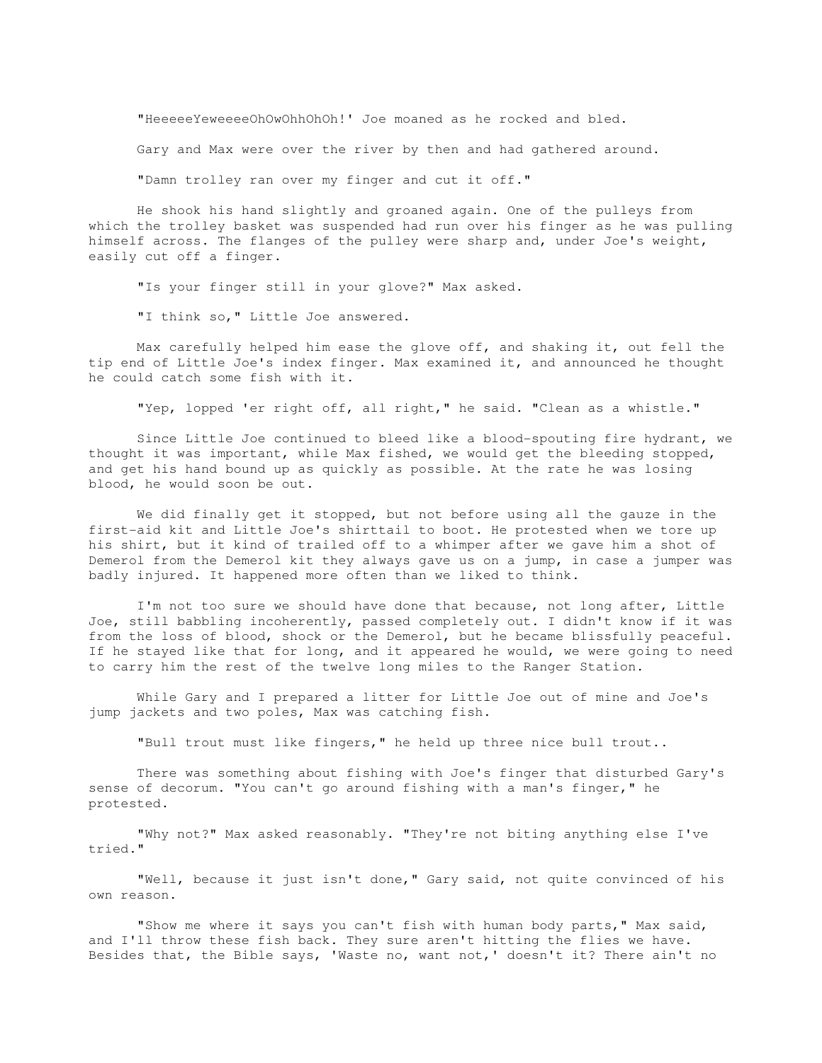"HeeeeeYeweeeeOhOwOhhOhOh!' Joe moaned as he rocked and bled.

Gary and Max were over the river by then and had gathered around.

"Damn trolley ran over my finger and cut it off."

He shook his hand slightly and groaned again. One of the pulleys from which the trolley basket was suspended had run over his finger as he was pulling himself across. The flanges of the pulley were sharp and, under Joe's weight, easily cut off a finger.

"Is your finger still in your glove?" Max asked.

"I think so," Little Joe answered.

Max carefully helped him ease the glove off, and shaking it, out fell the tip end of Little Joe's index finger. Max examined it, and announced he thought he could catch some fish with it.

"Yep, lopped 'er right off, all right," he said. "Clean as a whistle."

Since Little Joe continued to bleed like a blood-spouting fire hydrant, we thought it was important, while Max fished, we would get the bleeding stopped, and get his hand bound up as quickly as possible. At the rate he was losing blood, he would soon be out.

We did finally get it stopped, but not before using all the gauze in the first-aid kit and Little Joe's shirttail to boot. He protested when we tore up his shirt, but it kind of trailed off to a whimper after we gave him a shot of Demerol from the Demerol kit they always gave us on a jump, in case a jumper was badly injured. It happened more often than we liked to think.

I'm not too sure we should have done that because, not long after, Little Joe, still babbling incoherently, passed completely out. I didn't know if it was from the loss of blood, shock or the Demerol, but he became blissfully peaceful. If he stayed like that for long, and it appeared he would, we were going to need to carry him the rest of the twelve long miles to the Ranger Station.

While Gary and I prepared a litter for Little Joe out of mine and Joe's jump jackets and two poles, Max was catching fish.

"Bull trout must like fingers," he held up three nice bull trout..

There was something about fishing with Joe's finger that disturbed Gary's sense of decorum. "You can't go around fishing with a man's finger," he protested.

"Why not?" Max asked reasonably. "They're not biting anything else I've tried."

"Well, because it just isn't done," Gary said, not quite convinced of his own reason.

"Show me where it says you can't fish with human body parts," Max said, and I'll throw these fish back. They sure aren't hitting the flies we have. Besides that, the Bible says, 'Waste no, want not,' doesn't it? There ain't no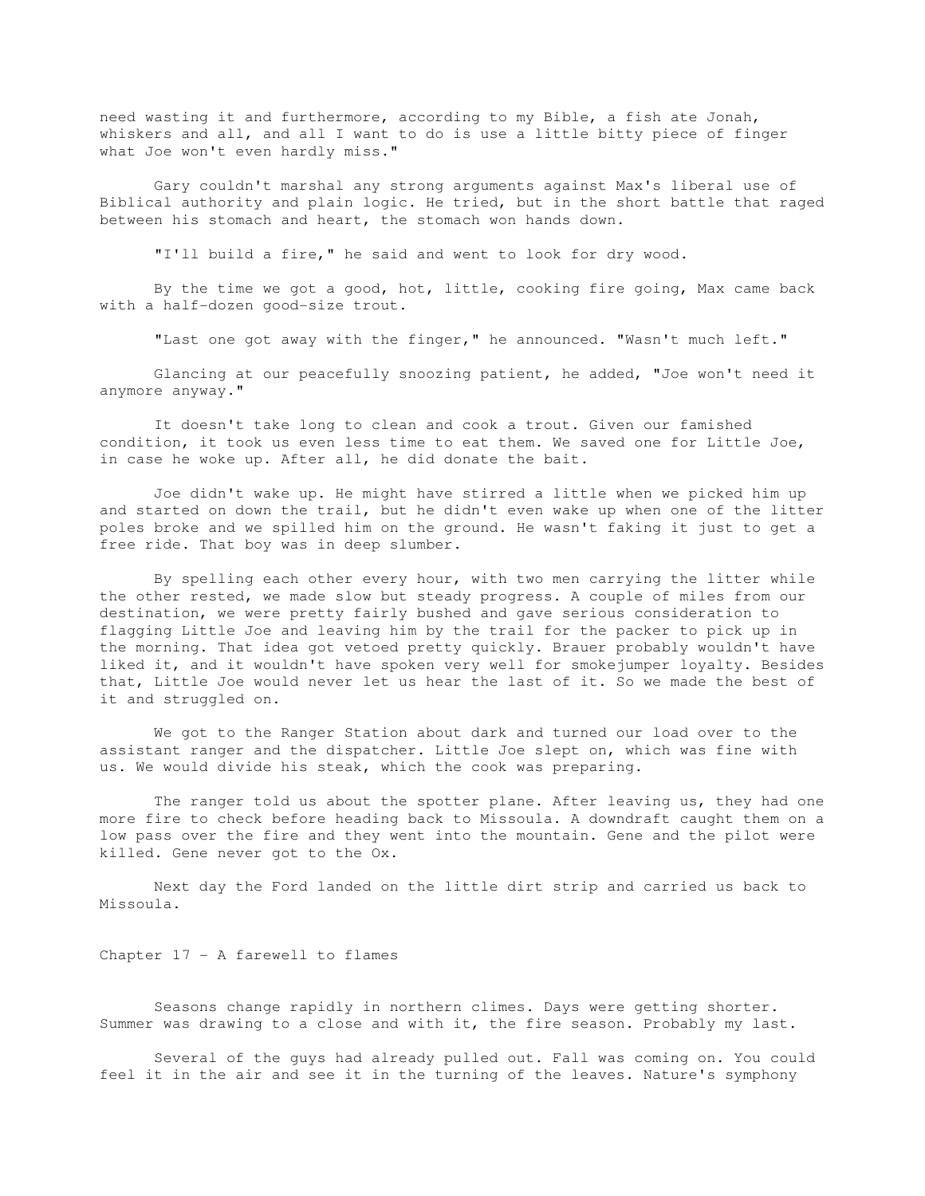need wasting it and furthermore, according to my Bible, a fish ate Jonah, whiskers and all, and all I want to do is use a little bitty piece of finger what Joe won't even hardly miss."

Gary couldn't marshal any strong arguments against Max's liberal use of Biblical authority and plain logic. He tried, but in the short battle that raged between his stomach and heart, the stomach won hands down.

"I'll build a fire," he said and went to look for dry wood.

By the time we got a good, hot, little, cooking fire going, Max came back with a half-dozen good-size trout.

"Last one got away with the finger," he announced. "Wasn't much left."

Glancing at our peacefully snoozing patient, he added, "Joe won't need it anymore anyway."

It doesn't take long to clean and cook a trout. Given our famished condition, it took us even less time to eat them. We saved one for Little Joe, in case he woke up. After all, he did donate the bait.

Joe didn't wake up. He might have stirred a little when we picked him up and started on down the trail, but he didn't even wake up when one of the litter poles broke and we spilled him on the ground. He wasn't faking it just to get a free ride. That boy was in deep slumber.

By spelling each other every hour, with two men carrying the litter while the other rested, we made slow but steady progress. A couple of miles from our destination, we were pretty fairly bushed and gave serious consideration to flagging Little Joe and leaving him by the trail for the packer to pick up in the morning. That idea got vetoed pretty quickly. Brauer probably wouldn't have liked it, and it wouldn't have spoken very well for smokejumper loyalty. Besides that, Little Joe would never let us hear the last of it. So we made the best of it and struggled on.

We got to the Ranger Station about dark and turned our load over to the assistant ranger and the dispatcher. Little Joe slept on, which was fine with us. We would divide his steak, which the cook was preparing.

The ranger told us about the spotter plane. After leaving us, they had one more fire to check before heading back to Missoula. A downdraft caught them on a low pass over the fire and they went into the mountain. Gene and the pilot were killed. Gene never got to the Ox.

Next day the Ford landed on the little dirt strip and carried us back to Missoula.

## Chapter 17 - A farewell to flames

Seasons change rapidly in northern climes. Days were getting shorter. Summer was drawing to a close and with it, the fire season. Probably my last.

Several of the guys had already pulled out. Fall was coming on. You could feel it in the air and see it in the turning of the leaves. Nature's symphony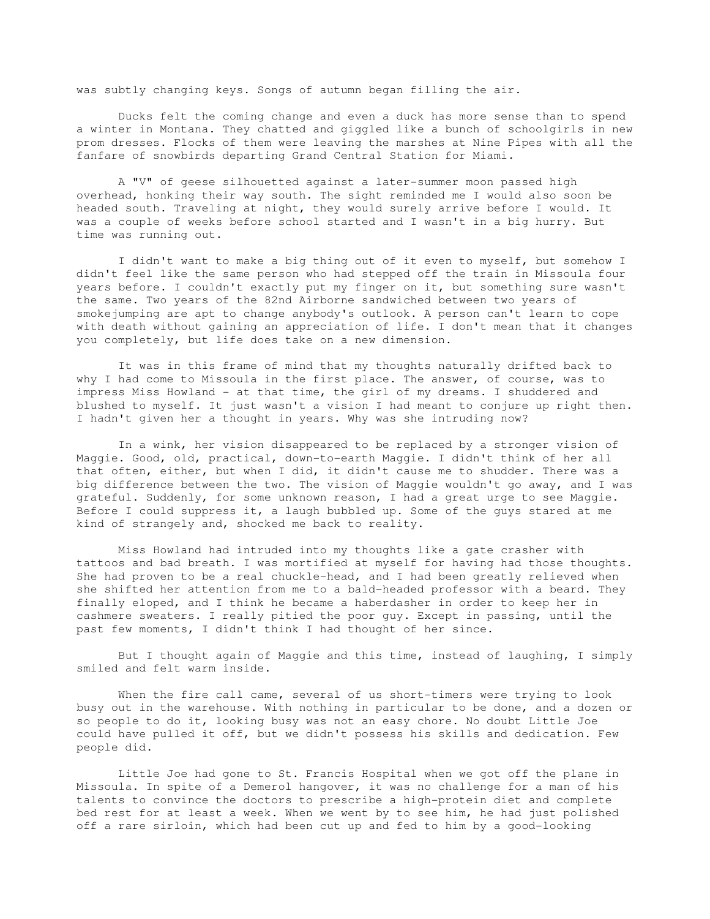was subtly changing keys. Songs of autumn began filling the air.

Ducks felt the coming change and even a duck has more sense than to spend a winter in Montana. They chatted and giggled like a bunch of schoolgirls in new prom dresses. Flocks of them were leaving the marshes at Nine Pipes with all the fanfare of snowbirds departing Grand Central Station for Miami.

A "V" of geese silhouetted against a later-summer moon passed high overhead, honking their way south. The sight reminded me I would also soon be headed south. Traveling at night, they would surely arrive before I would. It was a couple of weeks before school started and I wasn't in a big hurry. But time was running out.

I didn't want to make a big thing out of it even to myself, but somehow I didn't feel like the same person who had stepped off the train in Missoula four years before. I couldn't exactly put my finger on it, but something sure wasn't the same. Two years of the 82nd Airborne sandwiched between two years of smokejumping are apt to change anybody's outlook. A person can't learn to cope with death without gaining an appreciation of life. I don't mean that it changes you completely, but life does take on a new dimension.

It was in this frame of mind that my thoughts naturally drifted back to why I had come to Missoula in the first place. The answer, of course, was to impress Miss Howland - at that time, the girl of my dreams. I shuddered and blushed to myself. It just wasn't a vision I had meant to conjure up right then. I hadn't given her a thought in years. Why was she intruding now?

In a wink, her vision disappeared to be replaced by a stronger vision of Maggie. Good, old, practical, down-to-earth Maggie. I didn't think of her all that often, either, but when I did, it didn't cause me to shudder. There was a big difference between the two. The vision of Maggie wouldn't go away, and I was grateful. Suddenly, for some unknown reason, I had a great urge to see Maggie. Before I could suppress it, a laugh bubbled up. Some of the guys stared at me kind of strangely and, shocked me back to reality.

Miss Howland had intruded into my thoughts like a gate crasher with tattoos and bad breath. I was mortified at myself for having had those thoughts. She had proven to be a real chuckle-head, and I had been greatly relieved when she shifted her attention from me to a bald-headed professor with a beard. They finally eloped, and I think he became a haberdasher in order to keep her in cashmere sweaters. I really pitied the poor guy. Except in passing, until the past few moments, I didn't think I had thought of her since.

But I thought again of Maggie and this time, instead of laughing, I simply smiled and felt warm inside.

When the fire call came, several of us short-timers were trying to look busy out in the warehouse. With nothing in particular to be done, and a dozen or so people to do it, looking busy was not an easy chore. No doubt Little Joe could have pulled it off, but we didn't possess his skills and dedication. Few people did.

Little Joe had gone to St. Francis Hospital when we got off the plane in Missoula. In spite of a Demerol hangover, it was no challenge for a man of his talents to convince the doctors to prescribe a high-protein diet and complete bed rest for at least a week. When we went by to see him, he had just polished off a rare sirloin, which had been cut up and fed to him by a good-looking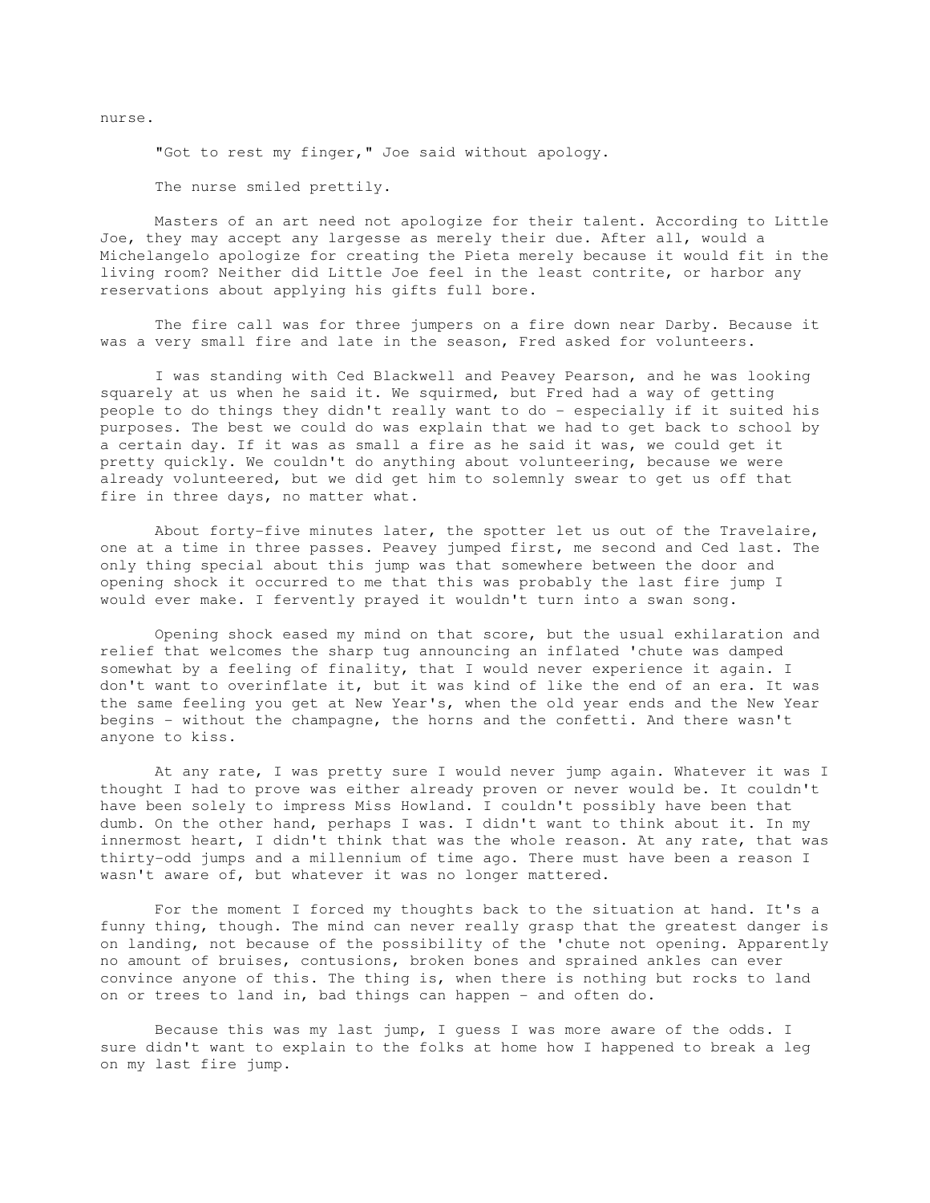nurse.

"Got to rest my finger," Joe said without apology.

The nurse smiled prettily.

Masters of an art need not apologize for their talent. According to Little Joe, they may accept any largesse as merely their due. After all, would a Michelangelo apologize for creating the Pieta merely because it would fit in the living room? Neither did Little Joe feel in the least contrite, or harbor any reservations about applying his gifts full bore.

The fire call was for three jumpers on a fire down near Darby. Because it was a very small fire and late in the season, Fred asked for volunteers.

I was standing with Ced Blackwell and Peavey Pearson, and he was looking squarely at us when he said it. We squirmed, but Fred had a way of getting people to do things they didn't really want to do - especially if it suited his purposes. The best we could do was explain that we had to get back to school by a certain day. If it was as small a fire as he said it was, we could get it pretty quickly. We couldn't do anything about volunteering, because we were already volunteered, but we did get him to solemnly swear to get us off that fire in three days, no matter what.

About forty-five minutes later, the spotter let us out of the Travelaire, one at a time in three passes. Peavey jumped first, me second and Ced last. The only thing special about this jump was that somewhere between the door and opening shock it occurred to me that this was probably the last fire jump I would ever make. I fervently prayed it wouldn't turn into a swan song.

Opening shock eased my mind on that score, but the usual exhilaration and relief that welcomes the sharp tug announcing an inflated 'chute was damped somewhat by a feeling of finality, that I would never experience it again. I don't want to overinflate it, but it was kind of like the end of an era. It was the same feeling you get at New Year's, when the old year ends and the New Year begins - without the champagne, the horns and the confetti. And there wasn't anyone to kiss.

At any rate, I was pretty sure I would never jump again. Whatever it was I thought I had to prove was either already proven or never would be. It couldn't have been solely to impress Miss Howland. I couldn't possibly have been that dumb. On the other hand, perhaps I was. I didn't want to think about it. In my innermost heart, I didn't think that was the whole reason. At any rate, that was thirty-odd jumps and a millennium of time ago. There must have been a reason I wasn't aware of, but whatever it was no longer mattered.

For the moment I forced my thoughts back to the situation at hand. It's a funny thing, though. The mind can never really grasp that the greatest danger is on landing, not because of the possibility of the 'chute not opening. Apparently no amount of bruises, contusions, broken bones and sprained ankles can ever convince anyone of this. The thing is, when there is nothing but rocks to land on or trees to land in, bad things can happen - and often do.

Because this was my last jump, I guess I was more aware of the odds. I sure didn't want to explain to the folks at home how I happened to break a leg on my last fire jump.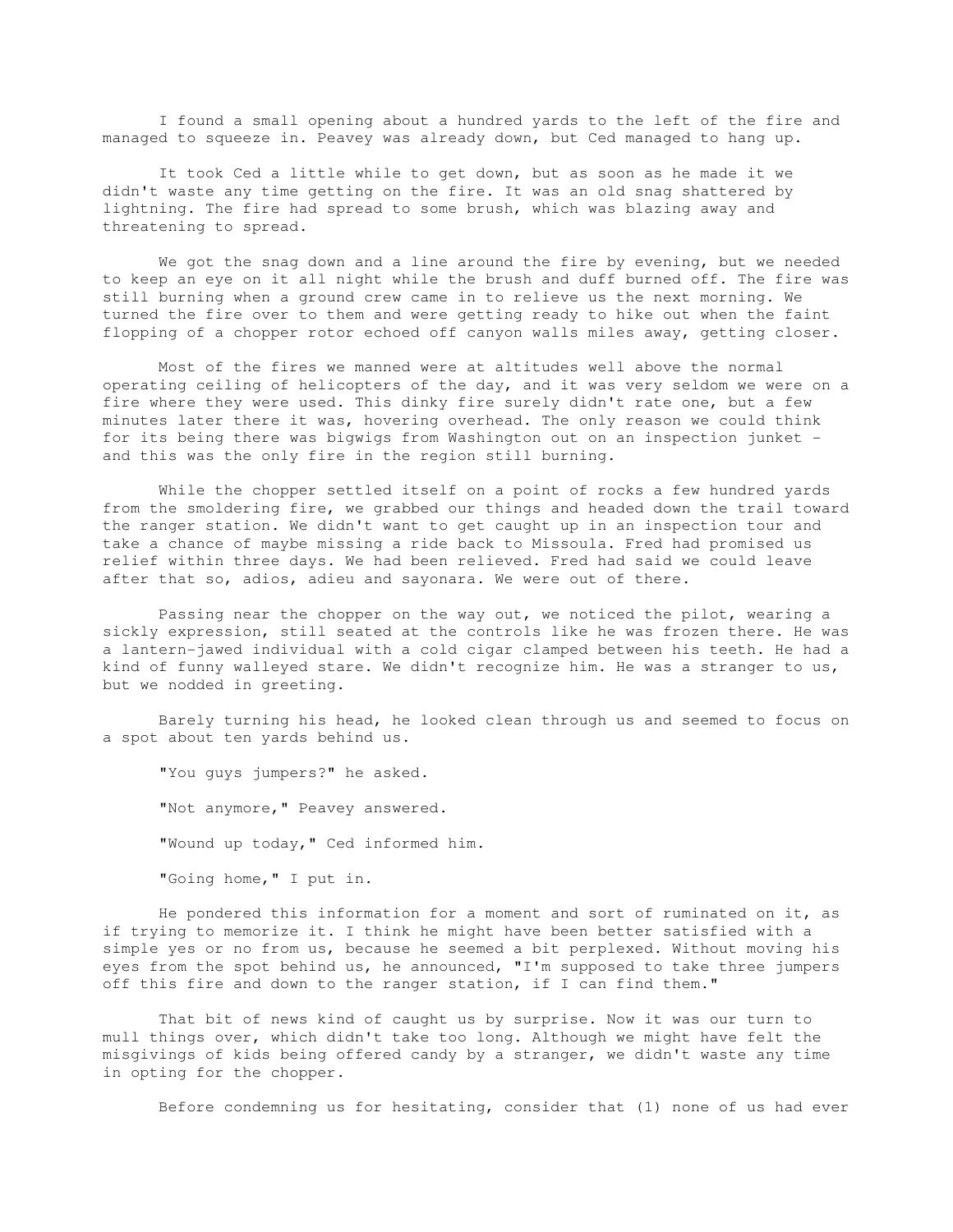I found a small opening about a hundred yards to the left of the fire and managed to squeeze in. Peavey was already down, but Ced managed to hang up.

It took Ced a little while to get down, but as soon as he made it we didn't waste any time getting on the fire. It was an old snag shattered by lightning. The fire had spread to some brush, which was blazing away and threatening to spread.

We got the snag down and a line around the fire by evening, but we needed to keep an eye on it all night while the brush and duff burned off. The fire was still burning when a ground crew came in to relieve us the next morning. We turned the fire over to them and were getting ready to hike out when the faint flopping of a chopper rotor echoed off canyon walls miles away, getting closer.

Most of the fires we manned were at altitudes well above the normal operating ceiling of helicopters of the day, and it was very seldom we were on a fire where they were used. This dinky fire surely didn't rate one, but a few minutes later there it was, hovering overhead. The only reason we could think for its being there was bigwigs from Washington out on an inspection junket - and this was the only fire in the region still burning.

While the chopper settled itself on a point of rocks a few hundred yards from the smoldering fire, we grabbed our things and headed down the trail toward the ranger station. We didn't want to get caught up in an inspection tour and take a chance of maybe missing a ride back to Missoula. Fred had promised us relief within three days. We had been relieved. Fred had said we could leave after that so, adios, adieu and sayonara. We were out of there.

Passing near the chopper on the way out, we noticed the pilot, wearing a sickly expression, still seated at the controls like he was frozen there. He was a lantern-jawed individual with a cold cigar clamped between his teeth. He had a kind of funny walleyed stare. We didn't recognize him. He was a stranger to us, but we nodded in greeting.

Barely turning his head, he looked clean through us and seemed to focus on a spot about ten yards behind us.

"You guys jumpers?" he asked.

"Not anymore," Peavey answered.

"Wound up today," Ced informed him.

"Going home," I put in.

He pondered this information for a moment and sort of ruminated on it, as if trying to memorize it. I think he might have been better satisfied with a simple yes or no from us, because he seemed a bit perplexed. Without moving his eyes from the spot behind us, he announced, "I'm supposed to take three jumpers off this fire and down to the ranger station, if I can find them."

That bit of news kind of caught us by surprise. Now it was our turn to mull things over, which didn't take too long. Although we might have felt the misgivings of kids being offered candy by a stranger, we didn't waste any time in opting for the chopper.

Before condemning us for hesitating, consider that (1) none of us had ever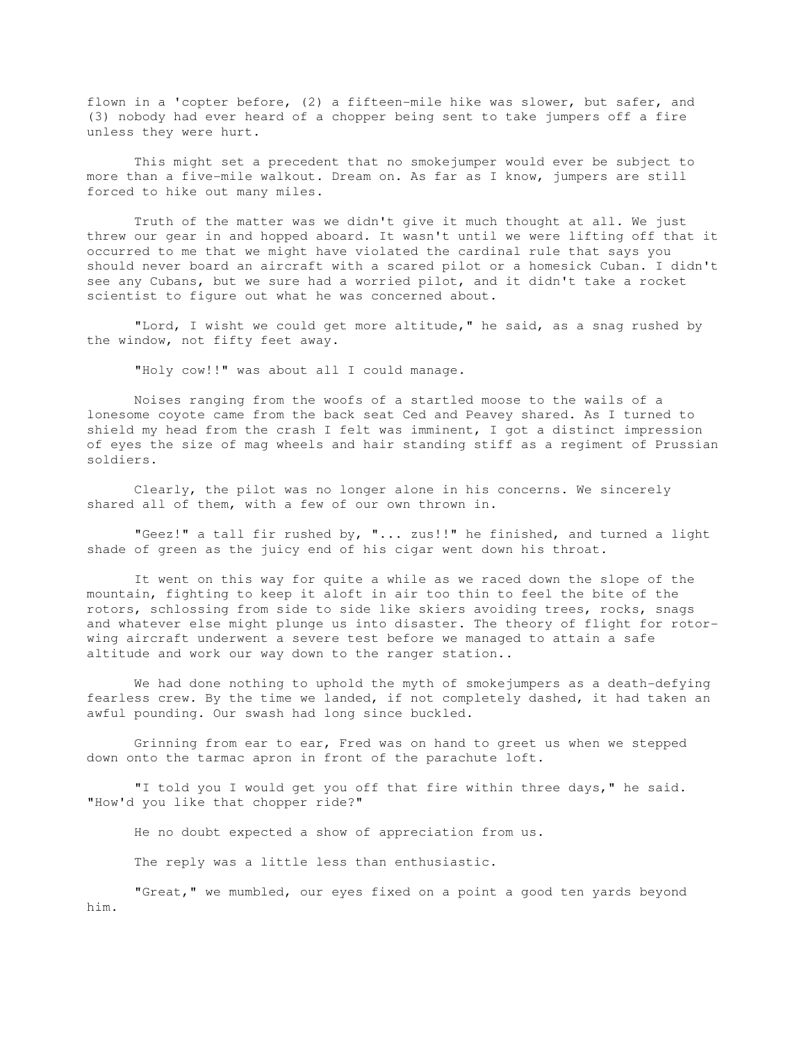flown in a 'copter before, (2) a fifteen-mile hike was slower, but safer, and (3) nobody had ever heard of a chopper being sent to take jumpers off a fire unless they were hurt.

This might set a precedent that no smokejumper would ever be subject to more than a five-mile walkout. Dream on. As far as I know, jumpers are still forced to hike out many miles.

Truth of the matter was we didn't give it much thought at all. We just threw our gear in and hopped aboard. It wasn't until we were lifting off that it occurred to me that we might have violated the cardinal rule that says you should never board an aircraft with a scared pilot or a homesick Cuban. I didn't see any Cubans, but we sure had a worried pilot, and it didn't take a rocket scientist to figure out what he was concerned about.

"Lord, I wisht we could get more altitude," he said, as a snag rushed by the window, not fifty feet away.

"Holy cow!!" was about all I could manage.

Noises ranging from the woofs of a startled moose to the wails of a lonesome coyote came from the back seat Ced and Peavey shared. As I turned to shield my head from the crash I felt was imminent, I got a distinct impression of eyes the size of mag wheels and hair standing stiff as a regiment of Prussian soldiers.

Clearly, the pilot was no longer alone in his concerns. We sincerely shared all of them, with a few of our own thrown in.

"Geez!" a tall fir rushed by, "... zus!!" he finished, and turned a light shade of green as the juicy end of his cigar went down his throat.

It went on this way for quite a while as we raced down the slope of the mountain, fighting to keep it aloft in air too thin to feel the bite of the rotors, schlossing from side to side like skiers avoiding trees, rocks, snags and whatever else might plunge us into disaster. The theory of flight for rotor-wing aircraft underwent a severe test before we managed to attain a safe altitude and work our way down to the ranger station..

We had done nothing to uphold the myth of smokejumpers as a death-defying fearless crew. By the time we landed, if not completely dashed, it had taken an awful pounding. Our swash had long since buckled.

Grinning from ear to ear, Fred was on hand to greet us when we stepped down onto the tarmac apron in front of the parachute loft.

"I told you I would get you off that fire within three days," he said. "How'd you like that chopper ride?"

He no doubt expected a show of appreciation from us.

The reply was a little less than enthusiastic.

"Great," we mumbled, our eyes fixed on a point a good ten yards beyond him.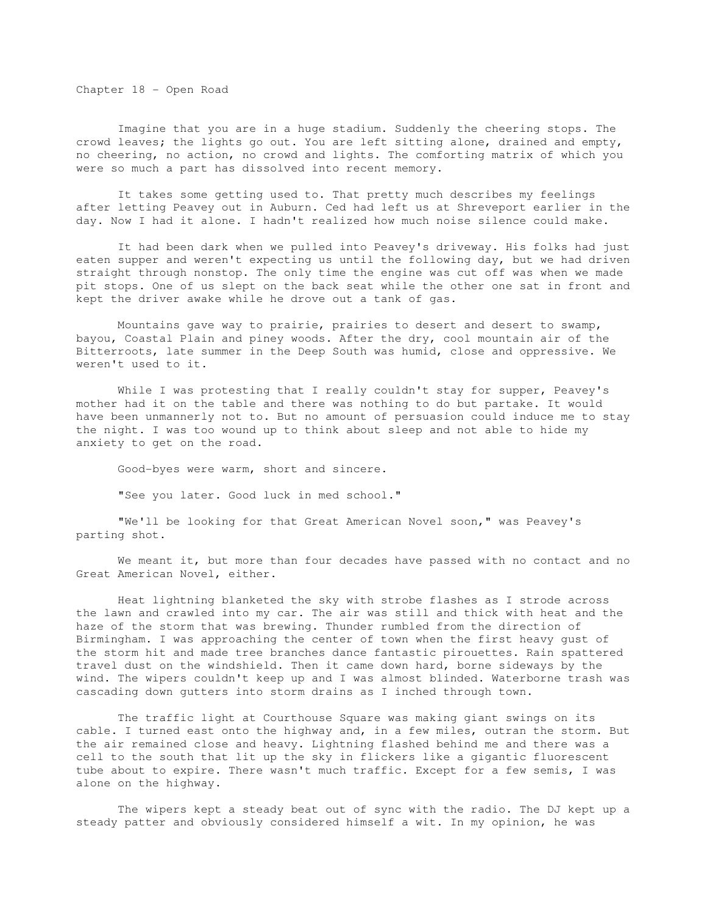# Chapter 18 - Open Road

Imagine that you are in a huge stadium. Suddenly the cheering stops. The crowd leaves; the lights go out. You are left sitting alone, drained and empty, no cheering, no action, no crowd and lights. The comforting matrix of which you were so much a part has dissolved into recent memory.

It takes some getting used to. That pretty much describes my feelings after letting Peavey out in Auburn. Ced had left us at Shreveport earlier in the day. Now I had it alone. I hadn't realized how much noise silence could make.

It had been dark when we pulled into Peavey's driveway. His folks had just eaten supper and weren't expecting us until the following day, but we had driven straight through nonstop. The only time the engine was cut off was when we made pit stops. One of us slept on the back seat while the other one sat in front and kept the driver awake while he drove out a tank of gas.

Mountains gave way to prairie, prairies to desert and desert to swamp, bayou, Coastal Plain and piney woods. After the dry, cool mountain air of the Bitterroots, late summer in the Deep South was humid, close and oppressive. We weren't used to it.

While I was protesting that I really couldn't stay for supper, Peavey's mother had it on the table and there was nothing to do but partake. It would have been unmannerly not to. But no amount of persuasion could induce me to stay the night. I was too wound up to think about sleep and not able to hide my anxiety to get on the road.

Good-byes were warm, short and sincere.

"See you later. Good luck in med school."

"We'll be looking for that Great American Novel soon," was Peavey's parting shot.

We meant it, but more than four decades have passed with no contact and no Great American Novel, either.

Heat lightning blanketed the sky with strobe flashes as I strode across the lawn and crawled into my car. The air was still and thick with heat and the haze of the storm that was brewing. Thunder rumbled from the direction of Birmingham. I was approaching the center of town when the first heavy gust of the storm hit and made tree branches dance fantastic pirouettes. Rain spattered travel dust on the windshield. Then it came down hard, borne sideways by the wind. The wipers couldn't keep up and I was almost blinded. Waterborne trash was cascading down gutters into storm drains as I inched through town.

The traffic light at Courthouse Square was making giant swings on its cable. I turned east onto the highway and, in a few miles, outran the storm. But the air remained close and heavy. Lightning flashed behind me and there was a cell to the south that lit up the sky in flickers like a gigantic fluorescent tube about to expire. There wasn't much traffic. Except for a few semis, I was alone on the highway.

The wipers kept a steady beat out of sync with the radio. The DJ kept up a steady patter and obviously considered himself a wit. In my opinion, he was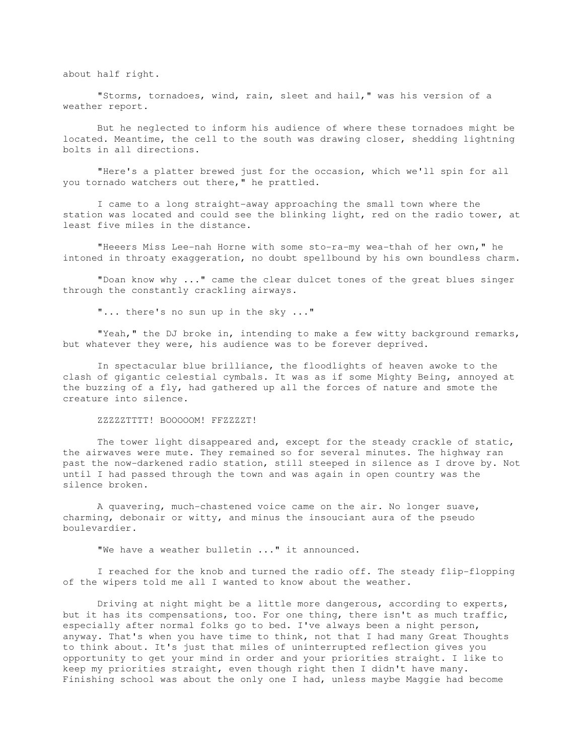about half right.

"Storms, tornadoes, wind, rain, sleet and hail," was his version of a weather report.

But he neglected to inform his audience of where these tornadoes might be located. Meantime, the cell to the south was drawing closer, shedding lightning bolts in all directions.

"Here's a platter brewed just for the occasion, which we'll spin for all you tornado watchers out there," he prattled.

I came to a long straight-away approaching the small town where the station was located and could see the blinking light, red on the radio tower, at least five miles in the distance.

"Heeers Miss Lee-nah Horne with some sto-ra-my wea-thah of her own," he intoned in throaty exaggeration, no doubt spellbound by his own boundless charm.

"Doan know why ..." came the clear dulcet tones of the great blues singer through the constantly crackling airways.

"... there's no sun up in the sky ..."

"Yeah," the DJ broke in, intending to make a few witty background remarks, but whatever they were, his audience was to be forever deprived.

In spectacular blue brilliance, the floodlights of heaven awoke to the clash of gigantic celestial cymbals. It was as if some Mighty Being, annoyed at the buzzing of a fly, had gathered up all the forces of nature and smote the creature into silence.

ZZZZZTTTT! BOOOOOM! FFZZZZT!

The tower light disappeared and, except for the steady crackle of static, the airwaves were mute. They remained so for several minutes. The highway ran past the now-darkened radio station, still steeped in silence as I drove by. Not until I had passed through the town and was again in open country was the silence broken.

A quavering, much-chastened voice came on the air. No longer suave, charming, debonair or witty, and minus the insouciant aura of the pseudo boulevardier.

"We have a weather bulletin ..." it announced.

I reached for the knob and turned the radio off. The steady flip-flopping of the wipers told me all I wanted to know about the weather.

Driving at night might be a little more dangerous, according to experts, but it has its compensations, too. For one thing, there isn't as much traffic, especially after normal folks go to bed. I've always been a night person, anyway. That's when you have time to think, not that I had many Great Thoughts to think about. It's just that miles of uninterrupted reflection gives you opportunity to get your mind in order and your priorities straight. I like to keep my priorities straight, even though right then I didn't have many. Finishing school was about the only one I had, unless maybe Maggie had become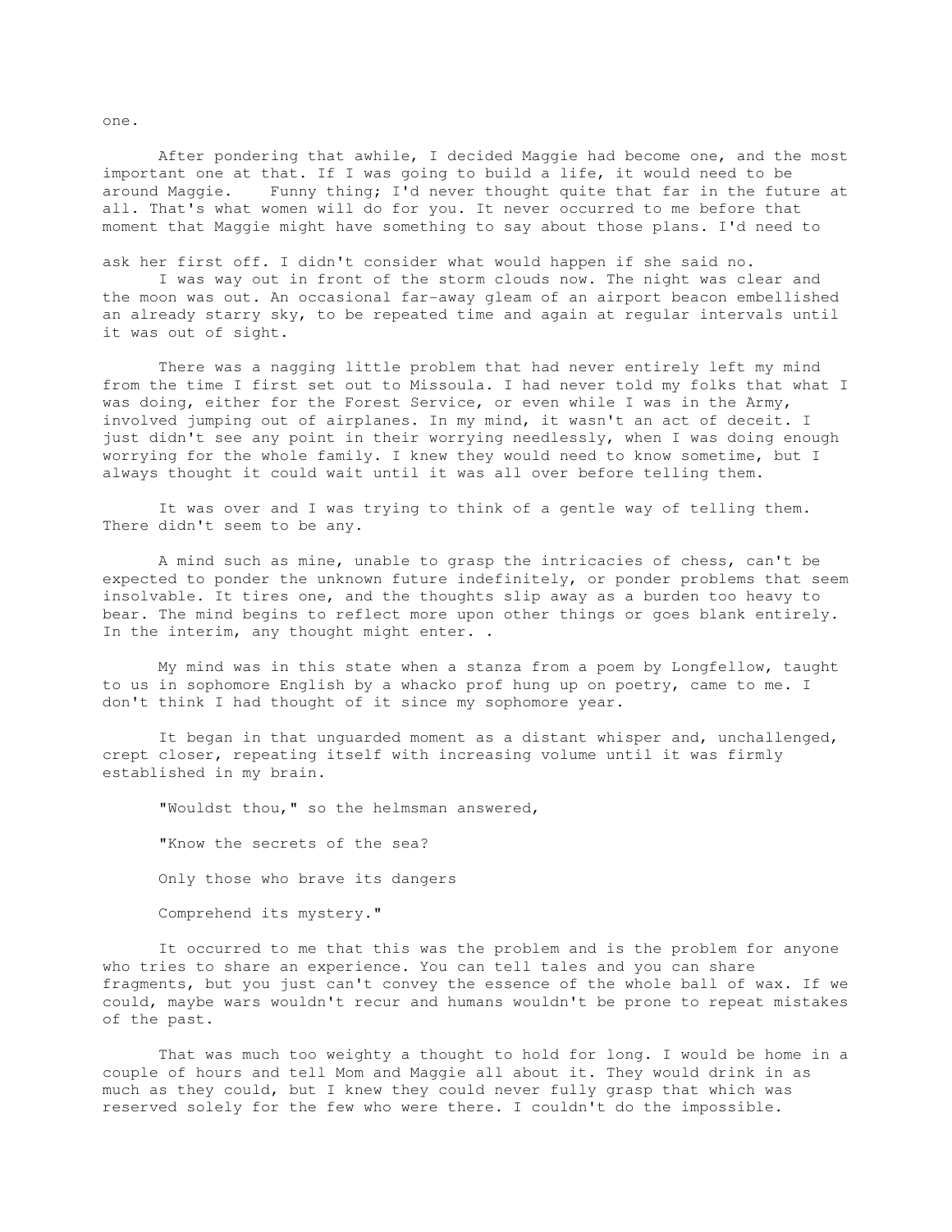one.

After pondering that awhile, I decided Maggie had become one, and the most important one at that. If I was going to build a life, it would need to be around Maggie. Funny thing; I'd never thought quite that far in the future at all. That's what women will do for you. It never occurred to me before that moment that Maggie might have something to say about those plans. I'd need to ask her first off. I didn't consider what would happen if she said no.

I was way out in front of the storm clouds now. The night was clear and the moon was out. An occasional far-away gleam of an airport beacon embellished an already starry sky, to be repeated time and again at regular intervals until it was out of sight.

There was a nagging little problem that had never entirely left my mind from the time I first set out to Missoula. I had never told my folks that what I was doing, either for the Forest Service, or even while I was in the Army, involved jumping out of airplanes. In my mind, it wasn't an act of deceit. I just didn't see any point in their worrying needlessly, when I was doing enough worrying for the whole family. I knew they would need to know sometime, but I always thought it could wait until it was all over before telling them.

It was over and I was trying to think of a gentle way of telling them. There didn't seem to be any.

A mind such as mine, unable to grasp the intricacies of chess, can't be expected to ponder the unknown future indefinitely, or ponder problems that seem insolvable. It tires one, and the thoughts slip away as a burden too heavy to bear. The mind begins to reflect more upon other things or goes blank entirely. In the interim, any thought might enter. .

My mind was in this state when a stanza from a poem by Longfellow, taught to us in sophomore English by a whacko prof hung up on poetry, came to me. I don't think I had thought of it since my sophomore year.

It began in that unguarded moment as a distant whisper and, unchallenged, crept closer, repeating itself with increasing volume until it was firmly established in my brain.

"Wouldst thou," so the helmsman answered,

"Know the secrets of the sea?

Only those who brave its dangers

Comprehend its mystery."

It occurred to me that this was the problem and is the problem for anyone who tries to share an experience. You can tell tales and you can share fragments, but you just can't convey the essence of the whole ball of wax. If we could, maybe wars wouldn't recur and humans wouldn't be prone to repeat mistakes of the past.

That was much too weighty a thought to hold for long. I would be home in a couple of hours and tell Mom and Maggie all about it. They would drink in as much as they could, but I knew they could never fully grasp that which was reserved solely for the few who were there. I couldn't do the impossible.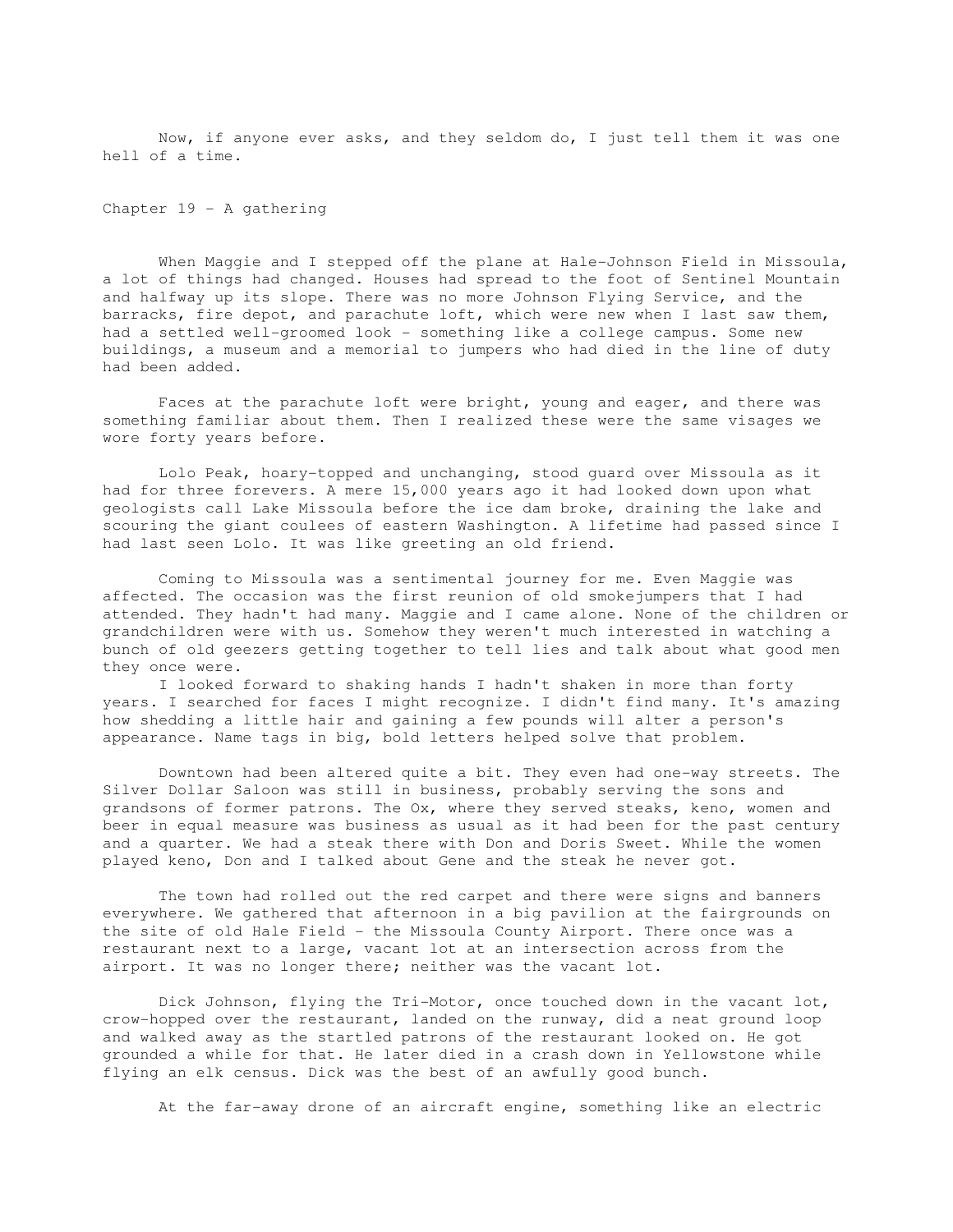Now, if anyone ever asks, and they seldom do, I just tell them it was one hell of a time.

## Chapter 19 - A gathering

When Maggie and I stepped off the plane at Hale-Johnson Field in Missoula, a lot of things had changed. Houses had spread to the foot of Sentinel Mountain and halfway up its slope. There was no more Johnson Flying Service, and the barracks, fire depot, and parachute loft, which were new when I last saw them, had a settled well-groomed look - something like a college campus. Some new buildings, a museum and a memorial to jumpers who had died in the line of duty had been added.

Faces at the parachute loft were bright, young and eager, and there was something familiar about them. Then I realized these were the same visages we wore forty years before.

Lolo Peak, hoary-topped and unchanging, stood guard over Missoula as it had for three forevers. A mere 15,000 years ago it had looked down upon what geologists call Lake Missoula before the ice dam broke, draining the lake and scouring the giant coulees of eastern Washington. A lifetime had passed since I had last seen Lolo. It was like greeting an old friend.

Coming to Missoula was a sentimental journey for me. Even Maggie was affected. The occasion was the first reunion of old smokejumpers that I had attended. They hadn't had many. Maggie and I came alone. None of the children or grandchildren were with us. Somehow they weren't much interested in watching a bunch of old geezers getting together to tell lies and talk about what good men they once were.

I looked forward to shaking hands I hadn't shaken in more than forty years. I searched for faces I might recognize. I didn't find many. It's amazing how shedding a little hair and gaining a few pounds will alter a person's appearance. Name tags in big, bold letters helped solve that problem.

Downtown had been altered quite a bit. They even had one-way streets. The Silver Dollar Saloon was still in business, probably serving the sons and grandsons of former patrons. The Ox, where they served steaks, keno, women and beer in equal measure was business as usual as it had been for the past century and a quarter. We had a steak there with Don and Doris Sweet. While the women played keno, Don and I talked about Gene and the steak he never got.

The town had rolled out the red carpet and there were signs and banners everywhere. We gathered that afternoon in a big pavilion at the fairgrounds on the site of old Hale Field - the Missoula County Airport. There once was a restaurant next to a large, vacant lot at an intersection across from the airport. It was no longer there; neither was the vacant lot.

Dick Johnson, flying the Tri-Motor, once touched down in the vacant lot, crow-hopped over the restaurant, landed on the runway, did a neat ground loop and walked away as the startled patrons of the restaurant looked on. He got grounded a while for that. He later died in a crash down in Yellowstone while flying an elk census. Dick was the best of an awfully good bunch.

At the far-away drone of an aircraft engine, something like an electric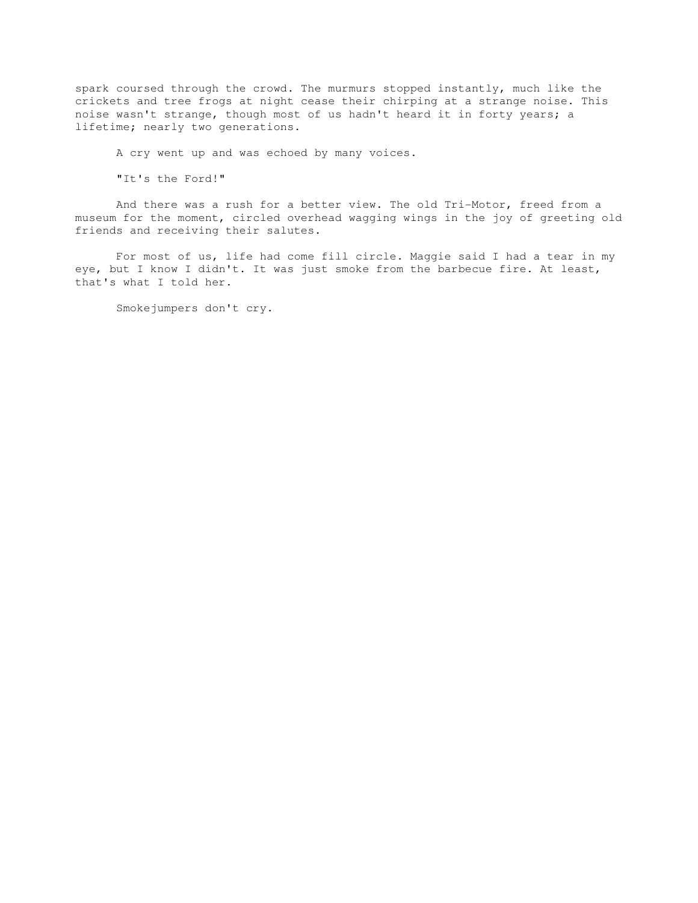spark coursed through the crowd. The murmurs stopped instantly, much like the crickets and tree frogs at night cease their chirping at a strange noise. This noise wasn't strange, though most of us hadn't heard it in forty years; a lifetime; nearly two generations.

A cry went up and was echoed by many voices.

"It's the Ford!"

And there was a rush for a better view. The old Tri-Motor, freed from a museum for the moment, circled overhead wagging wings in the joy of greeting old friends and receiving their salutes.

For most of us, life had come fill circle. Maggie said I had a tear in my eye, but I know I didn't. It was just smoke from the barbecue fire. At least, that's what I told her.

Smokejumpers don't cry.